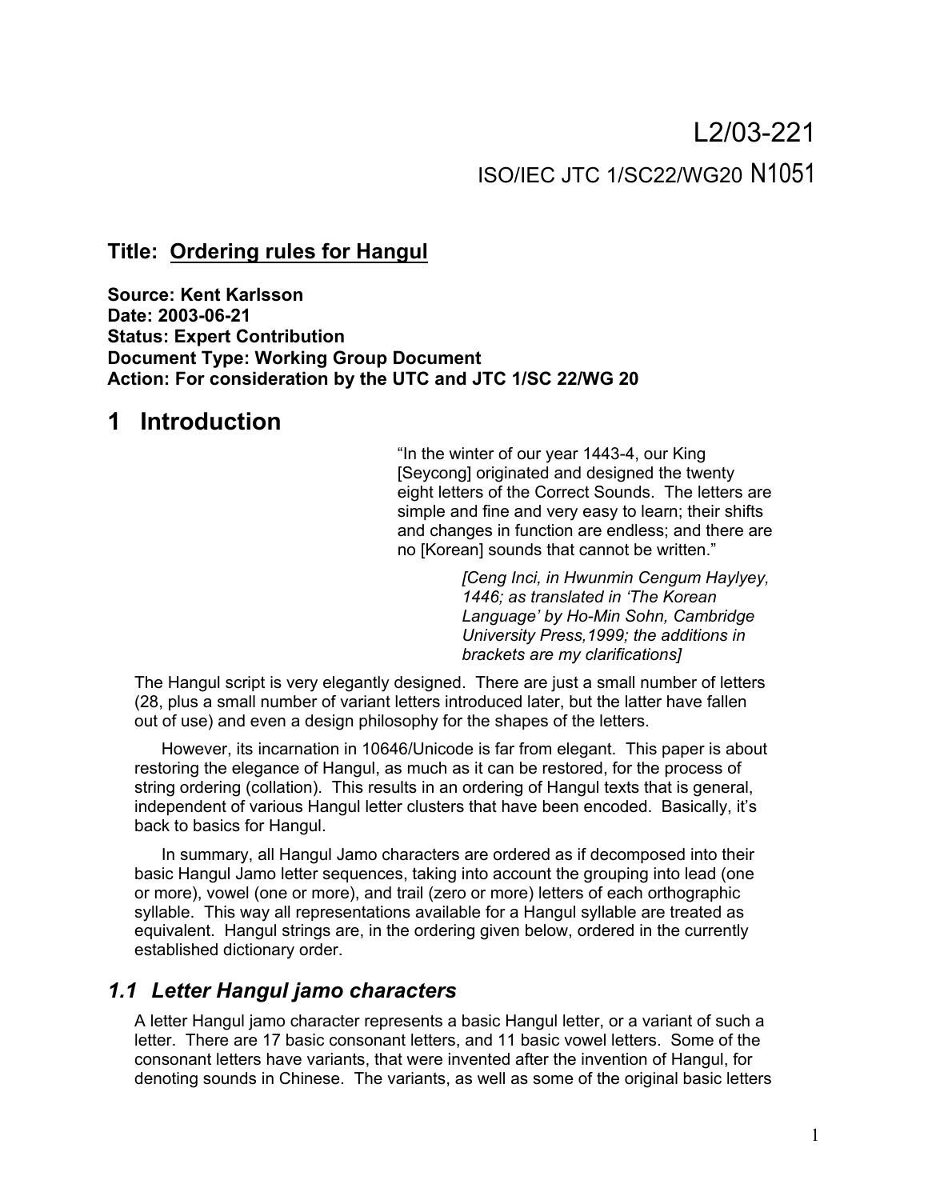L2/03-221

ISO/IEC JTC 1/SC22/WG20 N1051

**Title: Ordering rules for Hangul**

**Source: Kent Karlsson**
**Date: 2003-06-21**
**Status: Expert Contribution**
**Document Type: Working Group Document**
**Action: For consideration by the UTC and JTC 1/SC 22/WG 20**

# 1 Introduction

> "In the winter of our year 1443-4, our King [Seycong] originated and designed the twenty eight letters of the Correct Sounds. The letters are simple and fine and very easy to learn; their shifts and changes in function are endless; and there are no [Korean] sounds that cannot be written."
>
> *[Ceng Inci, in Hwunmin Cengum Haylyey, 1446; as translated in 'The Korean Language' by Ho-Min Sohn, Cambridge University Press,1999; the additions in brackets are my clarifications]*

The Hangul script is very elegantly designed. There are just a small number of letters (28, plus a small number of variant letters introduced later, but the latter have fallen out of use) and even a design philosophy for the shapes of the letters.

However, its incarnation in 10646/Unicode is far from elegant. This paper is about restoring the elegance of Hangul, as much as it can be restored, for the process of string ordering (collation). This results in an ordering of Hangul texts that is general, independent of various Hangul letter clusters that have been encoded. Basically, it's back to basics for Hangul.

In summary, all Hangul Jamo characters are ordered as if decomposed into their basic Hangul Jamo letter sequences, taking into account the grouping into lead (one or more), vowel (one or more), and trail (zero or more) letters of each orthographic syllable. This way all representations available for a Hangul syllable are treated as equivalent. Hangul strings are, in the ordering given below, ordered in the currently established dictionary order.

## *1.1 Letter Hangul jamo characters*

A letter Hangul jamo character represents a basic Hangul letter, or a variant of such a letter. There are 17 basic consonant letters, and 11 basic vowel letters. Some of the consonant letters have variants, that were invented after the invention of Hangul, for denoting sounds in Chinese. The variants, as well as some of the original basic letters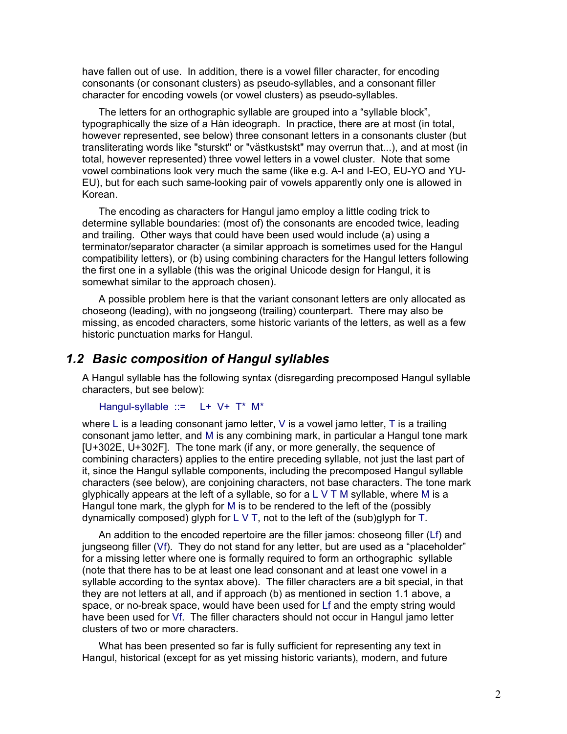have fallen out of use. In addition, there is a vowel filler character, for encoding consonants (or consonant clusters) as pseudo-syllables, and a consonant filler character for encoding vowels (or vowel clusters) as pseudo-syllables.

The letters for an orthographic syllable are grouped into a “syllable block”, typographically the size of a Hàn ideograph. In practice, there are at most (in total, however represented, see below) three consonant letters in a consonants cluster (but transliterating words like "sturskt" or "västkustskt" may overrun that...), and at most (in total, however represented) three vowel letters in a vowel cluster. Note that some vowel combinations look very much the same (like e.g. A-I and I-EO, EU-YO and YU-EU), but for each such same-looking pair of vowels apparently only one is allowed in Korean.

The encoding as characters for Hangul jamo employ a little coding trick to determine syllable boundaries: (most of) the consonants are encoded twice, leading and trailing. Other ways that could have been used would include (a) using a terminator/separator character (a similar approach is sometimes used for the Hangul compatibility letters), or (b) using combining characters for the Hangul letters following the first one in a syllable (this was the original Unicode design for Hangul, it is somewhat similar to the approach chosen).

A possible problem here is that the variant consonant letters are only allocated as choseong (leading), with no jongseong (trailing) counterpart. There may also be missing, as encoded characters, some historic variants of the letters, as well as a few historic punctuation marks for Hangul.

## *1.2 Basic composition of Hangul syllables*

A Hangul syllable has the following syntax (disregarding precomposed Hangul syllable characters, but see below):

Hangul-syllable ::= L+ V+ T* M*

where L is a leading consonant jamo letter, V is a vowel jamo letter, T is a trailing consonant jamo letter, and M is any combining mark, in particular a Hangul tone mark [U+302E, U+302F]. The tone mark (if any, or more generally, the sequence of combining characters) applies to the entire preceding syllable, not just the last part of it, since the Hangul syllable components, including the precomposed Hangul syllable characters (see below), are conjoining characters, not base characters. The tone mark glyphically appears at the left of a syllable, so for a L V T M syllable, where M is a Hangul tone mark, the glyph for M is to be rendered to the left of the (possibly dynamically composed) glyph for L V T, not to the left of the (sub)glyph for T.

An addition to the encoded repertoire are the filler jamos: choseong filler (Lf) and jungseong filler (Vf). They do not stand for any letter, but are used as a “placeholder” for a missing letter where one is formally required to form an orthographic syllable (note that there has to be at least one lead consonant and at least one vowel in a syllable according to the syntax above). The filler characters are a bit special, in that they are not letters at all, and if approach (b) as mentioned in section 1.1 above, a space, or no-break space, would have been used for Lf and the empty string would have been used for Vf. The filler characters should not occur in Hangul jamo letter clusters of two or more characters.

What has been presented so far is fully sufficient for representing any text in Hangul, historical (except for as yet missing historic variants), modern, and future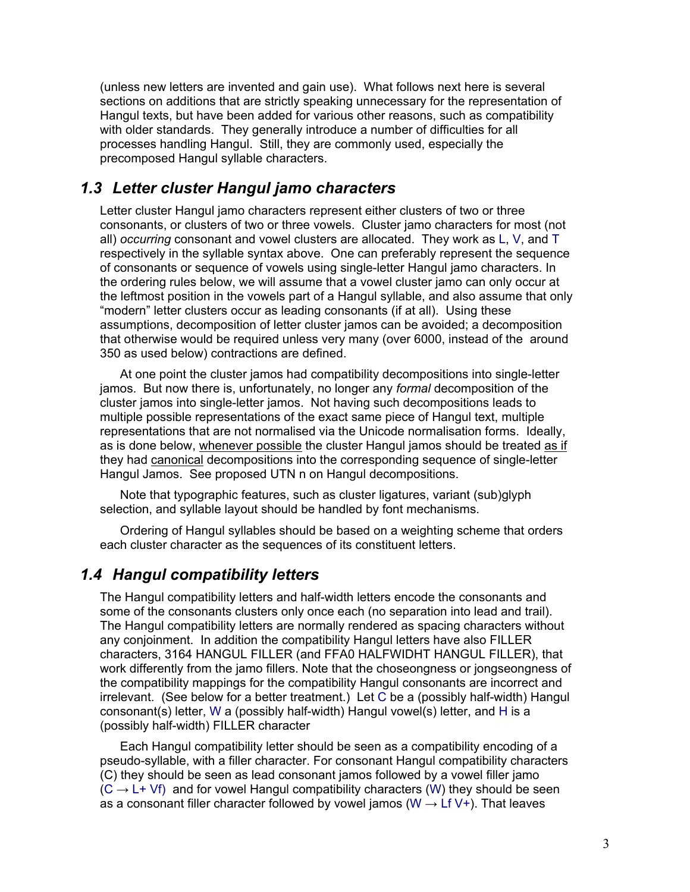(unless new letters are invented and gain use). What follows next here is several sections on additions that are strictly speaking unnecessary for the representation of Hangul texts, but have been added for various other reasons, such as compatibility with older standards. They generally introduce a number of difficulties for all processes handling Hangul. Still, they are commonly used, especially the precomposed Hangul syllable characters.

## *1.3 Letter cluster Hangul jamo characters*

Letter cluster Hangul jamo characters represent either clusters of two or three consonants, or clusters of two or three vowels. Cluster jamo characters for most (not all) *occurring* consonant and vowel clusters are allocated. They work as L, V, and T respectively in the syllable syntax above. One can preferably represent the sequence of consonants or sequence of vowels using single-letter Hangul jamo characters. In the ordering rules below, we will assume that a vowel cluster jamo can only occur at the leftmost position in the vowels part of a Hangul syllable, and also assume that only "modern" letter clusters occur as leading consonants (if at all). Using these assumptions, decomposition of letter cluster jamos can be avoided; a decomposition that otherwise would be required unless very many (over 6000, instead of the around 350 as used below) contractions are defined.

At one point the cluster jamos had compatibility decompositions into single-letter jamos. But now there is, unfortunately, no longer any *formal* decomposition of the cluster jamos into single-letter jamos. Not having such decompositions leads to multiple possible representations of the exact same piece of Hangul text, multiple representations that are not normalised via the Unicode normalisation forms. Ideally, as is done below, <u>whenever possible</u> the cluster Hangul jamos should be treated <u>as if</u> they had <u>canonical</u> decompositions into the corresponding sequence of single-letter Hangul Jamos. See proposed UTN n on Hangul decompositions.

Note that typographic features, such as cluster ligatures, variant (sub)glyph selection, and syllable layout should be handled by font mechanisms.

Ordering of Hangul syllables should be based on a weighting scheme that orders each cluster character as the sequences of its constituent letters.

## *1.4 Hangul compatibility letters*

The Hangul compatibility letters and half-width letters encode the consonants and some of the consonants clusters only once each (no separation into lead and trail). The Hangul compatibility letters are normally rendered as spacing characters without any conjoinment. In addition the compatibility Hangul letters have also FILLER characters, 3164 HANGUL FILLER (and FFA0 HALFWIDHT HANGUL FILLER), that work differently from the jamo fillers. Note that the choseongness or jongseongness of the compatibility mappings for the compatibility Hangul consonants are incorrect and irrelevant. (See below for a better treatment.) Let C be a (possibly half-width) Hangul consonant(s) letter, W a (possibly half-width) Hangul vowel(s) letter, and H is a (possibly half-width) FILLER character

Each Hangul compatibility letter should be seen as a compatibility encoding of a pseudo-syllable, with a filler character. For consonant Hangul compatibility characters (C) they should be seen as lead consonant jamos followed by a vowel filler jamo (C → L+ Vf) and for vowel Hangul compatibility characters (W) they should be seen as a consonant filler character followed by vowel jamos (W → Lf V+). That leaves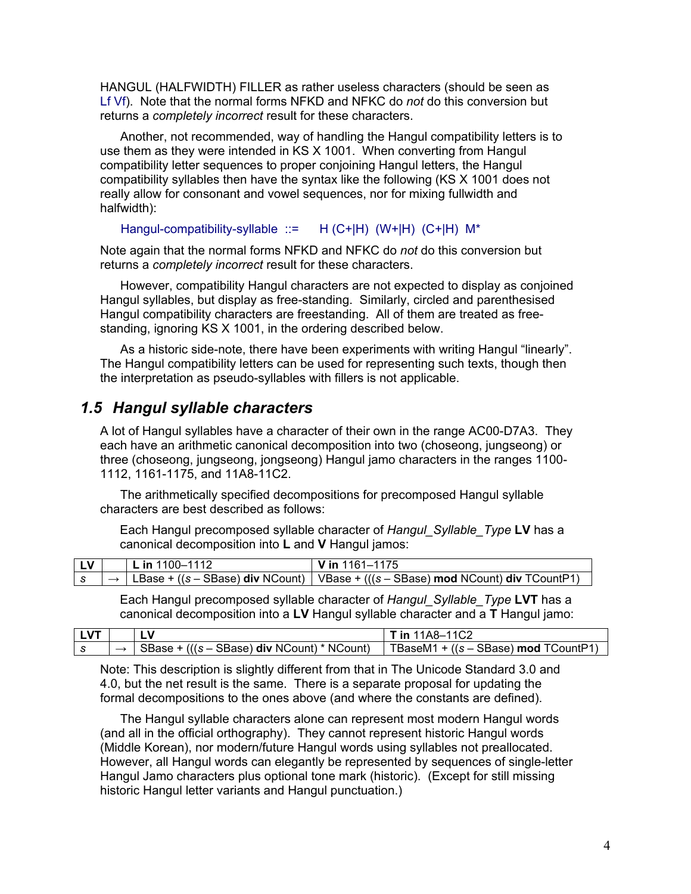HANGUL (HALFWIDTH) FILLER as rather useless characters (should be seen as Lf Vf). Note that the normal forms NFKD and NFKC do *not* do this conversion but returns a *completely incorrect* result for these characters.

Another, not recommended, way of handling the Hangul compatibility letters is to use them as they were intended in KS X 1001. When converting from Hangul compatibility letter sequences to proper conjoining Hangul letters, the Hangul compatibility syllables then have the syntax like the following (KS X 1001 does not really allow for consonant and vowel sequences, nor for mixing fullwidth and halfwidth):

Hangul-compatibility-syllable ::= H (C+|H) (W+|H) (C+|H) M*

Note again that the normal forms NFKD and NFKC do *not* do this conversion but returns a *completely incorrect* result for these characters.

However, compatibility Hangul characters are not expected to display as conjoined Hangul syllables, but display as free-standing. Similarly, circled and parenthesised Hangul compatibility characters are freestanding. All of them are treated as free-standing, ignoring KS X 1001, in the ordering described below.

As a historic side-note, there have been experiments with writing Hangul "linearly". The Hangul compatibility letters can be used for representing such texts, though then the interpretation as pseudo-syllables with fillers is not applicable.

## 1.5 Hangul syllable characters

A lot of Hangul syllables have a character of their own in the range AC00-D7A3. They each have an arithmetic canonical decomposition into two (choseong, jungseong) or three (choseong, jungseong, jongseong) Hangul jamo characters in the ranges 1100-1112, 1161-1175, and 11A8-11C2.

The arithmetically specified decompositions for precomposed Hangul syllable characters are best described as follows:

Each Hangul precomposed syllable character of *Hangul_Syllable_Type* **LV** has a canonical decomposition into **L** and **V** Hangul jamos:

| **LV** | | **L in** 1100–1112 | **V in** 1161–1175 |
|---|---|---|---|
| *s* | → | LBase + ((*s* – SBase) **div** NCount) | VBase + (((*s* – SBase) **mod** NCount) **div** TCountP1) |

Each Hangul precomposed syllable character of *Hangul_Syllable_Type* **LVT** has a canonical decomposition into a **LV** Hangul syllable character and a **T** Hangul jamo:

| **LVT** | | **LV** | **T in** 11A8–11C2 |
|---|---|---|---|
| *s* | → | SBase + (((*s* – SBase) **div** NCount) * NCount) | TBaseM1 + ((*s* – SBase) **mod** TCountP1) |

Note: This description is slightly different from that in The Unicode Standard 3.0 and 4.0, but the net result is the same. There is a separate proposal for updating the formal decompositions to the ones above (and where the constants are defined).

The Hangul syllable characters alone can represent most modern Hangul words (and all in the official orthography). They cannot represent historic Hangul words (Middle Korean), nor modern/future Hangul words using syllables not preallocated. However, all Hangul words can elegantly be represented by sequences of single-letter Hangul Jamo characters plus optional tone mark (historic). (Except for still missing historic Hangul letter variants and Hangul punctuation.)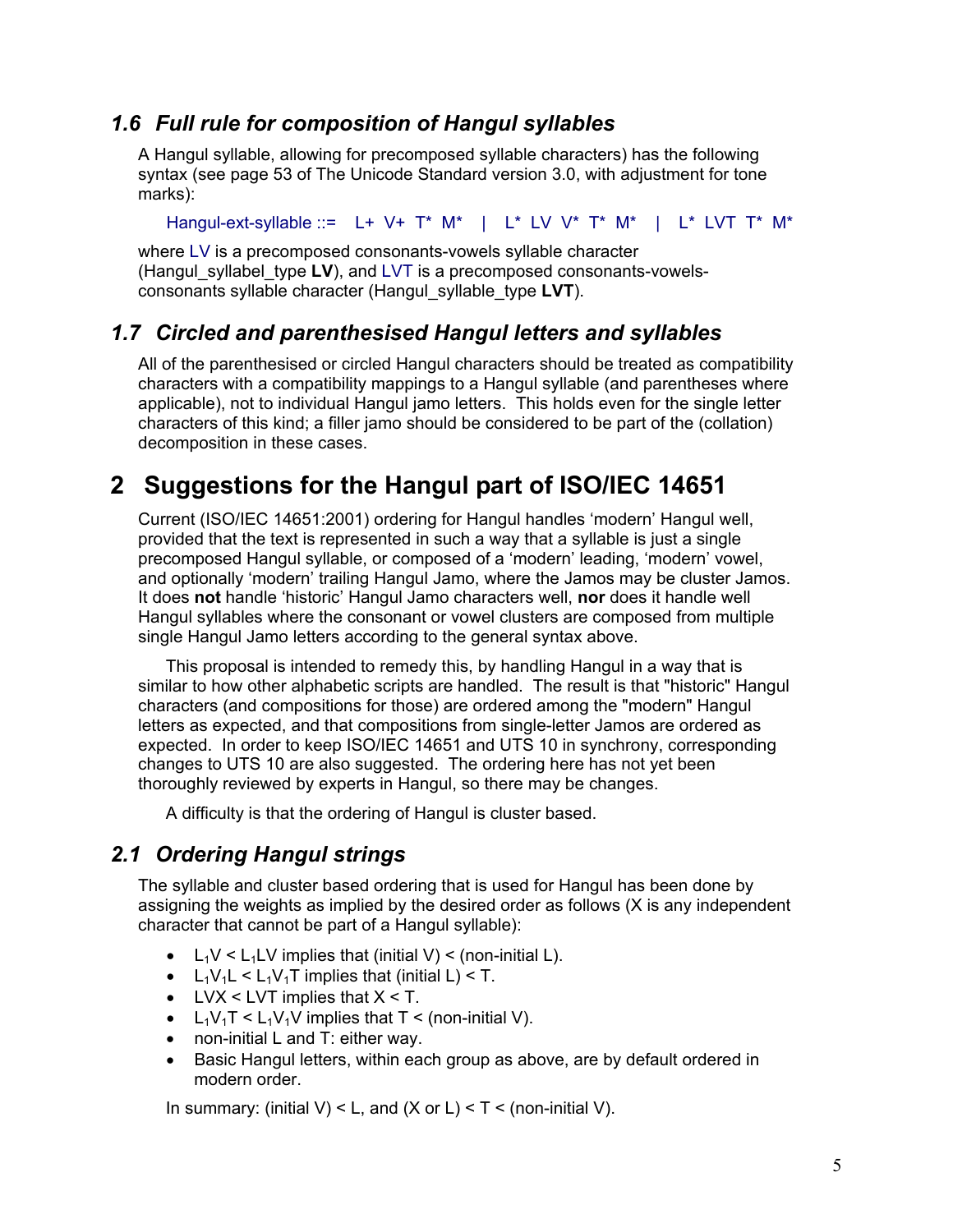### *1.6 Full rule for composition of Hangul syllables*

A Hangul syllable, allowing for precomposed syllable characters) has the following syntax (see page 53 of The Unicode Standard version 3.0, with adjustment for tone marks):

Hangul-ext-syllable ::= L+ V+ T* M* | L* LV V* T* M* | L* LVT T* M*

where LV is a precomposed consonants-vowels syllable character (Hangul_syllabel_type **LV**), and LVT is a precomposed consonants-vowels-consonants syllable character (Hangul_syllable_type **LVT**).

### *1.7 Circled and parenthesised Hangul letters and syllables*

All of the parenthesised or circled Hangul characters should be treated as compatibility characters with a compatibility mappings to a Hangul syllable (and parentheses where applicable), not to individual Hangul jamo letters. This holds even for the single letter characters of this kind; a filler jamo should be considered to be part of the (collation) decomposition in these cases.

## 2 Suggestions for the Hangul part of ISO/IEC 14651

Current (ISO/IEC 14651:2001) ordering for Hangul handles 'modern' Hangul well, provided that the text is represented in such a way that a syllable is just a single precomposed Hangul syllable, or composed of a 'modern' leading, 'modern' vowel, and optionally 'modern' trailing Hangul Jamo, where the Jamos may be cluster Jamos. It does **not** handle 'historic' Hangul Jamo characters well, **nor** does it handle well Hangul syllables where the consonant or vowel clusters are composed from multiple single Hangul Jamo letters according to the general syntax above.

This proposal is intended to remedy this, by handling Hangul in a way that is similar to how other alphabetic scripts are handled. The result is that "historic" Hangul characters (and compositions for those) are ordered among the "modern" Hangul letters as expected, and that compositions from single-letter Jamos are ordered as expected. In order to keep ISO/IEC 14651 and UTS 10 in synchrony, corresponding changes to UTS 10 are also suggested. The ordering here has not yet been thoroughly reviewed by experts in Hangul, so there may be changes.

A difficulty is that the ordering of Hangul is cluster based.

### *2.1 Ordering Hangul strings*

The syllable and cluster based ordering that is used for Hangul has been done by assigning the weights as implied by the desired order as follows (X is any independent character that cannot be part of a Hangul syllable):

- $L_1V < L_1LV$ implies that (initial V) < (non-initial L).
- $L_1V_1L < L_1V_1T$ implies that (initial L) < T.
- LVX < LVT implies that X < T.
- $L_1V_1T < L_1V_1V$ implies that T < (non-initial V).
- non-initial L and T: either way.
- Basic Hangul letters, within each group as above, are by default ordered in modern order.

In summary: (initial V) < L, and (X or L) < T < (non-initial V).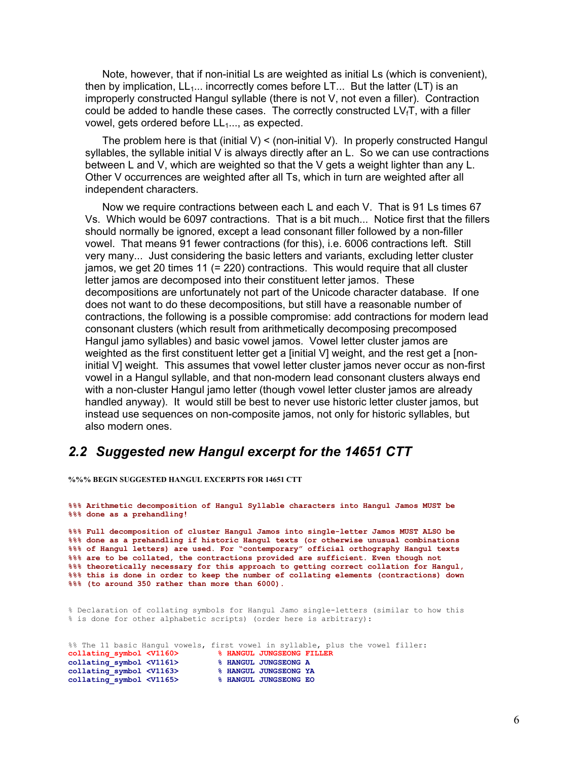Note, however, that if non-initial Ls are weighted as initial Ls (which is convenient), then by implication, $LL_1$... incorrectly comes before LT... But the latter (LT) is an improperly constructed Hangul syllable (there is not V, not even a filler). Contraction could be added to handle these cases. The correctly constructed $LV_fT$, with a filler vowel, gets ordered before $LL_1$..., as expected.

The problem here is that (initial V) < (non-initial V). In properly constructed Hangul syllables, the syllable initial V is always directly after an L. So we can use contractions between L and V, which are weighted so that the V gets a weight lighter than any L. Other V occurrences are weighted after all Ts, which in turn are weighted after all independent characters.

Now we require contractions between each L and each V. That is 91 Ls times 67 Vs. Which would be 6097 contractions. That is a bit much... Notice first that the fillers should normally be ignored, except a lead consonant filler followed by a non-filler vowel. That means 91 fewer contractions (for this), i.e. 6006 contractions left. Still very many... Just considering the basic letters and variants, excluding letter cluster jamos, we get 20 times 11 (= 220) contractions. This would require that all cluster letter jamos are decomposed into their constituent letter jamos. These decompositions are unfortunately not part of the Unicode character database. If one does not want to do these decompositions, but still have a reasonable number of contractions, the following is a possible compromise: add contractions for modern lead consonant clusters (which result from arithmetically decomposing precomposed Hangul jamo syllables) and basic vowel jamos. Vowel letter cluster jamos are weighted as the first constituent letter get a [initial V] weight, and the rest get a [non-initial V] weight. This assumes that vowel letter cluster jamos never occur as non-first vowel in a Hangul syllable, and that non-modern lead consonant clusters always end with a non-cluster Hangul jamo letter (though vowel letter cluster jamos are already handled anyway). It would still be best to never use historic letter cluster jamos, but instead use sequences on non-composite jamos, not only for historic syllables, but also modern ones.

## 2.2 Suggested new Hangul excerpt for the 14651 CTT

**%%% BEGIN SUGGESTED HANGUL EXCERPTS FOR 14651 CTT**

```
%%% Arithmetic decomposition of Hangul Syllable characters into Hangul Jamos MUST be
%%% done as a prehandling!

%%% Full decomposition of cluster Hangul Jamos into single-letter Jamos MUST ALSO be
%%% done as a prehandling if historic Hangul texts (or otherwise unusual combinations
%%% of Hangul letters) are used. For "contemporary" official orthography Hangul texts
%%% are to be collated, the contractions provided are sufficient. Even though not
%%% theoretically necessary for this approach to getting correct collation for Hangul,
%%% this is done in order to keep the number of collating elements (contractions) down
%%% (to around 350 rather than more than 6000).


% Declaration of collating symbols for Hangul Jamo single-letters (similar to how this
% is done for other alphabetic scripts) (order here is arbitrary):


%% The 11 basic Hangul vowels, first vowel in syllable, plus the vowel filler:
collating_symbol <V1160>        % HANGUL JUNGSEONG FILLER
collating_symbol <V1161>        % HANGUL JUNGSEONG A
collating_symbol <V1163>        % HANGUL JUNGSEONG YA
collating_symbol <V1165>        % HANGUL JUNGSEONG EO
```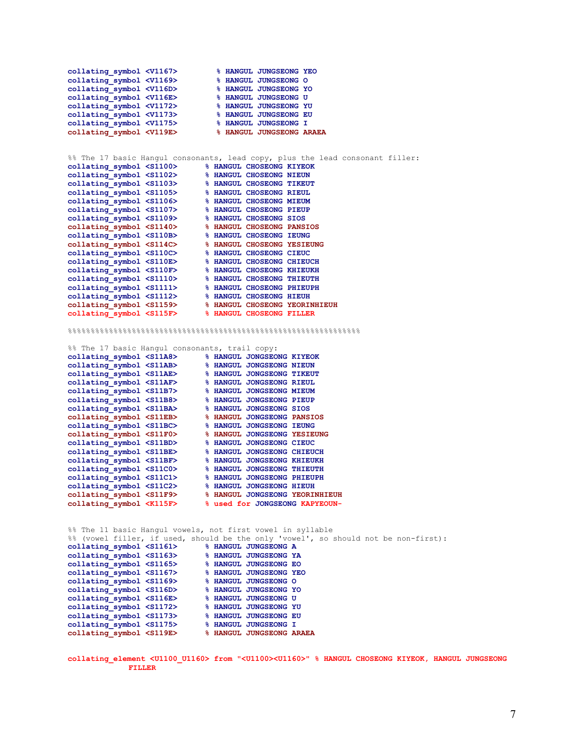```
collating_symbol <V1167>        % HANGUL JUNGSEONG YEO
collating_symbol <V1169>        % HANGUL JUNGSEONG O
collating_symbol <V116D>        % HANGUL JUNGSEONG YO
collating_symbol <V116E>        % HANGUL JUNGSEONG U
collating_symbol <V1172>        % HANGUL JUNGSEONG YU
collating_symbol <V1173>        % HANGUL JUNGSEONG EU
collating_symbol <V1175>        % HANGUL JUNGSEONG I
collating_symbol <V119E>        % HANGUL JUNGSEONG ARAEA


%% The 17 basic Hangul consonants, lead copy, plus the lead consonant filler:
collating_symbol <S1100>      % HANGUL CHOSEONG KIYEOK
collating_symbol <S1102>      % HANGUL CHOSEONG NIEUN
collating_symbol <S1103>      % HANGUL CHOSEONG TIKEUT
collating_symbol <S1105>      % HANGUL CHOSEONG RIEUL
collating_symbol <S1106>      % HANGUL CHOSEONG MIEUM
collating_symbol <S1107>      % HANGUL CHOSEONG PIEUP
collating_symbol <S1109>      % HANGUL CHOSEONG SIOS
collating_symbol <S1140>      % HANGUL CHOSEONG PANSIOS
collating_symbol <S110B>      % HANGUL CHOSEONG IEUNG
collating_symbol <S114C>      % HANGUL CHOSEONG YESIEUNG
collating_symbol <S110C>      % HANGUL CHOSEONG CIEUC
collating_symbol <S110E>      % HANGUL CHOSEONG CHIEUCH
collating_symbol <S110F>      % HANGUL CHOSEONG KHIEUKH
collating_symbol <S1110>      % HANGUL CHOSEONG THIEUTH
collating_symbol <S1111>      % HANGUL CHOSEONG PHIEUPH
collating_symbol <S1112>      % HANGUL CHOSEONG HIEUH
collating_symbol <S1159>      % HANGUL CHOSEONG YEORINHIEUH
collating_symbol <S115F>      % HANGUL CHOSEONG FILLER

%%%%%%%%%%%%%%%%%%%%%%%%%%%%%%%%%%%%%%%%%%%%%%%%%%%%%%%%%%%%%%%%%%%

%% The 17 basic Hangul consonants, trail copy:
collating_symbol <S11A8>      % HANGUL JONGSEONG KIYEOK
collating_symbol <S11AB>      % HANGUL JONGSEONG NIEUN
collating_symbol <S11AE>      % HANGUL JONGSEONG TIKEUT
collating_symbol <S11AF>      % HANGUL JONGSEONG RIEUL
collating_symbol <S11B7>      % HANGUL JONGSEONG MIEUM
collating_symbol <S11B8>      % HANGUL JONGSEONG PIEUP
collating_symbol <S11BA>      % HANGUL JONGSEONG SIOS
collating_symbol <S11EB>      % HANGUL JONGSEONG PANSIOS
collating_symbol <S11BC>      % HANGUL JONGSEONG IEUNG
collating_symbol <S11F0>      % HANGUL JONGSEONG YESIEUNG
collating_symbol <S11BD>      % HANGUL JONGSEONG CIEUC
collating_symbol <S11BE>      % HANGUL JONGSEONG CHIEUCH
collating_symbol <S11BF>      % HANGUL JONGSEONG KHIEUKH
collating_symbol <S11C0>      % HANGUL JONGSEONG THIEUTH
collating_symbol <S11C1>      % HANGUL JONGSEONG PHIEUPH
collating_symbol <S11C2>      % HANGUL JONGSEONG HIEUH
collating_symbol <S11F9>      % HANGUL JONGSEONG YEORINHIEUH
collating_symbol <K115F>      % used for JONGSEONG KAPYEOUN-


%% The 11 basic Hangul vowels, not first vowel in syllable
%% (vowel filler, if used, should be the only 'vowel', so should not be non-first):
collating_symbol <S1161>      % HANGUL JUNGSEONG A
collating_symbol <S1163>      % HANGUL JUNGSEONG YA
collating_symbol <S1165>      % HANGUL JUNGSEONG EO
collating_symbol <S1167>      % HANGUL JUNGSEONG YEO
collating_symbol <S1169>      % HANGUL JUNGSEONG O
collating_symbol <S116D>      % HANGUL JUNGSEONG YO
collating_symbol <S116E>      % HANGUL JUNGSEONG U
collating_symbol <S1172>      % HANGUL JUNGSEONG YU
collating_symbol <S1173>      % HANGUL JUNGSEONG EU
collating_symbol <S1175>      % HANGUL JUNGSEONG I
collating_symbol <S119E>      % HANGUL JUNGSEONG ARAEA


collating_element <U1100_U1160> from "<U1100><U1160>" % HANGUL CHOSEONG KIYEOK, HANGUL JUNGSEONG
            FILLER
```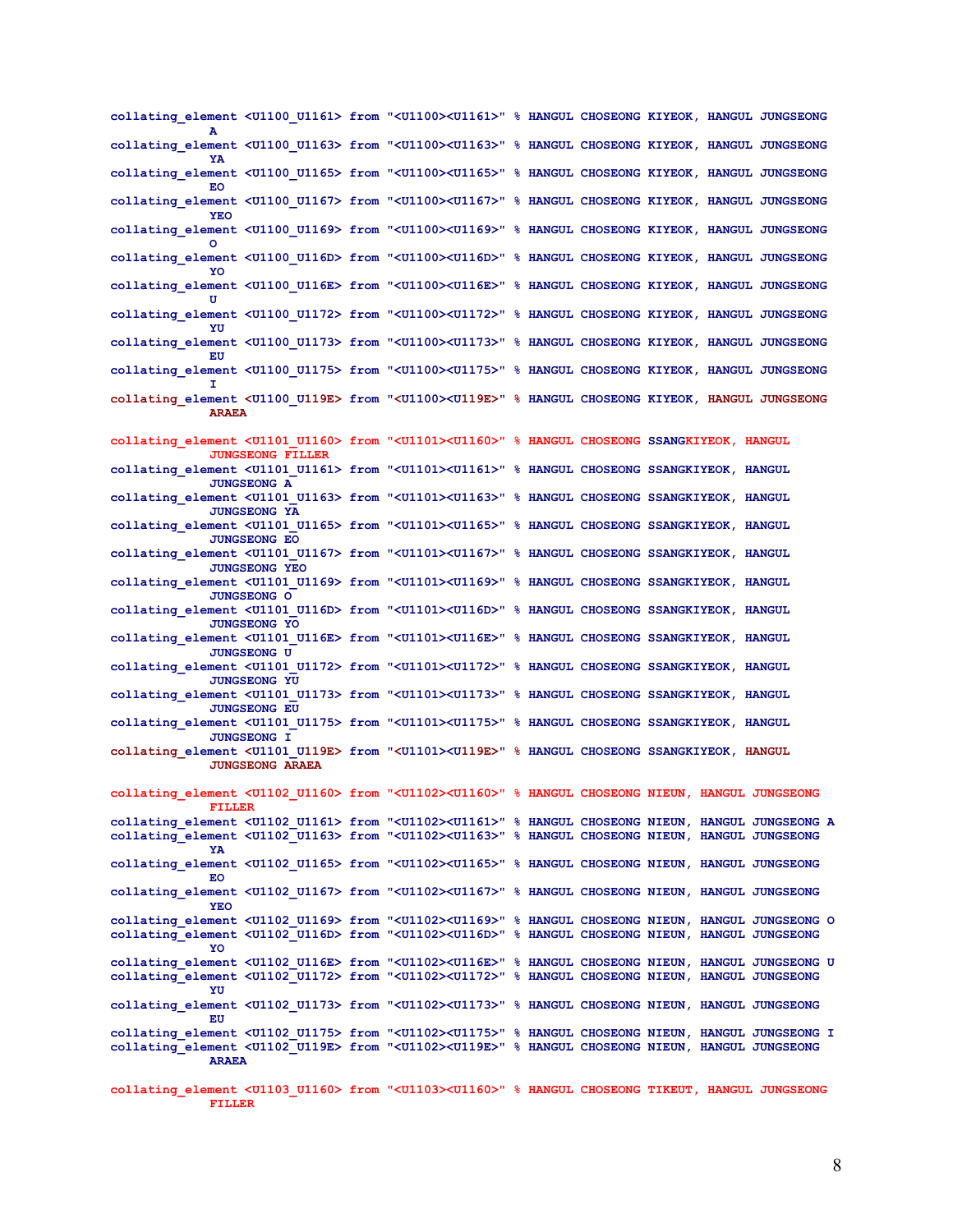```
collating_element <U1100_U1161> from "<U1100><U1161>" % HANGUL CHOSEONG KIYEOK, HANGUL JUNGSEONG
          A
collating_element <U1100_U1163> from "<U1100><U1163>" % HANGUL CHOSEONG KIYEOK, HANGUL JUNGSEONG
          YA
collating_element <U1100_U1165> from "<U1100><U1165>" % HANGUL CHOSEONG KIYEOK, HANGUL JUNGSEONG
          EO
collating_element <U1100_U1167> from "<U1100><U1167>" % HANGUL CHOSEONG KIYEOK, HANGUL JUNGSEONG
          YEO
collating_element <U1100_U1169> from "<U1100><U1169>" % HANGUL CHOSEONG KIYEOK, HANGUL JUNGSEONG
          O
collating_element <U1100_U116D> from "<U1100><U116D>" % HANGUL CHOSEONG KIYEOK, HANGUL JUNGSEONG
          YO
collating_element <U1100_U116E> from "<U1100><U116E>" % HANGUL CHOSEONG KIYEOK, HANGUL JUNGSEONG
          U
collating_element <U1100_U1172> from "<U1100><U1172>" % HANGUL CHOSEONG KIYEOK, HANGUL JUNGSEONG
          YU
collating_element <U1100_U1173> from "<U1100><U1173>" % HANGUL CHOSEONG KIYEOK, HANGUL JUNGSEONG
          EU
collating_element <U1100_U1175> from "<U1100><U1175>" % HANGUL CHOSEONG KIYEOK, HANGUL JUNGSEONG
          I
collating_element <U1100_U119E> from "<U1100><U119E>" % HANGUL CHOSEONG KIYEOK, HANGUL JUNGSEONG
          ARAEA

collating_element <U1101_U1160> from "<U1101><U1160>" % HANGUL CHOSEONG SSANGKIYEOK, HANGUL
          JUNGSEONG FILLER
collating_element <U1101_U1161> from "<U1101><U1161>" % HANGUL CHOSEONG SSANGKIYEOK, HANGUL
          JUNGSEONG A
collating_element <U1101_U1163> from "<U1101><U1163>" % HANGUL CHOSEONG SSANGKIYEOK, HANGUL
          JUNGSEONG YA
collating_element <U1101_U1165> from "<U1101><U1165>" % HANGUL CHOSEONG SSANGKIYEOK, HANGUL
          JUNGSEONG EO
collating_element <U1101_U1167> from "<U1101><U1167>" % HANGUL CHOSEONG SSANGKIYEOK, HANGUL
          JUNGSEONG YEO
collating_element <U1101_U1169> from "<U1101><U1169>" % HANGUL CHOSEONG SSANGKIYEOK, HANGUL
          JUNGSEONG O
collating_element <U1101_U116D> from "<U1101><U116D>" % HANGUL CHOSEONG SSANGKIYEOK, HANGUL
          JUNGSEONG YO
collating_element <U1101_U116E> from "<U1101><U116E>" % HANGUL CHOSEONG SSANGKIYEOK, HANGUL
          JUNGSEONG U
collating_element <U1101_U1172> from "<U1101><U1172>" % HANGUL CHOSEONG SSANGKIYEOK, HANGUL
          JUNGSEONG YU
collating_element <U1101_U1173> from "<U1101><U1173>" % HANGUL CHOSEONG SSANGKIYEOK, HANGUL
          JUNGSEONG EU
collating_element <U1101_U1175> from "<U1101><U1175>" % HANGUL CHOSEONG SSANGKIYEOK, HANGUL
          JUNGSEONG I
collating_element <U1101_U119E> from "<U1101><U119E>" % HANGUL CHOSEONG SSANGKIYEOK, HANGUL
          JUNGSEONG ARAEA

collating_element <U1102_U1160> from "<U1102><U1160>" % HANGUL CHOSEONG NIEUN, HANGUL JUNGSEONG
          FILLER
collating_element <U1102_U1161> from "<U1102><U1161>" % HANGUL CHOSEONG NIEUN, HANGUL JUNGSEONG A
collating_element <U1102_U1163> from "<U1102><U1163>" % HANGUL CHOSEONG NIEUN, HANGUL JUNGSEONG
          YA
collating_element <U1102_U1165> from "<U1102><U1165>" % HANGUL CHOSEONG NIEUN, HANGUL JUNGSEONG
          EO
collating_element <U1102_U1167> from "<U1102><U1167>" % HANGUL CHOSEONG NIEUN, HANGUL JUNGSEONG
          YEO
collating_element <U1102_U1169> from "<U1102><U1169>" % HANGUL CHOSEONG NIEUN, HANGUL JUNGSEONG O
collating_element <U1102_U116D> from "<U1102><U116D>" % HANGUL CHOSEONG NIEUN, HANGUL JUNGSEONG
          YO
collating_element <U1102_U116E> from "<U1102><U116E>" % HANGUL CHOSEONG NIEUN, HANGUL JUNGSEONG U
collating_element <U1102_U1172> from "<U1102><U1172>" % HANGUL CHOSEONG NIEUN, HANGUL JUNGSEONG
          YU
collating_element <U1102_U1173> from "<U1102><U1173>" % HANGUL CHOSEONG NIEUN, HANGUL JUNGSEONG
          EU
collating_element <U1102_U1175> from "<U1102><U1175>" % HANGUL CHOSEONG NIEUN, HANGUL JUNGSEONG I
collating_element <U1102_U119E> from "<U1102><U119E>" % HANGUL CHOSEONG NIEUN, HANGUL JUNGSEONG
          ARAEA

collating_element <U1103_U1160> from "<U1103><U1160>" % HANGUL CHOSEONG TIKEUT, HANGUL JUNGSEONG
          FILLER
```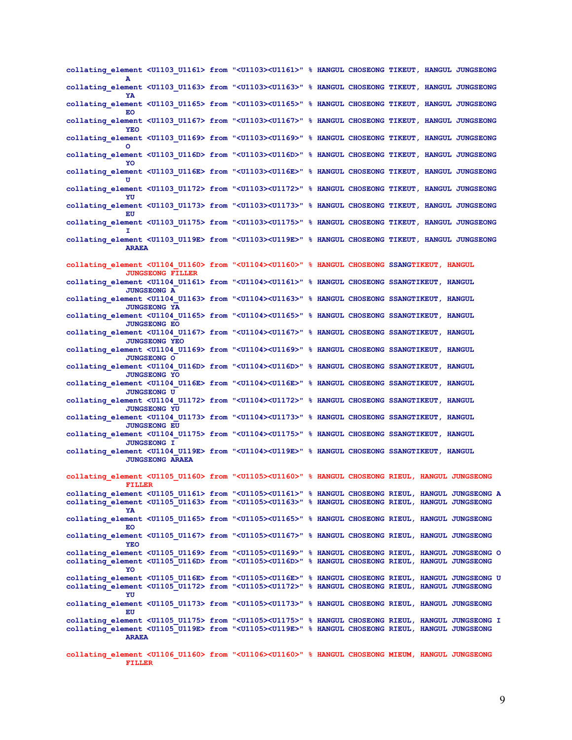```
collating_element <U1103_U1161> from "<U1103><U1161>" % HANGUL CHOSEONG TIKEUT, HANGUL JUNGSEONG
          A
collating_element <U1103_U1163> from "<U1103><U1163>" % HANGUL CHOSEONG TIKEUT, HANGUL JUNGSEONG
          YA
collating_element <U1103_U1165> from "<U1103><U1165>" % HANGUL CHOSEONG TIKEUT, HANGUL JUNGSEONG
          EO
collating_element <U1103_U1167> from "<U1103><U1167>" % HANGUL CHOSEONG TIKEUT, HANGUL JUNGSEONG
          YEO
collating_element <U1103_U1169> from "<U1103><U1169>" % HANGUL CHOSEONG TIKEUT, HANGUL JUNGSEONG
          O
collating_element <U1103_U116D> from "<U1103><U116D>" % HANGUL CHOSEONG TIKEUT, HANGUL JUNGSEONG
          YO
collating_element <U1103_U116E> from "<U1103><U116E>" % HANGUL CHOSEONG TIKEUT, HANGUL JUNGSEONG
          U
collating_element <U1103_U1172> from "<U1103><U1172>" % HANGUL CHOSEONG TIKEUT, HANGUL JUNGSEONG
          YU
collating_element <U1103_U1173> from "<U1103><U1173>" % HANGUL CHOSEONG TIKEUT, HANGUL JUNGSEONG
          EU
collating_element <U1103_U1175> from "<U1103><U1175>" % HANGUL CHOSEONG TIKEUT, HANGUL JUNGSEONG
          I
collating_element <U1103_U119E> from "<U1103><U119E>" % HANGUL CHOSEONG TIKEUT, HANGUL JUNGSEONG
          ARAEA

collating_element <U1104_U1160> from "<U1104><U1160>" % HANGUL CHOSEONG SSANGTIKEUT, HANGUL
          JUNGSEONG FILLER
collating_element <U1104_U1161> from "<U1104><U1161>" % HANGUL CHOSEONG SSANGTIKEUT, HANGUL
          JUNGSEONG A
collating_element <U1104_U1163> from "<U1104><U1163>" % HANGUL CHOSEONG SSANGTIKEUT, HANGUL
          JUNGSEONG YA
collating_element <U1104_U1165> from "<U1104><U1165>" % HANGUL CHOSEONG SSANGTIKEUT, HANGUL
          JUNGSEONG EO
collating_element <U1104_U1167> from "<U1104><U1167>" % HANGUL CHOSEONG SSANGTIKEUT, HANGUL
          JUNGSEONG YEO
collating_element <U1104_U1169> from "<U1104><U1169>" % HANGUL CHOSEONG SSANGTIKEUT, HANGUL
          JUNGSEONG O
collating_element <U1104_U116D> from "<U1104><U116D>" % HANGUL CHOSEONG SSANGTIKEUT, HANGUL
          JUNGSEONG YO
collating_element <U1104_U116E> from "<U1104><U116E>" % HANGUL CHOSEONG SSANGTIKEUT, HANGUL
          JUNGSEONG U
collating_element <U1104_U1172> from "<U1104><U1172>" % HANGUL CHOSEONG SSANGTIKEUT, HANGUL
          JUNGSEONG YU
collating_element <U1104_U1173> from "<U1104><U1173>" % HANGUL CHOSEONG SSANGTIKEUT, HANGUL
          JUNGSEONG EU
collating_element <U1104_U1175> from "<U1104><U1175>" % HANGUL CHOSEONG SSANGTIKEUT, HANGUL
          JUNGSEONG I
collating_element <U1104_U119E> from "<U1104><U119E>" % HANGUL CHOSEONG SSANGTIKEUT, HANGUL
          JUNGSEONG ARAEA

collating_element <U1105_U1160> from "<U1105><U1160>" % HANGUL CHOSEONG RIEUL, HANGUL JUNGSEONG
          FILLER
collating_element <U1105_U1161> from "<U1105><U1161>" % HANGUL CHOSEONG RIEUL, HANGUL JUNGSEONG A
collating_element <U1105_U1163> from "<U1105><U1163>" % HANGUL CHOSEONG RIEUL, HANGUL JUNGSEONG
          YA
collating_element <U1105_U1165> from "<U1105><U1165>" % HANGUL CHOSEONG RIEUL, HANGUL JUNGSEONG
          EO
collating_element <U1105_U1167> from "<U1105><U1167>" % HANGUL CHOSEONG RIEUL, HANGUL JUNGSEONG
          YEO
collating_element <U1105_U1169> from "<U1105><U1169>" % HANGUL CHOSEONG RIEUL, HANGUL JUNGSEONG O
collating_element <U1105_U116D> from "<U1105><U116D>" % HANGUL CHOSEONG RIEUL, HANGUL JUNGSEONG
          YO
collating_element <U1105_U116E> from "<U1105><U116E>" % HANGUL CHOSEONG RIEUL, HANGUL JUNGSEONG U
collating_element <U1105_U1172> from "<U1105><U1172>" % HANGUL CHOSEONG RIEUL, HANGUL JUNGSEONG
          YU
collating_element <U1105_U1173> from "<U1105><U1173>" % HANGUL CHOSEONG RIEUL, HANGUL JUNGSEONG
          EU
collating_element <U1105_U1175> from "<U1105><U1175>" % HANGUL CHOSEONG RIEUL, HANGUL JUNGSEONG I
collating_element <U1105_U119E> from "<U1105><U119E>" % HANGUL CHOSEONG RIEUL, HANGUL JUNGSEONG
          ARAEA

collating_element <U1106_U1160> from "<U1106><U1160>" % HANGUL CHOSEONG MIEUM, HANGUL JUNGSEONG
          FILLER
```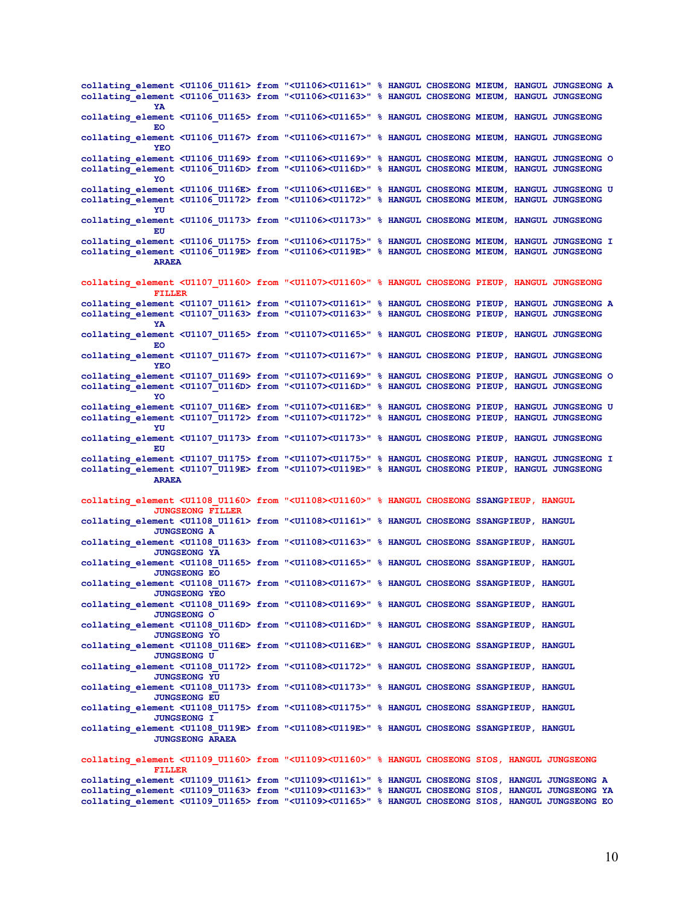```
collating_element <U1106_U1161> from "<U1106><U1161>" % HANGUL CHOSEONG MIEUM, HANGUL JUNGSEONG A
collating_element <U1106_U1163> from "<U1106><U1163>" % HANGUL CHOSEONG MIEUM, HANGUL JUNGSEONG
            YA
collating_element <U1106_U1165> from "<U1106><U1165>" % HANGUL CHOSEONG MIEUM, HANGUL JUNGSEONG
            EO
collating_element <U1106_U1167> from "<U1106><U1167>" % HANGUL CHOSEONG MIEUM, HANGUL JUNGSEONG
            YEO
collating_element <U1106_U1169> from "<U1106><U1169>" % HANGUL CHOSEONG MIEUM, HANGUL JUNGSEONG O
collating_element <U1106_U116D> from "<U1106><U116D>" % HANGUL CHOSEONG MIEUM, HANGUL JUNGSEONG
            YO
collating_element <U1106_U116E> from "<U1106><U116E>" % HANGUL CHOSEONG MIEUM, HANGUL JUNGSEONG U
collating_element <U1106_U1172> from "<U1106><U1172>" % HANGUL CHOSEONG MIEUM, HANGUL JUNGSEONG
            YU
collating_element <U1106_U1173> from "<U1106><U1173>" % HANGUL CHOSEONG MIEUM, HANGUL JUNGSEONG
            EU
collating_element <U1106_U1175> from "<U1106><U1175>" % HANGUL CHOSEONG MIEUM, HANGUL JUNGSEONG I
collating_element <U1106_U119E> from "<U1106><U119E>" % HANGUL CHOSEONG MIEUM, HANGUL JUNGSEONG
            ARAEA

collating_element <U1107_U1160> from "<U1107><U1160>" % HANGUL CHOSEONG PIEUP, HANGUL JUNGSEONG
            FILLER
collating_element <U1107_U1161> from "<U1107><U1161>" % HANGUL CHOSEONG PIEUP, HANGUL JUNGSEONG A
collating_element <U1107_U1163> from "<U1107><U1163>" % HANGUL CHOSEONG PIEUP, HANGUL JUNGSEONG
            YA
collating_element <U1107_U1165> from "<U1107><U1165>" % HANGUL CHOSEONG PIEUP, HANGUL JUNGSEONG
            EO
collating_element <U1107_U1167> from "<U1107><U1167>" % HANGUL CHOSEONG PIEUP, HANGUL JUNGSEONG
            YEO
collating_element <U1107_U1169> from "<U1107><U1169>" % HANGUL CHOSEONG PIEUP, HANGUL JUNGSEONG O
collating_element <U1107_U116D> from "<U1107><U116D>" % HANGUL CHOSEONG PIEUP, HANGUL JUNGSEONG
            YO
collating_element <U1107_U116E> from "<U1107><U116E>" % HANGUL CHOSEONG PIEUP, HANGUL JUNGSEONG U
collating_element <U1107_U1172> from "<U1107><U1172>" % HANGUL CHOSEONG PIEUP, HANGUL JUNGSEONG
            YU
collating_element <U1107_U1173> from "<U1107><U1173>" % HANGUL CHOSEONG PIEUP, HANGUL JUNGSEONG
            EU
collating_element <U1107_U1175> from "<U1107><U1175>" % HANGUL CHOSEONG PIEUP, HANGUL JUNGSEONG I
collating_element <U1107_U119E> from "<U1107><U119E>" % HANGUL CHOSEONG PIEUP, HANGUL JUNGSEONG
            ARAEA

collating_element <U1108_U1160> from "<U1108><U1160>" % HANGUL CHOSEONG SSANGPIEUP, HANGUL
            JUNGSEONG FILLER
collating_element <U1108_U1161> from "<U1108><U1161>" % HANGUL CHOSEONG SSANGPIEUP, HANGUL
            JUNGSEONG A
collating_element <U1108_U1163> from "<U1108><U1163>" % HANGUL CHOSEONG SSANGPIEUP, HANGUL
            JUNGSEONG YA
collating_element <U1108_U1165> from "<U1108><U1165>" % HANGUL CHOSEONG SSANGPIEUP, HANGUL
            JUNGSEONG EO
collating_element <U1108_U1167> from "<U1108><U1167>" % HANGUL CHOSEONG SSANGPIEUP, HANGUL
            JUNGSEONG YEO
collating_element <U1108_U1169> from "<U1108><U1169>" % HANGUL CHOSEONG SSANGPIEUP, HANGUL
            JUNGSEONG O
collating_element <U1108_U116D> from "<U1108><U116D>" % HANGUL CHOSEONG SSANGPIEUP, HANGUL
            JUNGSEONG YO
collating_element <U1108_U116E> from "<U1108><U116E>" % HANGUL CHOSEONG SSANGPIEUP, HANGUL
            JUNGSEONG U
collating_element <U1108_U1172> from "<U1108><U1172>" % HANGUL CHOSEONG SSANGPIEUP, HANGUL
            JUNGSEONG YU
collating_element <U1108_U1173> from "<U1108><U1173>" % HANGUL CHOSEONG SSANGPIEUP, HANGUL
            JUNGSEONG EU
collating_element <U1108_U1175> from "<U1108><U1175>" % HANGUL CHOSEONG SSANGPIEUP, HANGUL
            JUNGSEONG I
collating_element <U1108_U119E> from "<U1108><U119E>" % HANGUL CHOSEONG SSANGPIEUP, HANGUL
            JUNGSEONG ARAEA

collating_element <U1109_U1160> from "<U1109><U1160>" % HANGUL CHOSEONG SIOS, HANGUL JUNGSEONG
            FILLER
collating_element <U1109_U1161> from "<U1109><U1161>" % HANGUL CHOSEONG SIOS, HANGUL JUNGSEONG A
collating_element <U1109_U1163> from "<U1109><U1163>" % HANGUL CHOSEONG SIOS, HANGUL JUNGSEONG YA
collating_element <U1109_U1165> from "<U1109><U1165>" % HANGUL CHOSEONG SIOS, HANGUL JUNGSEONG EO
```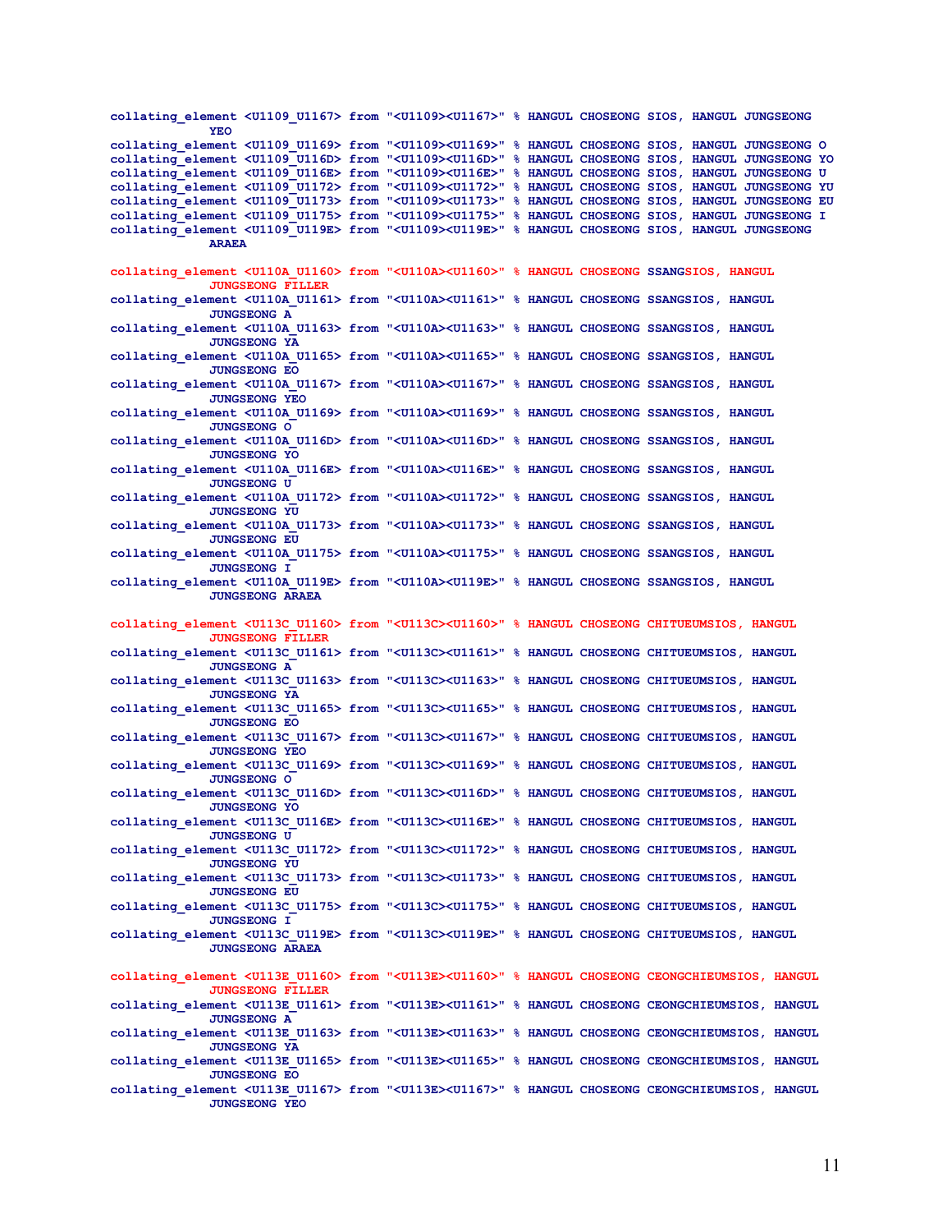```
collating_element <U1109_U1167> from "<U1109><U1167>" % HANGUL CHOSEONG SIOS, HANGUL JUNGSEONG
           YEO
collating_element <U1109_U1169> from "<U1109><U1169>" % HANGUL CHOSEONG SIOS, HANGUL JUNGSEONG O
collating_element <U1109_U116D> from "<U1109><U116D>" % HANGUL CHOSEONG SIOS, HANGUL JUNGSEONG YO
collating_element <U1109_U116E> from "<U1109><U116E>" % HANGUL CHOSEONG SIOS, HANGUL JUNGSEONG U
collating_element <U1109_U1172> from "<U1109><U1172>" % HANGUL CHOSEONG SIOS, HANGUL JUNGSEONG YU
collating_element <U1109_U1173> from "<U1109><U1173>" % HANGUL CHOSEONG SIOS, HANGUL JUNGSEONG EU
collating_element <U1109_U1175> from "<U1109><U1175>" % HANGUL CHOSEONG SIOS, HANGUL JUNGSEONG I
collating_element <U1109_U119E> from "<U1109><U119E>" % HANGUL CHOSEONG SIOS, HANGUL JUNGSEONG
           ARAEA

collating_element <U110A_U1160> from "<U110A><U1160>" % HANGUL CHOSEONG SSANGSIOS, HANGUL
           JUNGSEONG FILLER
collating_element <U110A_U1161> from "<U110A><U1161>" % HANGUL CHOSEONG SSANGSIOS, HANGUL
           JUNGSEONG A
collating_element <U110A_U1163> from "<U110A><U1163>" % HANGUL CHOSEONG SSANGSIOS, HANGUL
           JUNGSEONG YA
collating_element <U110A_U1165> from "<U110A><U1165>" % HANGUL CHOSEONG SSANGSIOS, HANGUL
           JUNGSEONG EO
collating_element <U110A_U1167> from "<U110A><U1167>" % HANGUL CHOSEONG SSANGSIOS, HANGUL
           JUNGSEONG YEO
collating_element <U110A_U1169> from "<U110A><U1169>" % HANGUL CHOSEONG SSANGSIOS, HANGUL
           JUNGSEONG O
collating_element <U110A_U116D> from "<U110A><U116D>" % HANGUL CHOSEONG SSANGSIOS, HANGUL
           JUNGSEONG YO
collating_element <U110A_U116E> from "<U110A><U116E>" % HANGUL CHOSEONG SSANGSIOS, HANGUL
           JUNGSEONG U
collating_element <U110A_U1172> from "<U110A><U1172>" % HANGUL CHOSEONG SSANGSIOS, HANGUL
           JUNGSEONG YU
collating_element <U110A_U1173> from "<U110A><U1173>" % HANGUL CHOSEONG SSANGSIOS, HANGUL
           JUNGSEONG EU
collating_element <U110A_U1175> from "<U110A><U1175>" % HANGUL CHOSEONG SSANGSIOS, HANGUL
           JUNGSEONG I
collating_element <U110A_U119E> from "<U110A><U119E>" % HANGUL CHOSEONG SSANGSIOS, HANGUL
           JUNGSEONG ARAEA

collating_element <U113C_U1160> from "<U113C><U1160>" % HANGUL CHOSEONG CHITUEUMSIOS, HANGUL
           JUNGSEONG FILLER
collating_element <U113C_U1161> from "<U113C><U1161>" % HANGUL CHOSEONG CHITUEUMSIOS, HANGUL
           JUNGSEONG A
collating_element <U113C_U1163> from "<U113C><U1163>" % HANGUL CHOSEONG CHITUEUMSIOS, HANGUL
           JUNGSEONG YA
collating_element <U113C_U1165> from "<U113C><U1165>" % HANGUL CHOSEONG CHITUEUMSIOS, HANGUL
           JUNGSEONG EO
collating_element <U113C_U1167> from "<U113C><U1167>" % HANGUL CHOSEONG CHITUEUMSIOS, HANGUL
           JUNGSEONG YEO
collating_element <U113C_U1169> from "<U113C><U1169>" % HANGUL CHOSEONG CHITUEUMSIOS, HANGUL
           JUNGSEONG O
collating_element <U113C_U116D> from "<U113C><U116D>" % HANGUL CHOSEONG CHITUEUMSIOS, HANGUL
           JUNGSEONG YO
collating_element <U113C_U116E> from "<U113C><U116E>" % HANGUL CHOSEONG CHITUEUMSIOS, HANGUL
           JUNGSEONG U
collating_element <U113C_U1172> from "<U113C><U1172>" % HANGUL CHOSEONG CHITUEUMSIOS, HANGUL
           JUNGSEONG YU
collating_element <U113C_U1173> from "<U113C><U1173>" % HANGUL CHOSEONG CHITUEUMSIOS, HANGUL
           JUNGSEONG EU
collating_element <U113C_U1175> from "<U113C><U1175>" % HANGUL CHOSEONG CHITUEUMSIOS, HANGUL
           JUNGSEONG I
collating_element <U113C_U119E> from "<U113C><U119E>" % HANGUL CHOSEONG CHITUEUMSIOS, HANGUL
           JUNGSEONG ARAEA

collating_element <U113E_U1160> from "<U113E><U1160>" % HANGUL CHOSEONG CEONGCHIEUMSIOS, HANGUL
           JUNGSEONG FILLER
collating_element <U113E_U1161> from "<U113E><U1161>" % HANGUL CHOSEONG CEONGCHIEUMSIOS, HANGUL
           JUNGSEONG A
collating_element <U113E_U1163> from "<U113E><U1163>" % HANGUL CHOSEONG CEONGCHIEUMSIOS, HANGUL
           JUNGSEONG YA
collating_element <U113E_U1165> from "<U113E><U1165>" % HANGUL CHOSEONG CEONGCHIEUMSIOS, HANGUL
           JUNGSEONG EO
collating_element <U113E_U1167> from "<U113E><U1167>" % HANGUL CHOSEONG CEONGCHIEUMSIOS, HANGUL
           JUNGSEONG YEO
```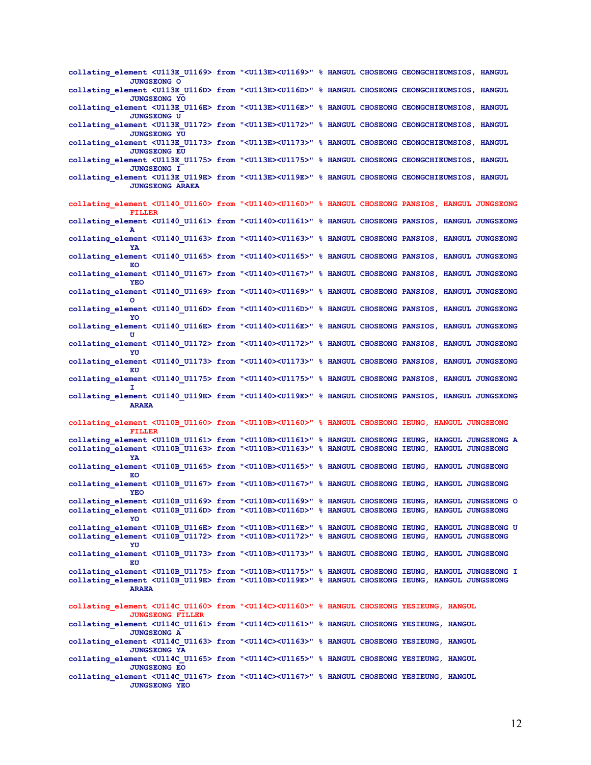```
collating_element <U113E_U1169> from "<U113E><U1169>" % HANGUL CHOSEONG CEONGCHIEUMSIOS, HANGUL
          JUNGSEONG O
collating_element <U113E_U116D> from "<U113E><U116D>" % HANGUL CHOSEONG CEONGCHIEUMSIOS, HANGUL
          JUNGSEONG YO
collating_element <U113E_U116E> from "<U113E><U116E>" % HANGUL CHOSEONG CEONGCHIEUMSIOS, HANGUL
          JUNGSEONG U
collating_element <U113E_U1172> from "<U113E><U1172>" % HANGUL CHOSEONG CEONGCHIEUMSIOS, HANGUL
          JUNGSEONG YU
collating_element <U113E_U1173> from "<U113E><U1173>" % HANGUL CHOSEONG CEONGCHIEUMSIOS, HANGUL
          JUNGSEONG EU
collating_element <U113E_U1175> from "<U113E><U1175>" % HANGUL CHOSEONG CEONGCHIEUMSIOS, HANGUL
          JUNGSEONG I
collating_element <U113E_U119E> from "<U113E><U119E>" % HANGUL CHOSEONG CEONGCHIEUMSIOS, HANGUL
          JUNGSEONG ARAEA

collating_element <U1140_U1160> from "<U1140><U1160>" % HANGUL CHOSEONG PANSIOS, HANGUL JUNGSEONG
          FILLER
collating_element <U1140_U1161> from "<U1140><U1161>" % HANGUL CHOSEONG PANSIOS, HANGUL JUNGSEONG
          A
collating_element <U1140_U1163> from "<U1140><U1163>" % HANGUL CHOSEONG PANSIOS, HANGUL JUNGSEONG
          YA
collating_element <U1140_U1165> from "<U1140><U1165>" % HANGUL CHOSEONG PANSIOS, HANGUL JUNGSEONG
          EO
collating_element <U1140_U1167> from "<U1140><U1167>" % HANGUL CHOSEONG PANSIOS, HANGUL JUNGSEONG
          YEO
collating_element <U1140_U1169> from "<U1140><U1169>" % HANGUL CHOSEONG PANSIOS, HANGUL JUNGSEONG
          O
collating_element <U1140_U116D> from "<U1140><U116D>" % HANGUL CHOSEONG PANSIOS, HANGUL JUNGSEONG
          YO
collating_element <U1140_U116E> from "<U1140><U116E>" % HANGUL CHOSEONG PANSIOS, HANGUL JUNGSEONG
          U
collating_element <U1140_U1172> from "<U1140><U1172>" % HANGUL CHOSEONG PANSIOS, HANGUL JUNGSEONG
          YU
collating_element <U1140_U1173> from "<U1140><U1173>" % HANGUL CHOSEONG PANSIOS, HANGUL JUNGSEONG
          EU
collating_element <U1140_U1175> from "<U1140><U1175>" % HANGUL CHOSEONG PANSIOS, HANGUL JUNGSEONG
          I
collating_element <U1140_U119E> from "<U1140><U119E>" % HANGUL CHOSEONG PANSIOS, HANGUL JUNGSEONG
          ARAEA

collating_element <U110B_U1160> from "<U110B><U1160>" % HANGUL CHOSEONG IEUNG, HANGUL JUNGSEONG
          FILLER
collating_element <U110B_U1161> from "<U110B><U1161>" % HANGUL CHOSEONG IEUNG, HANGUL JUNGSEONG A
collating_element <U110B_U1163> from "<U110B><U1163>" % HANGUL CHOSEONG IEUNG, HANGUL JUNGSEONG
          YA
collating_element <U110B_U1165> from "<U110B><U1165>" % HANGUL CHOSEONG IEUNG, HANGUL JUNGSEONG
          EO
collating_element <U110B_U1167> from "<U110B><U1167>" % HANGUL CHOSEONG IEUNG, HANGUL JUNGSEONG
          YEO
collating_element <U110B_U1169> from "<U110B><U1169>" % HANGUL CHOSEONG IEUNG, HANGUL JUNGSEONG O
collating_element <U110B_U116D> from "<U110B><U116D>" % HANGUL CHOSEONG IEUNG, HANGUL JUNGSEONG
          YO
collating_element <U110B_U116E> from "<U110B><U116E>" % HANGUL CHOSEONG IEUNG, HANGUL JUNGSEONG U
collating_element <U110B_U1172> from "<U110B><U1172>" % HANGUL CHOSEONG IEUNG, HANGUL JUNGSEONG
          YU
collating_element <U110B_U1173> from "<U110B><U1173>" % HANGUL CHOSEONG IEUNG, HANGUL JUNGSEONG
          EU
collating_element <U110B_U1175> from "<U110B><U1175>" % HANGUL CHOSEONG IEUNG, HANGUL JUNGSEONG I
collating_element <U110B_U119E> from "<U110B><U119E>" % HANGUL CHOSEONG IEUNG, HANGUL JUNGSEONG
          ARAEA

collating_element <U114C_U1160> from "<U114C><U1160>" % HANGUL CHOSEONG YESIEUNG, HANGUL
          JUNGSEONG FILLER
collating_element <U114C_U1161> from "<U114C><U1161>" % HANGUL CHOSEONG YESIEUNG, HANGUL
          JUNGSEONG A
collating_element <U114C_U1163> from "<U114C><U1163>" % HANGUL CHOSEONG YESIEUNG, HANGUL
          JUNGSEONG YA
collating_element <U114C_U1165> from "<U114C><U1165>" % HANGUL CHOSEONG YESIEUNG, HANGUL
          JUNGSEONG EO
collating_element <U114C_U1167> from "<U114C><U1167>" % HANGUL CHOSEONG YESIEUNG, HANGUL
          JUNGSEONG YEO
```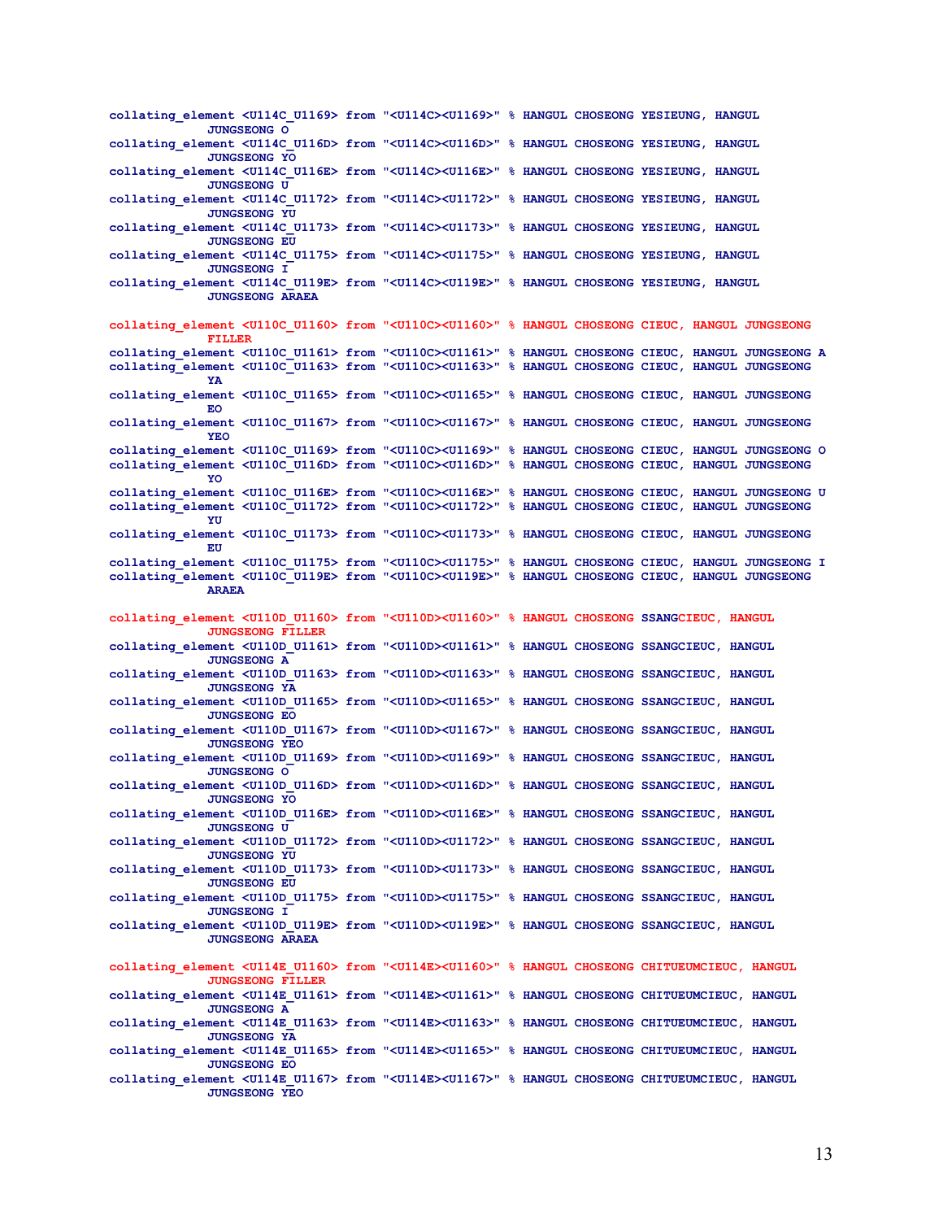```
collating_element <U114C_U1169> from "<U114C><U1169>" % HANGUL CHOSEONG YESIEUNG, HANGUL
            JUNGSEONG O
collating_element <U114C_U116D> from "<U114C><U116D>" % HANGUL CHOSEONG YESIEUNG, HANGUL
            JUNGSEONG YO
collating_element <U114C_U116E> from "<U114C><U116E>" % HANGUL CHOSEONG YESIEUNG, HANGUL
            JUNGSEONG U
collating_element <U114C_U1172> from "<U114C><U1172>" % HANGUL CHOSEONG YESIEUNG, HANGUL
            JUNGSEONG YU
collating_element <U114C_U1173> from "<U114C><U1173>" % HANGUL CHOSEONG YESIEUNG, HANGUL
            JUNGSEONG EU
collating_element <U114C_U1175> from "<U114C><U1175>" % HANGUL CHOSEONG YESIEUNG, HANGUL
            JUNGSEONG I
collating_element <U114C_U119E> from "<U114C><U119E>" % HANGUL CHOSEONG YESIEUNG, HANGUL
            JUNGSEONG ARAEA

collating_element <U110C_U1160> from "<U110C><U1160>" % HANGUL CHOSEONG CIEUC, HANGUL JUNGSEONG
            FILLER
collating_element <U110C_U1161> from "<U110C><U1161>" % HANGUL CHOSEONG CIEUC, HANGUL JUNGSEONG A
collating_element <U110C_U1163> from "<U110C><U1163>" % HANGUL CHOSEONG CIEUC, HANGUL JUNGSEONG
            YA
collating_element <U110C_U1165> from "<U110C><U1165>" % HANGUL CHOSEONG CIEUC, HANGUL JUNGSEONG
            EO
collating_element <U110C_U1167> from "<U110C><U1167>" % HANGUL CHOSEONG CIEUC, HANGUL JUNGSEONG
            YEO
collating_element <U110C_U1169> from "<U110C><U1169>" % HANGUL CHOSEONG CIEUC, HANGUL JUNGSEONG O
collating_element <U110C_U116D> from "<U110C><U116D>" % HANGUL CHOSEONG CIEUC, HANGUL JUNGSEONG
            YO
collating_element <U110C_U116E> from "<U110C><U116E>" % HANGUL CHOSEONG CIEUC, HANGUL JUNGSEONG U
collating_element <U110C_U1172> from "<U110C><U1172>" % HANGUL CHOSEONG CIEUC, HANGUL JUNGSEONG
            YU
collating_element <U110C_U1173> from "<U110C><U1173>" % HANGUL CHOSEONG CIEUC, HANGUL JUNGSEONG
            EU
collating_element <U110C_U1175> from "<U110C><U1175>" % HANGUL CHOSEONG CIEUC, HANGUL JUNGSEONG I
collating_element <U110C_U119E> from "<U110C><U119E>" % HANGUL CHOSEONG CIEUC, HANGUL JUNGSEONG
            ARAEA

collating_element <U110D_U1160> from "<U110D><U1160>" % HANGUL CHOSEONG SSANGCIEUC, HANGUL
            JUNGSEONG FILLER
collating_element <U110D_U1161> from "<U110D><U1161>" % HANGUL CHOSEONG SSANGCIEUC, HANGUL
            JUNGSEONG A
collating_element <U110D_U1163> from "<U110D><U1163>" % HANGUL CHOSEONG SSANGCIEUC, HANGUL
            JUNGSEONG YA
collating_element <U110D_U1165> from "<U110D><U1165>" % HANGUL CHOSEONG SSANGCIEUC, HANGUL
            JUNGSEONG EO
collating_element <U110D_U1167> from "<U110D><U1167>" % HANGUL CHOSEONG SSANGCIEUC, HANGUL
            JUNGSEONG YEO
collating_element <U110D_U1169> from "<U110D><U1169>" % HANGUL CHOSEONG SSANGCIEUC, HANGUL
            JUNGSEONG O
collating_element <U110D_U116D> from "<U110D><U116D>" % HANGUL CHOSEONG SSANGCIEUC, HANGUL
            JUNGSEONG YO
collating_element <U110D_U116E> from "<U110D><U116E>" % HANGUL CHOSEONG SSANGCIEUC, HANGUL
            JUNGSEONG U
collating_element <U110D_U1172> from "<U110D><U1172>" % HANGUL CHOSEONG SSANGCIEUC, HANGUL
            JUNGSEONG YU
collating_element <U110D_U1173> from "<U110D><U1173>" % HANGUL CHOSEONG SSANGCIEUC, HANGUL
            JUNGSEONG EU
collating_element <U110D_U1175> from "<U110D><U1175>" % HANGUL CHOSEONG SSANGCIEUC, HANGUL
            JUNGSEONG I
collating_element <U110D_U119E> from "<U110D><U119E>" % HANGUL CHOSEONG SSANGCIEUC, HANGUL
            JUNGSEONG ARAEA

collating_element <U114E_U1160> from "<U114E><U1160>" % HANGUL CHOSEONG CHITUEUMCIEUC, HANGUL
            JUNGSEONG FILLER
collating_element <U114E_U1161> from "<U114E><U1161>" % HANGUL CHOSEONG CHITUEUMCIEUC, HANGUL
            JUNGSEONG A
collating_element <U114E_U1163> from "<U114E><U1163>" % HANGUL CHOSEONG CHITUEUMCIEUC, HANGUL
            JUNGSEONG YA
collating_element <U114E_U1165> from "<U114E><U1165>" % HANGUL CHOSEONG CHITUEUMCIEUC, HANGUL
            JUNGSEONG EO
collating_element <U114E_U1167> from "<U114E><U1167>" % HANGUL CHOSEONG CHITUEUMCIEUC, HANGUL
            JUNGSEONG YEO
```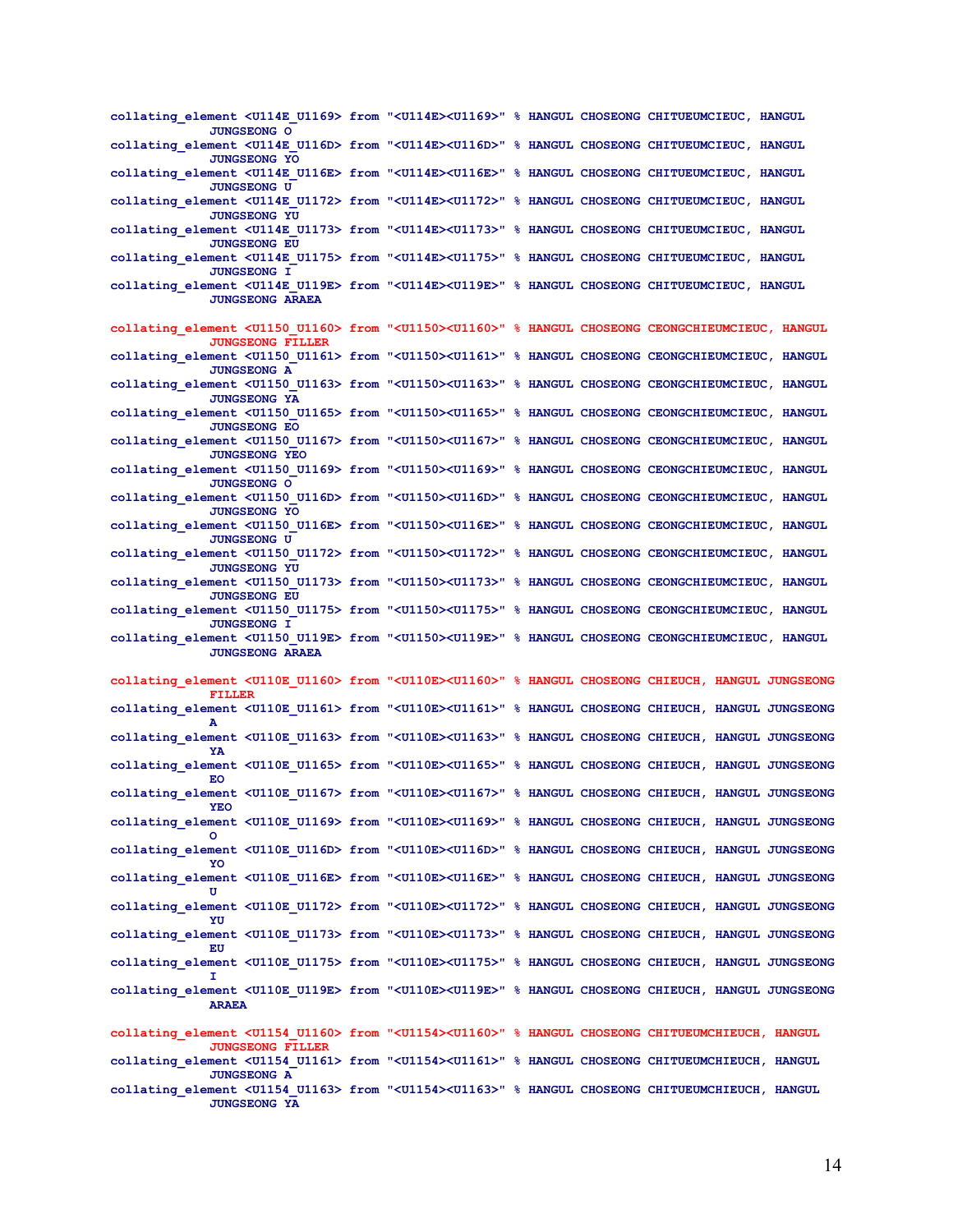```
collating_element <U114E_U1169> from "<U114E><U1169>" % HANGUL CHOSEONG CHITUEUMCIEUC, HANGUL
            JUNGSEONG O
collating_element <U114E_U116D> from "<U114E><U116D>" % HANGUL CHOSEONG CHITUEUMCIEUC, HANGUL
            JUNGSEONG YO
collating_element <U114E_U116E> from "<U114E><U116E>" % HANGUL CHOSEONG CHITUEUMCIEUC, HANGUL
            JUNGSEONG U
collating_element <U114E_U1172> from "<U114E><U1172>" % HANGUL CHOSEONG CHITUEUMCIEUC, HANGUL
            JUNGSEONG YU
collating_element <U114E_U1173> from "<U114E><U1173>" % HANGUL CHOSEONG CHITUEUMCIEUC, HANGUL
            JUNGSEONG EU
collating_element <U114E_U1175> from "<U114E><U1175>" % HANGUL CHOSEONG CHITUEUMCIEUC, HANGUL
            JUNGSEONG I
collating_element <U114E_U119E> from "<U114E><U119E>" % HANGUL CHOSEONG CHITUEUMCIEUC, HANGUL
            JUNGSEONG ARAEA

collating_element <U1150_U1160> from "<U1150><U1160>" % HANGUL CHOSEONG CEONGCHIEUMCIEUC, HANGUL
            JUNGSEONG FILLER
collating_element <U1150_U1161> from "<U1150><U1161>" % HANGUL CHOSEONG CEONGCHIEUMCIEUC, HANGUL
            JUNGSEONG A
collating_element <U1150_U1163> from "<U1150><U1163>" % HANGUL CHOSEONG CEONGCHIEUMCIEUC, HANGUL
            JUNGSEONG YA
collating_element <U1150_U1165> from "<U1150><U1165>" % HANGUL CHOSEONG CEONGCHIEUMCIEUC, HANGUL
            JUNGSEONG EO
collating_element <U1150_U1167> from "<U1150><U1167>" % HANGUL CHOSEONG CEONGCHIEUMCIEUC, HANGUL
            JUNGSEONG YEO
collating_element <U1150_U1169> from "<U1150><U1169>" % HANGUL CHOSEONG CEONGCHIEUMCIEUC, HANGUL
            JUNGSEONG O
collating_element <U1150_U116D> from "<U1150><U116D>" % HANGUL CHOSEONG CEONGCHIEUMCIEUC, HANGUL
            JUNGSEONG YO
collating_element <U1150_U116E> from "<U1150><U116E>" % HANGUL CHOSEONG CEONGCHIEUMCIEUC, HANGUL
            JUNGSEONG U
collating_element <U1150_U1172> from "<U1150><U1172>" % HANGUL CHOSEONG CEONGCHIEUMCIEUC, HANGUL
            JUNGSEONG YU
collating_element <U1150_U1173> from "<U1150><U1173>" % HANGUL CHOSEONG CEONGCHIEUMCIEUC, HANGUL
            JUNGSEONG EU
collating_element <U1150_U1175> from "<U1150><U1175>" % HANGUL CHOSEONG CEONGCHIEUMCIEUC, HANGUL
            JUNGSEONG I
collating_element <U1150_U119E> from "<U1150><U119E>" % HANGUL CHOSEONG CEONGCHIEUMCIEUC, HANGUL
            JUNGSEONG ARAEA

collating_element <U110E_U1160> from "<U110E><U1160>" % HANGUL CHOSEONG CHIEUCH, HANGUL JUNGSEONG
            FILLER
collating_element <U110E_U1161> from "<U110E><U1161>" % HANGUL CHOSEONG CHIEUCH, HANGUL JUNGSEONG
            A
collating_element <U110E_U1163> from "<U110E><U1163>" % HANGUL CHOSEONG CHIEUCH, HANGUL JUNGSEONG
            YA
collating_element <U110E_U1165> from "<U110E><U1165>" % HANGUL CHOSEONG CHIEUCH, HANGUL JUNGSEONG
            EO
collating_element <U110E_U1167> from "<U110E><U1167>" % HANGUL CHOSEONG CHIEUCH, HANGUL JUNGSEONG
            YEO
collating_element <U110E_U1169> from "<U110E><U1169>" % HANGUL CHOSEONG CHIEUCH, HANGUL JUNGSEONG
            O
collating_element <U110E_U116D> from "<U110E><U116D>" % HANGUL CHOSEONG CHIEUCH, HANGUL JUNGSEONG
            YO
collating_element <U110E_U116E> from "<U110E><U116E>" % HANGUL CHOSEONG CHIEUCH, HANGUL JUNGSEONG
            U
collating_element <U110E_U1172> from "<U110E><U1172>" % HANGUL CHOSEONG CHIEUCH, HANGUL JUNGSEONG
            YU
collating_element <U110E_U1173> from "<U110E><U1173>" % HANGUL CHOSEONG CHIEUCH, HANGUL JUNGSEONG
            EU
collating_element <U110E_U1175> from "<U110E><U1175>" % HANGUL CHOSEONG CHIEUCH, HANGUL JUNGSEONG
            I
collating_element <U110E_U119E> from "<U110E><U119E>" % HANGUL CHOSEONG CHIEUCH, HANGUL JUNGSEONG
            ARAEA

collating_element <U1154_U1160> from "<U1154><U1160>" % HANGUL CHOSEONG CHITUEUMCHIEUCH, HANGUL
            JUNGSEONG FILLER
collating_element <U1154_U1161> from "<U1154><U1161>" % HANGUL CHOSEONG CHITUEUMCHIEUCH, HANGUL
            JUNGSEONG A
collating_element <U1154_U1163> from "<U1154><U1163>" % HANGUL CHOSEONG CHITUEUMCHIEUCH, HANGUL
            JUNGSEONG YA
```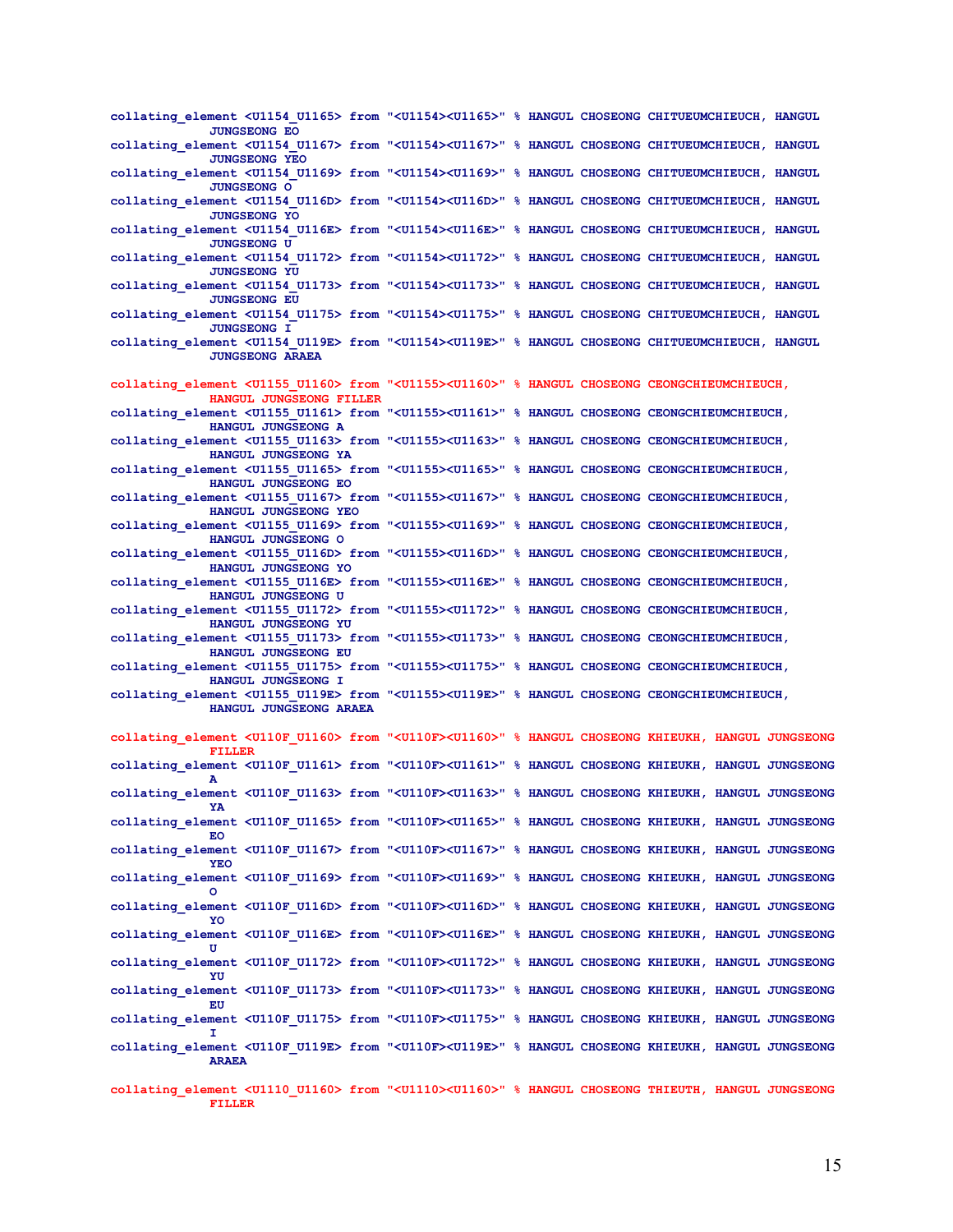```
collating_element <U1154_U1165> from "<U1154><U1165>" % HANGUL CHOSEONG CHITUEUMCHIEUCH, HANGUL
            JUNGSEONG EO
collating_element <U1154_U1167> from "<U1154><U1167>" % HANGUL CHOSEONG CHITUEUMCHIEUCH, HANGUL
            JUNGSEONG YEO
collating_element <U1154_U1169> from "<U1154><U1169>" % HANGUL CHOSEONG CHITUEUMCHIEUCH, HANGUL
            JUNGSEONG O
collating_element <U1154_U116D> from "<U1154><U116D>" % HANGUL CHOSEONG CHITUEUMCHIEUCH, HANGUL
            JUNGSEONG YO
collating_element <U1154_U116E> from "<U1154><U116E>" % HANGUL CHOSEONG CHITUEUMCHIEUCH, HANGUL
            JUNGSEONG U
collating_element <U1154_U1172> from "<U1154><U1172>" % HANGUL CHOSEONG CHITUEUMCHIEUCH, HANGUL
            JUNGSEONG YU
collating_element <U1154_U1173> from "<U1154><U1173>" % HANGUL CHOSEONG CHITUEUMCHIEUCH, HANGUL
            JUNGSEONG EU
collating_element <U1154_U1175> from "<U1154><U1175>" % HANGUL CHOSEONG CHITUEUMCHIEUCH, HANGUL
            JUNGSEONG I
collating_element <U1154_U119E> from "<U1154><U119E>" % HANGUL CHOSEONG CHITUEUMCHIEUCH, HANGUL
            JUNGSEONG ARAEA

collating_element <U1155_U1160> from "<U1155><U1160>" % HANGUL CHOSEONG CEONGCHIEUMCHIEUCH,
            HANGUL JUNGSEONG FILLER
collating_element <U1155_U1161> from "<U1155><U1161>" % HANGUL CHOSEONG CEONGCHIEUMCHIEUCH,
            HANGUL JUNGSEONG A
collating_element <U1155_U1163> from "<U1155><U1163>" % HANGUL CHOSEONG CEONGCHIEUMCHIEUCH,
            HANGUL JUNGSEONG YA
collating_element <U1155_U1165> from "<U1155><U1165>" % HANGUL CHOSEONG CEONGCHIEUMCHIEUCH,
            HANGUL JUNGSEONG EO
collating_element <U1155_U1167> from "<U1155><U1167>" % HANGUL CHOSEONG CEONGCHIEUMCHIEUCH,
            HANGUL JUNGSEONG YEO
collating_element <U1155_U1169> from "<U1155><U1169>" % HANGUL CHOSEONG CEONGCHIEUMCHIEUCH,
            HANGUL JUNGSEONG O
collating_element <U1155_U116D> from "<U1155><U116D>" % HANGUL CHOSEONG CEONGCHIEUMCHIEUCH,
            HANGUL JUNGSEONG YO
collating_element <U1155_U116E> from "<U1155><U116E>" % HANGUL CHOSEONG CEONGCHIEUMCHIEUCH,
            HANGUL JUNGSEONG U
collating_element <U1155_U1172> from "<U1155><U1172>" % HANGUL CHOSEONG CEONGCHIEUMCHIEUCH,
            HANGUL JUNGSEONG YU
collating_element <U1155_U1173> from "<U1155><U1173>" % HANGUL CHOSEONG CEONGCHIEUMCHIEUCH,
            HANGUL JUNGSEONG EU
collating_element <U1155_U1175> from "<U1155><U1175>" % HANGUL CHOSEONG CEONGCHIEUMCHIEUCH,
            HANGUL JUNGSEONG I
collating_element <U1155_U119E> from "<U1155><U119E>" % HANGUL CHOSEONG CEONGCHIEUMCHIEUCH,
            HANGUL JUNGSEONG ARAEA

collating_element <U110F_U1160> from "<U110F><U1160>" % HANGUL CHOSEONG KHIEUKH, HANGUL JUNGSEONG
            FILLER
collating_element <U110F_U1161> from "<U110F><U1161>" % HANGUL CHOSEONG KHIEUKH, HANGUL JUNGSEONG
            A
collating_element <U110F_U1163> from "<U110F><U1163>" % HANGUL CHOSEONG KHIEUKH, HANGUL JUNGSEONG
            YA
collating_element <U110F_U1165> from "<U110F><U1165>" % HANGUL CHOSEONG KHIEUKH, HANGUL JUNGSEONG
            EO
collating_element <U110F_U1167> from "<U110F><U1167>" % HANGUL CHOSEONG KHIEUKH, HANGUL JUNGSEONG
            YEO
collating_element <U110F_U1169> from "<U110F><U1169>" % HANGUL CHOSEONG KHIEUKH, HANGUL JUNGSEONG
            O
collating_element <U110F_U116D> from "<U110F><U116D>" % HANGUL CHOSEONG KHIEUKH, HANGUL JUNGSEONG
            YO
collating_element <U110F_U116E> from "<U110F><U116E>" % HANGUL CHOSEONG KHIEUKH, HANGUL JUNGSEONG
            U
collating_element <U110F_U1172> from "<U110F><U1172>" % HANGUL CHOSEONG KHIEUKH, HANGUL JUNGSEONG
            YU
collating_element <U110F_U1173> from "<U110F><U1173>" % HANGUL CHOSEONG KHIEUKH, HANGUL JUNGSEONG
            EU
collating_element <U110F_U1175> from "<U110F><U1175>" % HANGUL CHOSEONG KHIEUKH, HANGUL JUNGSEONG
            I
collating_element <U110F_U119E> from "<U110F><U119E>" % HANGUL CHOSEONG KHIEUKH, HANGUL JUNGSEONG
            ARAEA

collating_element <U1110_U1160> from "<U1110><U1160>" % HANGUL CHOSEONG THIEUTH, HANGUL JUNGSEONG
            FILLER
```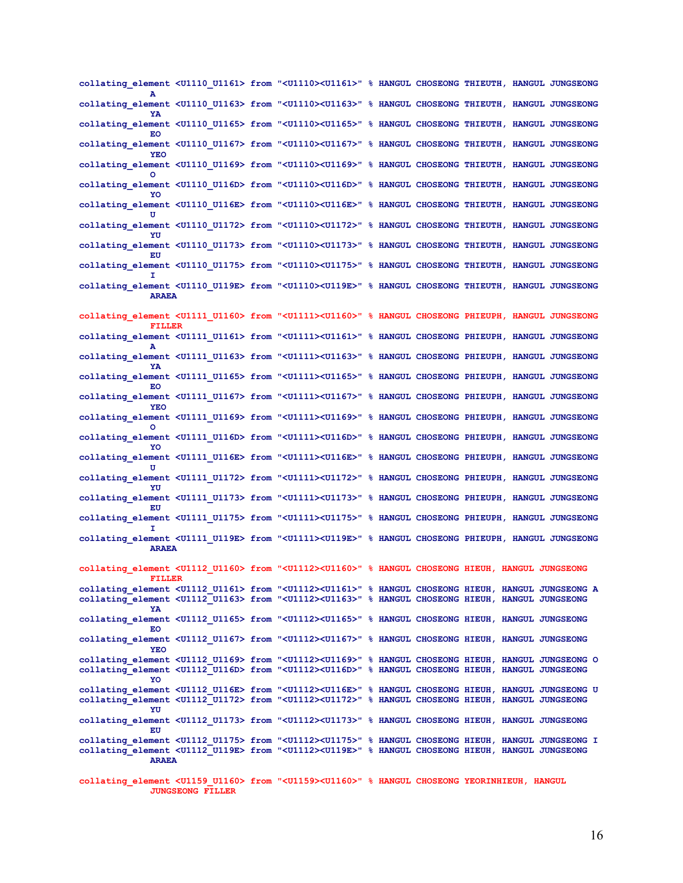```
collating_element <U1110_U1161> from "<U1110><U1161>" % HANGUL CHOSEONG THIEUTH, HANGUL JUNGSEONG
          A
collating_element <U1110_U1163> from "<U1110><U1163>" % HANGUL CHOSEONG THIEUTH, HANGUL JUNGSEONG
          YA
collating_element <U1110_U1165> from "<U1110><U1165>" % HANGUL CHOSEONG THIEUTH, HANGUL JUNGSEONG
          EO
collating_element <U1110_U1167> from "<U1110><U1167>" % HANGUL CHOSEONG THIEUTH, HANGUL JUNGSEONG
          YEO
collating_element <U1110_U1169> from "<U1110><U1169>" % HANGUL CHOSEONG THIEUTH, HANGUL JUNGSEONG
          O
collating_element <U1110_U116D> from "<U1110><U116D>" % HANGUL CHOSEONG THIEUTH, HANGUL JUNGSEONG
          YO
collating_element <U1110_U116E> from "<U1110><U116E>" % HANGUL CHOSEONG THIEUTH, HANGUL JUNGSEONG
          U
collating_element <U1110_U1172> from "<U1110><U1172>" % HANGUL CHOSEONG THIEUTH, HANGUL JUNGSEONG
          YU
collating_element <U1110_U1173> from "<U1110><U1173>" % HANGUL CHOSEONG THIEUTH, HANGUL JUNGSEONG
          EU
collating_element <U1110_U1175> from "<U1110><U1175>" % HANGUL CHOSEONG THIEUTH, HANGUL JUNGSEONG
          I
collating_element <U1110_U119E> from "<U1110><U119E>" % HANGUL CHOSEONG THIEUTH, HANGUL JUNGSEONG
          ARAEA

collating_element <U1111_U1160> from "<U1111><U1160>" % HANGUL CHOSEONG PHIEUPH, HANGUL JUNGSEONG
          FILLER
collating_element <U1111_U1161> from "<U1111><U1161>" % HANGUL CHOSEONG PHIEUPH, HANGUL JUNGSEONG
          A
collating_element <U1111_U1163> from "<U1111><U1163>" % HANGUL CHOSEONG PHIEUPH, HANGUL JUNGSEONG
          YA
collating_element <U1111_U1165> from "<U1111><U1165>" % HANGUL CHOSEONG PHIEUPH, HANGUL JUNGSEONG
          EO
collating_element <U1111_U1167> from "<U1111><U1167>" % HANGUL CHOSEONG PHIEUPH, HANGUL JUNGSEONG
          YEO
collating_element <U1111_U1169> from "<U1111><U1169>" % HANGUL CHOSEONG PHIEUPH, HANGUL JUNGSEONG
          O
collating_element <U1111_U116D> from "<U1111><U116D>" % HANGUL CHOSEONG PHIEUPH, HANGUL JUNGSEONG
          YO
collating_element <U1111_U116E> from "<U1111><U116E>" % HANGUL CHOSEONG PHIEUPH, HANGUL JUNGSEONG
          U
collating_element <U1111_U1172> from "<U1111><U1172>" % HANGUL CHOSEONG PHIEUPH, HANGUL JUNGSEONG
          YU
collating_element <U1111_U1173> from "<U1111><U1173>" % HANGUL CHOSEONG PHIEUPH, HANGUL JUNGSEONG
          EU
collating_element <U1111_U1175> from "<U1111><U1175>" % HANGUL CHOSEONG PHIEUPH, HANGUL JUNGSEONG
          I
collating_element <U1111_U119E> from "<U1111><U119E>" % HANGUL CHOSEONG PHIEUPH, HANGUL JUNGSEONG
          ARAEA

collating_element <U1112_U1160> from "<U1112><U1160>" % HANGUL CHOSEONG HIEUH, HANGUL JUNGSEONG
          FILLER
collating_element <U1112_U1161> from "<U1112><U1161>" % HANGUL CHOSEONG HIEUH, HANGUL JUNGSEONG A
collating_element <U1112_U1163> from "<U1112><U1163>" % HANGUL CHOSEONG HIEUH, HANGUL JUNGSEONG
          YA
collating_element <U1112_U1165> from "<U1112><U1165>" % HANGUL CHOSEONG HIEUH, HANGUL JUNGSEONG
          EO
collating_element <U1112_U1167> from "<U1112><U1167>" % HANGUL CHOSEONG HIEUH, HANGUL JUNGSEONG
          YEO
collating_element <U1112_U1169> from "<U1112><U1169>" % HANGUL CHOSEONG HIEUH, HANGUL JUNGSEONG O
collating_element <U1112_U116D> from "<U1112><U116D>" % HANGUL CHOSEONG HIEUH, HANGUL JUNGSEONG
          YO
collating_element <U1112_U116E> from "<U1112><U116E>" % HANGUL CHOSEONG HIEUH, HANGUL JUNGSEONG U
collating_element <U1112_U1172> from "<U1112><U1172>" % HANGUL CHOSEONG HIEUH, HANGUL JUNGSEONG
          YU
collating_element <U1112_U1173> from "<U1112><U1173>" % HANGUL CHOSEONG HIEUH, HANGUL JUNGSEONG
          EU
collating_element <U1112_U1175> from "<U1112><U1175>" % HANGUL CHOSEONG HIEUH, HANGUL JUNGSEONG I
collating_element <U1112_U119E> from "<U1112><U119E>" % HANGUL CHOSEONG HIEUH, HANGUL JUNGSEONG
          ARAEA

collating_element <U1159_U1160> from "<U1159><U1160>" % HANGUL CHOSEONG YEORINHIEUH, HANGUL
          JUNGSEONG FILLER
```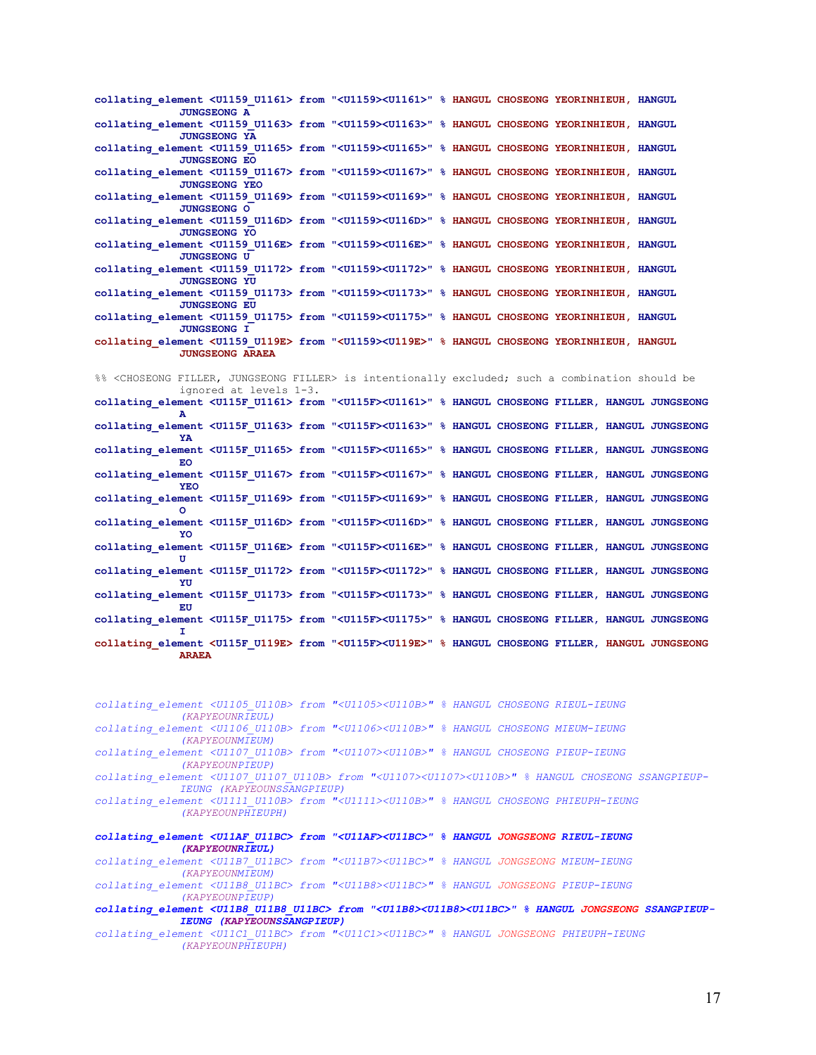```
collating_element <U1159_U1161> from "<U1159><U1161>" % HANGUL CHOSEONG YEORINHIEUH, HANGUL
            JUNGSEONG A
collating_element <U1159_U1163> from "<U1159><U1163>" % HANGUL CHOSEONG YEORINHIEUH, HANGUL
            JUNGSEONG YA
collating_element <U1159_U1165> from "<U1159><U1165>" % HANGUL CHOSEONG YEORINHIEUH, HANGUL
            JUNGSEONG EO
collating_element <U1159_U1167> from "<U1159><U1167>" % HANGUL CHOSEONG YEORINHIEUH, HANGUL
            JUNGSEONG YEO
collating_element <U1159_U1169> from "<U1159><U1169>" % HANGUL CHOSEONG YEORINHIEUH, HANGUL
            JUNGSEONG O
collating_element <U1159_U116D> from "<U1159><U116D>" % HANGUL CHOSEONG YEORINHIEUH, HANGUL
            JUNGSEONG YO
collating_element <U1159_U116E> from "<U1159><U116E>" % HANGUL CHOSEONG YEORINHIEUH, HANGUL
            JUNGSEONG U
collating_element <U1159_U1172> from "<U1159><U1172>" % HANGUL CHOSEONG YEORINHIEUH, HANGUL
            JUNGSEONG YU
collating_element <U1159_U1173> from "<U1159><U1173>" % HANGUL CHOSEONG YEORINHIEUH, HANGUL
            JUNGSEONG EU
collating_element <U1159_U1175> from "<U1159><U1175>" % HANGUL CHOSEONG YEORINHIEUH, HANGUL
            JUNGSEONG I
collating_element <U1159_U119E> from "<U1159><U119E>" % HANGUL CHOSEONG YEORINHIEUH, HANGUL
            JUNGSEONG ARAEA

%% <CHOSEONG FILLER, JUNGSEONG FILLER> is intentionally excluded; such a combination should be
            ignored at levels 1-3.
collating_element <U115F_U1161> from "<U115F><U1161>" % HANGUL CHOSEONG FILLER, HANGUL JUNGSEONG
            A
collating_element <U115F_U1163> from "<U115F><U1163>" % HANGUL CHOSEONG FILLER, HANGUL JUNGSEONG
            YA
collating_element <U115F_U1165> from "<U115F><U1165>" % HANGUL CHOSEONG FILLER, HANGUL JUNGSEONG
            EO
collating_element <U115F_U1167> from "<U115F><U1167>" % HANGUL CHOSEONG FILLER, HANGUL JUNGSEONG
            YEO
collating_element <U115F_U1169> from "<U115F><U1169>" % HANGUL CHOSEONG FILLER, HANGUL JUNGSEONG
            O
collating_element <U115F_U116D> from "<U115F><U116D>" % HANGUL CHOSEONG FILLER, HANGUL JUNGSEONG
            YO
collating_element <U115F_U116E> from "<U115F><U116E>" % HANGUL CHOSEONG FILLER, HANGUL JUNGSEONG
            U
collating_element <U115F_U1172> from "<U115F><U1172>" % HANGUL CHOSEONG FILLER, HANGUL JUNGSEONG
            YU
collating_element <U115F_U1173> from "<U115F><U1173>" % HANGUL CHOSEONG FILLER, HANGUL JUNGSEONG
            EU
collating_element <U115F_U1175> from "<U115F><U1175>" % HANGUL CHOSEONG FILLER, HANGUL JUNGSEONG
            I
collating_element <U115F_U119E> from "<U115F><U119E>" % HANGUL CHOSEONG FILLER, HANGUL JUNGSEONG
            ARAEA



collating_element <U1105_U110B> from "<U1105><U110B>" % HANGUL CHOSEONG RIEUL-IEUNG
            (KAPYEOUNRIEUL)
collating_element <U1106_U110B> from "<U1106><U110B>" % HANGUL CHOSEONG MIEUM-IEUNG
            (KAPYEOUNMIEUM)
collating_element <U1107_U110B> from "<U1107><U110B>" % HANGUL CHOSEONG PIEUP-IEUNG
            (KAPYEOUNPIEUP)
collating_element <U1107_U1107_U110B> from "<U1107><U1107><U110B>" % HANGUL CHOSEONG SSANGPIEUP-
            IEUNG (KAPYEOUNSSANGPIEUP)
collating_element <U1111_U110B> from "<U1111><U110B>" % HANGUL CHOSEONG PHIEUPH-IEUNG
            (KAPYEOUNPHIEUPH)

collating_element <U11AF_U11BC> from "<U11AF><U11BC>" % HANGUL JONGSEONG RIEUL-IEUNG
            (KAPYEOUNRIEUL)
collating_element <U11B7_U11BC> from "<U11B7><U11BC>" % HANGUL JONGSEONG MIEUM-IEUNG
            (KAPYEOUNMIEUM)
collating_element <U11B8_U11BC> from "<U11B8><U11BC>" % HANGUL JONGSEONG PIEUP-IEUNG
            (KAPYEOUNPIEUP)
collating_element <U11B8_U11B8_U11BC> from "<U11B8><U11B8><U11BC>" % HANGUL JONGSEONG SSANGPIEUP-
            IEUNG (KAPYEOUNSSANGPIEUP)
collating_element <U11C1_U11BC> from "<U11C1><U11BC>" % HANGUL JONGSEONG PHIEUPH-IEUNG
            (KAPYEOUNPHIEUPH)
```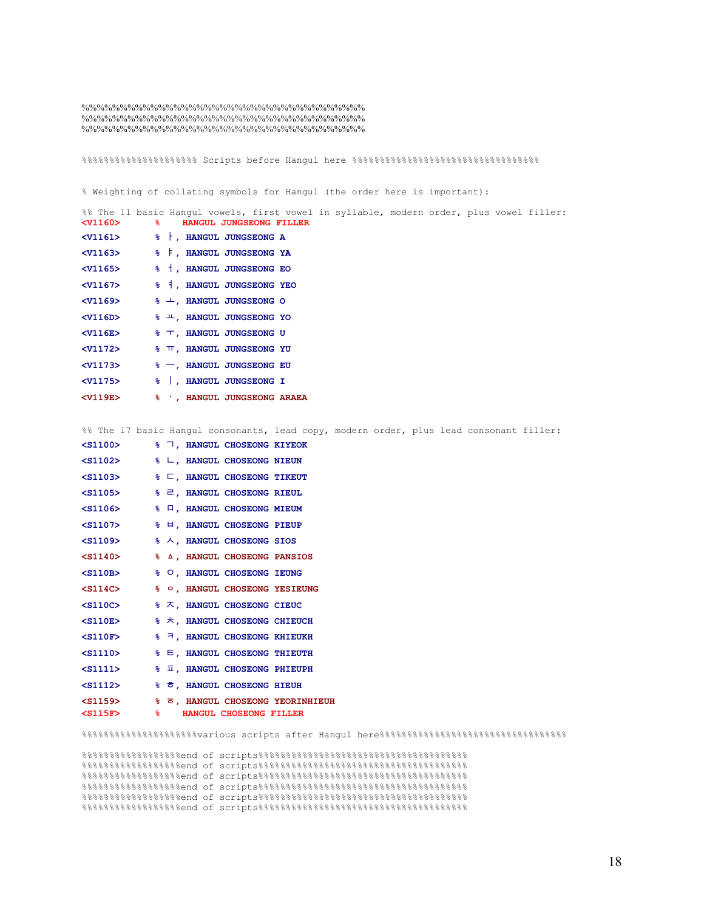```
%%%%%%%%%%%%%%%%%%%%%%%%%%%%%%%%%%%%%%%%%%%%
%%%%%%%%%%%%%%%%%%%%%%%%%%%%%%%%%%%%%%%%%%%%
%%%%%%%%%%%%%%%%%%%%%%%%%%%%%%%%%%%%%%%%%%%%

%%%%%%%%%%%%%%%%%%%%% Scripts before Hangul here %%%%%%%%%%%%%%%%%%%%%%%%%%%%%%%%%%%%%

% Weighting of collating symbols for Hangul (the order here is important):

%% The 11 basic Hangul vowels, first vowel in syllable, modern order, plus vowel filler:
<V1160>    %    HANGUL JUNGSEONG FILLER
<V1161>    % ᅡ, HANGUL JUNGSEONG A
<V1163>    % ᅣ, HANGUL JUNGSEONG YA
<V1165>    % ᅥ, HANGUL JUNGSEONG EO
<V1167>    % ᅧ, HANGUL JUNGSEONG YEO
<V1169>    % ᅩ, HANGUL JUNGSEONG O
<V116D>    % ᅭ, HANGUL JUNGSEONG YO
<V116E>    % ᅮ, HANGUL JUNGSEONG U
<V1172>    % ᅲ, HANGUL JUNGSEONG YU
<V1173>    % ᅳ, HANGUL JUNGSEONG EU
<V1175>    % ᅵ, HANGUL JUNGSEONG I
<V119E>    % ᆞ, HANGUL JUNGSEONG ARAEA

%% The 17 basic Hangul consonants, lead copy, modern order, plus lead consonant filler:
<S1100>    % ᄀ, HANGUL CHOSEONG KIYEOK
<S1102>    % ᄂ, HANGUL CHOSEONG NIEUN
<S1103>    % ᄃ, HANGUL CHOSEONG TIKEUT
<S1105>    % ᄅ, HANGUL CHOSEONG RIEUL
<S1106>    % ᄆ, HANGUL CHOSEONG MIEUM
<S1107>    % ᄇ, HANGUL CHOSEONG PIEUP
<S1109>    % ᄉ, HANGUL CHOSEONG SIOS
<S1140>    % ᅀ, HANGUL CHOSEONG PANSIOS
<S110B>    % ᄋ, HANGUL CHOSEONG IEUNG
<S114C>    % ᅌ, HANGUL CHOSEONG YESIEUNG
<S110C>    % ᄌ, HANGUL CHOSEONG CIEUC
<S110E>    % ᄎ, HANGUL CHOSEONG CHIEUCH
<S110F>    % ᄏ, HANGUL CHOSEONG KHIEUKH
<S1110>    % ᄐ, HANGUL CHOSEONG THIEUTH
<S1111>    % ᄑ, HANGUL CHOSEONG PHIEUPH
<S1112>    % ᄒ, HANGUL CHOSEONG HIEUH
<S1159>    % ᅙ, HANGUL CHOSEONG YEORINHIEUH
<S115F>    %    HANGUL CHOSEONG FILLER

%%%%%%%%%%%%%%%%%%%%%various scripts after Hangul here%%%%%%%%%%%%%%%%%%%%%%%%%%%%%%%%%%%%%

%%%%%%%%%%%%%%%%%%end of scripts%%%%%%%%%%%%%%%%%%%%%%%%%%%%%%%%%%%%%%
%%%%%%%%%%%%%%%%%%end of scripts%%%%%%%%%%%%%%%%%%%%%%%%%%%%%%%%%%%%%%
%%%%%%%%%%%%%%%%%%end of scripts%%%%%%%%%%%%%%%%%%%%%%%%%%%%%%%%%%%%%%
%%%%%%%%%%%%%%%%%%end of scripts%%%%%%%%%%%%%%%%%%%%%%%%%%%%%%%%%%%%%%
%%%%%%%%%%%%%%%%%%end of scripts%%%%%%%%%%%%%%%%%%%%%%%%%%%%%%%%%%%%%%
%%%%%%%%%%%%%%%%%%end of scripts%%%%%%%%%%%%%%%%%%%%%%%%%%%%%%%%%%%%%%
```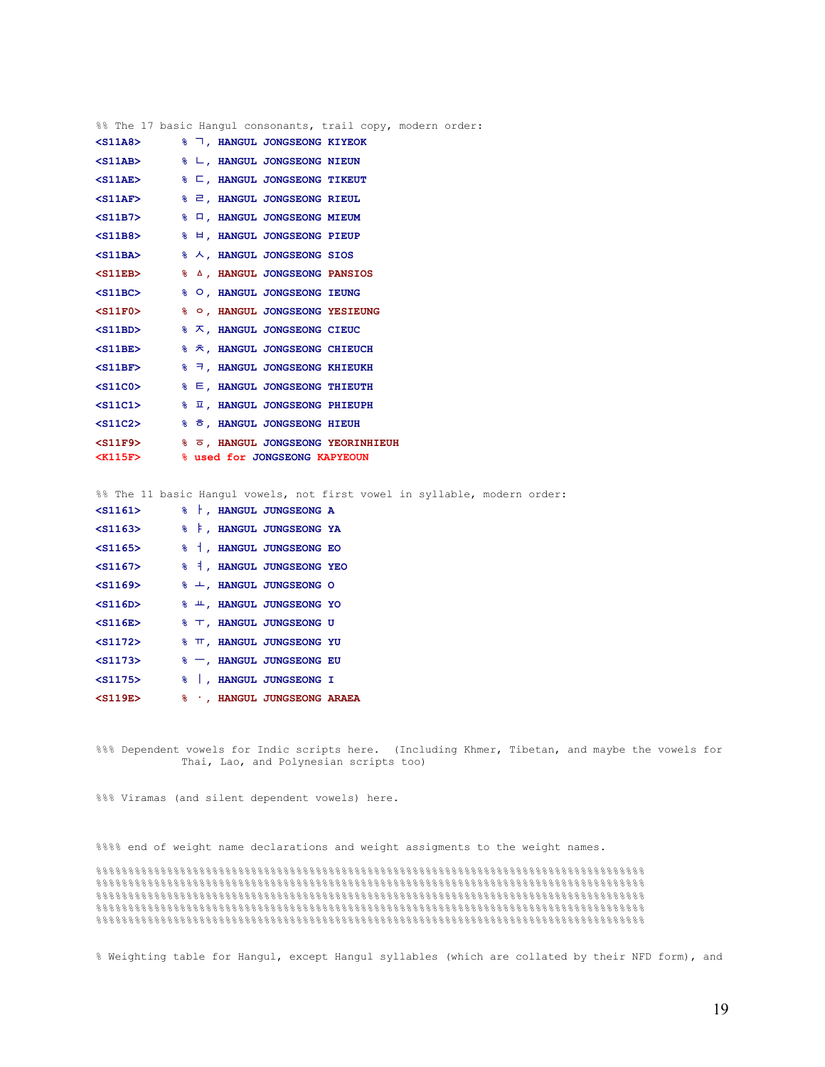```
%% The 17 basic Hangul consonants, trail copy, modern order:
<S11A8>     % ᆨ, HANGUL JONGSEONG KIYEOK
<S11AB>     % ᆫ, HANGUL JONGSEONG NIEUN
<S11AE>     % ᆮ, HANGUL JONGSEONG TIKEUT
<S11AF>     % ᆯ, HANGUL JONGSEONG RIEUL
<S11B7>     % ᆷ, HANGUL JONGSEONG MIEUM
<S11B8>     % ᆸ, HANGUL JONGSEONG PIEUP
<S11BA>     % ᆺ, HANGUL JONGSEONG SIOS
<S11EB>     % ᇫ, HANGUL JONGSEONG PANSIOS
<S11BC>     % ᆼ, HANGUL JONGSEONG IEUNG
<S11F0>     % ᇰ, HANGUL JONGSEONG YESIEUNG
<S11BD>     % ᆽ, HANGUL JONGSEONG CIEUC
<S11BE>     % ᆾ, HANGUL JONGSEONG CHIEUCH
<S11BF>     % ᆿ, HANGUL JONGSEONG KHIEUKH
<S11C0>     % ᇀ, HANGUL JONGSEONG THIEUTH
<S11C1>     % ᇁ, HANGUL JONGSEONG PHIEUPH
<S11C2>     % ᇂ, HANGUL JONGSEONG HIEUH
<S11F9>     % ᇹ, HANGUL JONGSEONG YEORINHIEUH
<K115F>     % used for JONGSEONG KAPYEOUN

%% The 11 basic Hangul vowels, not first vowel in syllable, modern order:
<S1161>     % ᅡ, HANGUL JUNGSEONG A
<S1163>     % ᅣ, HANGUL JUNGSEONG YA
<S1165>     % ᅥ, HANGUL JUNGSEONG EO
<S1167>     % ᅧ, HANGUL JUNGSEONG YEO
<S1169>     % ᅩ, HANGUL JUNGSEONG O
<S116D>     % ᅭ, HANGUL JUNGSEONG YO
<S116E>     % ᅮ, HANGUL JUNGSEONG U
<S1172>     % ᅲ, HANGUL JUNGSEONG YU
<S1173>     % ᅳ, HANGUL JUNGSEONG EU
<S1175>     % ᅵ, HANGUL JUNGSEONG I
<S119E>     % ᆞ, HANGUL JUNGSEONG ARAEA


%%% Dependent vowels for Indic scripts here.  (Including Khmer, Tibetan, and maybe the vowels for
            Thai, Lao, and Polynesian scripts too)


%%% Viramas (and silent dependent vowels) here.


%%%% end of weight name declarations and weight assigments to the weight names.

%%%%%%%%%%%%%%%%%%%%%%%%%%%%%%%%%%%%%%%%%%%%%%%%%%%%%%%%%%%%%%%%%%%%%%%%%%%%%%%%
%%%%%%%%%%%%%%%%%%%%%%%%%%%%%%%%%%%%%%%%%%%%%%%%%%%%%%%%%%%%%%%%%%%%%%%%%%%%%%%%
%%%%%%%%%%%%%%%%%%%%%%%%%%%%%%%%%%%%%%%%%%%%%%%%%%%%%%%%%%%%%%%%%%%%%%%%%%%%%%%%
%%%%%%%%%%%%%%%%%%%%%%%%%%%%%%%%%%%%%%%%%%%%%%%%%%%%%%%%%%%%%%%%%%%%%%%%%%%%%%%%
%%%%%%%%%%%%%%%%%%%%%%%%%%%%%%%%%%%%%%%%%%%%%%%%%%%%%%%%%%%%%%%%%%%%%%%%%%%%%%%%


% Weighting table for Hangul, except Hangul syllables (which are collated by their NFD form), and
```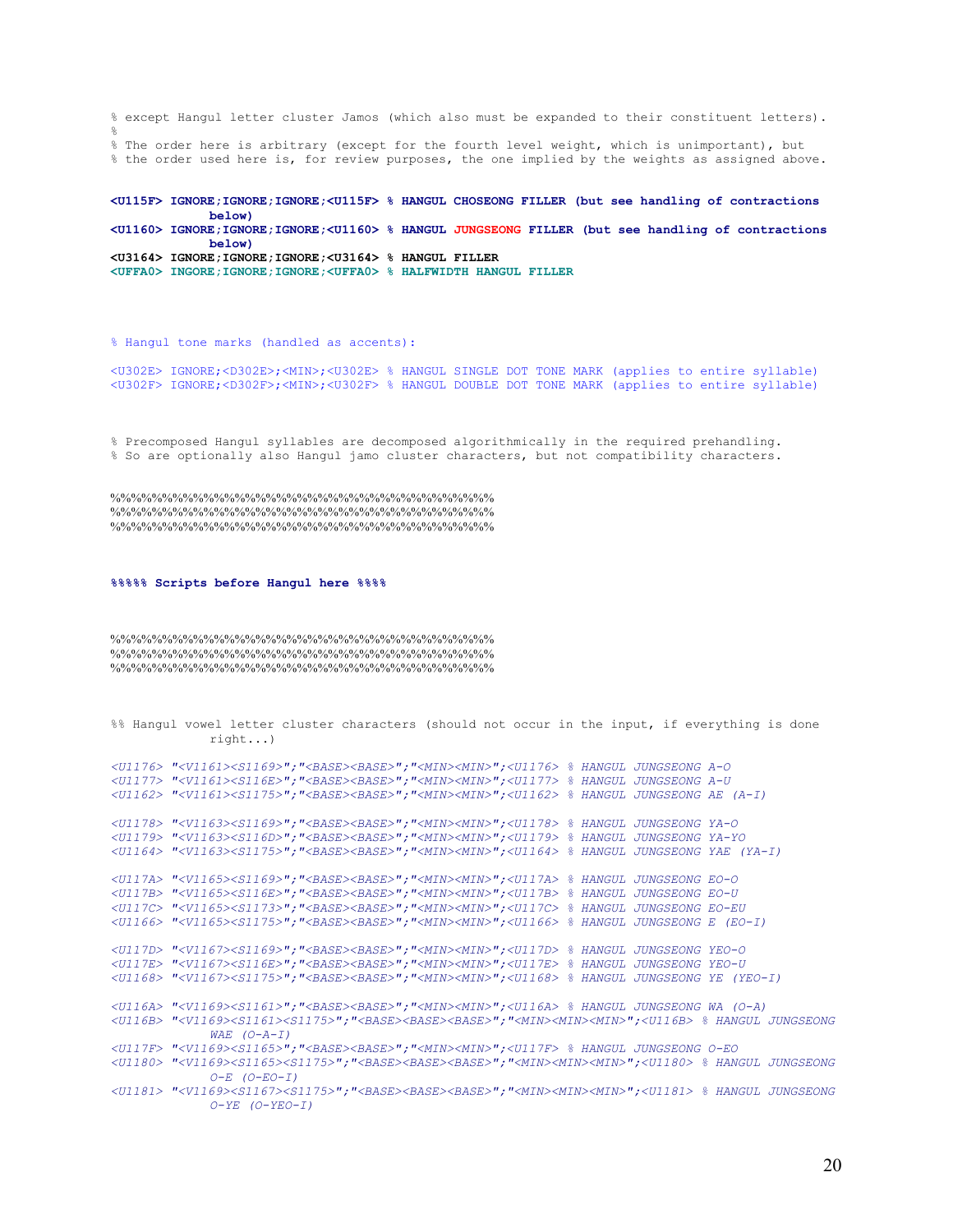```
% except Hangul letter cluster Jamos (which also must be expanded to their constituent letters).
%
% The order here is arbitrary (except for the fourth level weight, which is unimportant), but
% the order used here is, for review purposes, the one implied the weights as assigned above.
```

```
<U115F> IGNORE;IGNORE;IGNORE;<U115F> % HANGUL CHOSEONG FILLER (but see handling of contractions
        below)
<U1160> IGNORE;IGNORE;IGNORE;<U1160> % HANGUL JUNGSEONG FILLER (but see handling of contractions
        below)
<U3164> IGNORE;IGNORE;IGNORE;<U3164> % HANGUL FILLER
<UFFA0> INGORE;IGNORE;IGNORE;<UFFA0> % HALFWIDTH HANGUL FILLER
```

```
% Hangul tone marks (handled as accents):

<U302E> IGNORE;<D302E>;<MIN>;<U302E> % HANGUL SINGLE DOT TONE MARK (applies to entire syllable)
<U302F> IGNORE;<D302F>;<MIN>;<U302F> % HANGUL DOUBLE DOT TONE MARK (applies to entire syllable)
```

```
% Precomposed Hangul syllables are decomposed algorithmically in the required prehandling.
% So are optionally also Hangul jamo cluster characters, but not compatibility characters.
```

```
%%%%%%%%%%%%%%%%%%%%%%%%%%%%%%%%%%%%%%%%%%%%%%%
%%%%%%%%%%%%%%%%%%%%%%%%%%%%%%%%%%%%%%%%%%%%%%%
%%%%%%%%%%%%%%%%%%%%%%%%%%%%%%%%%%%%%%%%%%%%%%%
```

**%%%%% Scripts before Hangul here %%%%**

```
%%%%%%%%%%%%%%%%%%%%%%%%%%%%%%%%%%%%%%%%%%%%%%%
%%%%%%%%%%%%%%%%%%%%%%%%%%%%%%%%%%%%%%%%%%%%%%%
%%%%%%%%%%%%%%%%%%%%%%%%%%%%%%%%%%%%%%%%%%%%%%%
```

```
%% Hangul vowel letter cluster characters (should not occur in the input, if everything is done
        right...)

<U1176> "<V1161><S1169>";"<BASE><BASE>";"<MIN><MIN>";<U1176> % HANGUL JUNGSEONG A-O
<U1177> "<V1161><S116E>";"<BASE><BASE>";"<MIN><MIN>";<U1177> % HANGUL JUNGSEONG A-U
<U1162> "<V1161><S1175>";"<BASE><BASE>";"<MIN><MIN>";<U1162> % HANGUL JUNGSEONG AE (A-I)

<U1178> "<V1163><S1169>";"<BASE><BASE>";"<MIN><MIN>";<U1178> % HANGUL JUNGSEONG YA-O
<U1179> "<V1163><S116D>";"<BASE><BASE>";"<MIN><MIN>";<U1179> % HANGUL JUNGSEONG YA-YO
<U1164> "<V1163><S1175>";"<BASE><BASE>";"<MIN><MIN>";<U1164> % HANGUL JUNGSEONG YAE (YA-I)

<U117A> "<V1165><S1169>";"<BASE><BASE>";"<MIN><MIN>";<U117A> % HANGUL JUNGSEONG EO-O
<U117B> "<V1165><S116E>";"<BASE><BASE>";"<MIN><MIN>";<U117B> % HANGUL JUNGSEONG EO-U
<U117C> "<V1165><S1173>";"<BASE><BASE>";"<MIN><MIN>";<U117C> % HANGUL JUNGSEONG EO-EU
<U1166> "<V1165><S1175>";"<BASE><BASE>";"<MIN><MIN>";<U1166> % HANGUL JUNGSEONG E (EO-I)

<U117D> "<V1167><S1169>";"<BASE><BASE>";"<MIN><MIN>";<U117D> % HANGUL JUNGSEONG YEO-O
<U117E> "<V1167><S116E>";"<BASE><BASE>";"<MIN><MIN>";<U117E> % HANGUL JUNGSEONG YEO-U
<U1168> "<V1167><S1175>";"<BASE><BASE>";"<MIN><MIN>";<U1168> % HANGUL JUNGSEONG YE (YEO-I)

<U116A> "<V1169><S1161>";"<BASE><BASE>";"<MIN><MIN>";<U116A> % HANGUL JUNGSEONG WA (O-A)
<U116B> "<V1169><S1161><S1175>";"<BASE><BASE><BASE>";"<MIN><MIN><MIN>";<U116B> % HANGUL JUNGSEONG
        WAE (O-A-I)
<U117F> "<V1169><S1165>";"<BASE><BASE>";"<MIN><MIN>";<U117F> % HANGUL JUNGSEONG O-EO
<U1180> "<V1169><S1165><S1175>";"<BASE><BASE><BASE>";"<MIN><MIN><MIN>";<U1180> % HANGUL JUNGSEONG
        O-E (O-EO-I)
<U1181> "<V1169><S1167><S1175>";"<BASE><BASE><BASE>";"<MIN><MIN><MIN>";<U1181> % HANGUL JUNGSEONG
        O-YE (O-YEO-I)
```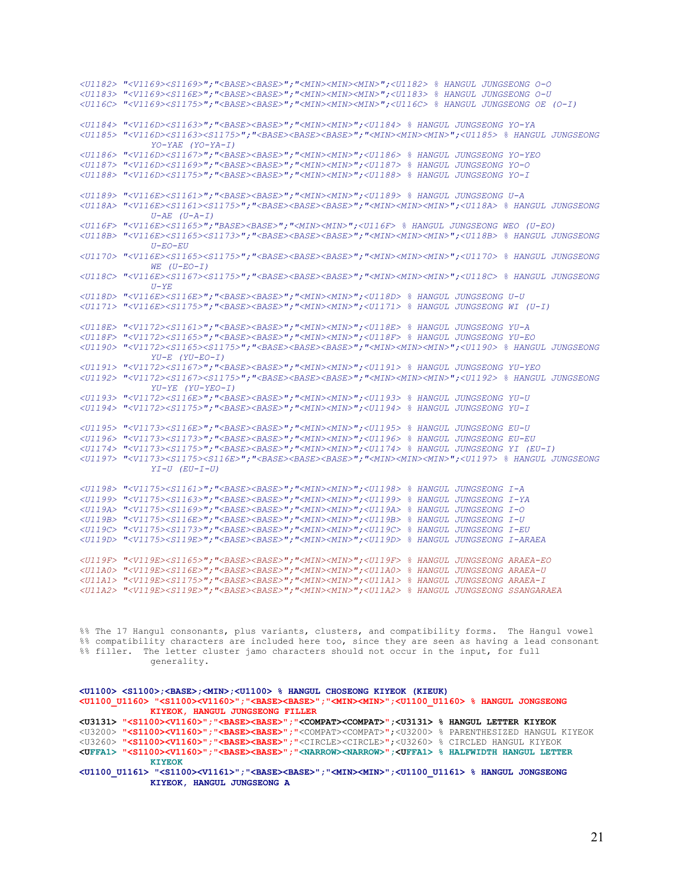```
<U1182> "<V1169><S1169>";"<BASE><BASE>";"<MIN><MIN><MIN>";<U1182> % HANGUL JUNGSEONG O-O
<U1183> "<V1169><S116E>";"<BASE><BASE>";"<MIN><MIN><MIN>";<U1183> % HANGUL JUNGSEONG O-U
<U116C> "<V1169><S1175>";"<BASE><BASE>";"<MIN><MIN><MIN>";<U116C> % HANGUL JUNGSEONG OE (O-I)

<U1184> "<V116D><S1163>";"<BASE><BASE>";"<MIN><MIN>";<U1184> % HANGUL JUNGSEONG YO-YA
<U1185> "<V116D><S1163><S1175>";"<BASE><BASE><BASE>";"<MIN><MIN><MIN>";<U1185> % HANGUL JUNGSEONG
         YO-YAE (YO-YA-I)
<U1186> "<V116D><S1167>";"<BASE><BASE>";"<MIN><MIN>";<U1186> % HANGUL JUNGSEONG YO-YEO
<U1187> "<V116D><S1169>";"<BASE><BASE>";"<MIN><MIN>";<U1187> % HANGUL JUNGSEONG YO-O
<U1188> "<V116D><S1175>";"<BASE><BASE>";"<MIN><MIN>";<U1188> % HANGUL JUNGSEONG YO-I

<U1189> "<V116E><S1161>";"<BASE><BASE>";"<MIN><MIN>";<U1189> % HANGUL JUNGSEONG U-A
<U118A> "<V116E><S1161><S1175>";"<BASE><BASE><BASE>";"<MIN><MIN><MIN>";<U118A> % HANGUL JUNGSEONG
         U-AE (U-A-I)
<U116F> "<V116E><S1165>";"BASE><BASE>";"<MIN><MIN>";<U116F> % HANGUL JUNGSEONG WEO (U-EO)
<U118B> "<V116E><S1165><S1173>";"<BASE><BASE><BASE>";"<MIN><MIN><MIN>";<U118B> % HANGUL JUNGSEONG
         U-EO-EU
<U1170> "<V116E><S1165><S1175>";"<BASE><BASE><BASE>";"<MIN><MIN><MIN>";<U1170> % HANGUL JUNGSEONG
         WE (U-EO-I)
<U118C> "<V116E><S1167><S1175>";"<BASE><BASE><BASE>";"<MIN><MIN><MIN>";<U118C> % HANGUL JUNGSEONG
         U-YE
<U118D> "<V116E><S116E>";"<BASE><BASE>";"<MIN><MIN>";<U118D> % HANGUL JUNGSEONG U-U
<U1171> "<V116E><S1175>";"<BASE><BASE>";"<MIN><MIN>";<U1171> % HANGUL JUNGSEONG WI (U-I)

<U118E> "<V1172><S1161>";"<BASE><BASE>";"<MIN><MIN>";<U118E> % HANGUL JUNGSEONG YU-A
<U118F> "<V1172><S1165>";"<BASE><BASE>";"<MIN><MIN>";<U118F> % HANGUL JUNGSEONG YU-EO
<U1190> "<V1172><S1165><S1175>";"<BASE><BASE><BASE>";"<MIN><MIN><MIN>";<U1190> % HANGUL JUNGSEONG
         YU-E (YU-EO-I)
<U1191> "<V1172><S1167>";"<BASE><BASE>";"<MIN><MIN>";<U1191> % HANGUL JUNGSEONG YU-YEO
<U1192> "<V1172><S1167><S1175>";"<BASE><BASE><BASE>";"<MIN><MIN><MIN>";<U1192> % HANGUL JUNGSEONG
         YU-YE (YU-YEO-I)
<U1193> "<V1172><S116E>";"<BASE><BASE>";"<MIN><MIN>";<U1193> % HANGUL JUNGSEONG YU-U
<U1194> "<V1172><S1175>";"<BASE><BASE>";"<MIN><MIN>";<U1194> % HANGUL JUNGSEONG YU-I

<U1195> "<V1173><S116E>";"<BASE><BASE>";"<MIN><MIN>";<U1195> % HANGUL JUNGSEONG EU-U
<U1196> "<V1173><S1173>";"<BASE><BASE>";"<MIN><MIN>";<U1196> % HANGUL JUNGSEONG EU-EU
<U1174> "<V1173><S1175>";"<BASE><BASE>";"<MIN><MIN>";<U1174> % HANGUL JUNGSEONG YI (EU-I)
<U1197> "<V1173><S1175><S116E>";"<BASE><BASE><BASE>";"<MIN><MIN><MIN>";<U1197> % HANGUL JUNGSEONG
         YI-U (EU-I-U)

<U1198> "<V1175><S1161>";"<BASE><BASE>";"<MIN><MIN>";<U1198> % HANGUL JUNGSEONG I-A
<U1199> "<V1175><S1163>";"<BASE><BASE>";"<MIN><MIN>";<U1199> % HANGUL JUNGSEONG I-YA
<U119A> "<V1175><S1169>";"<BASE><BASE>";"<MIN><MIN>";<U119A> % HANGUL JUNGSEONG I-O
<U119B> "<V1175><S116E>";"<BASE><BASE>";"<MIN><MIN>";<U119B> % HANGUL JUNGSEONG I-U
<U119C> "<V1175><S1173>";"<BASE><BASE>";"<MIN><MIN>";<U119C> % HANGUL JUNGSEONG I-EU
<U119D> "<V1175><S119E>";"<BASE><BASE>";"<MIN><MIN>";<U119D> % HANGUL JUNGSEONG I-ARAEA

<U119F> "<V119E><S1165>";"<BASE><BASE>";"<MIN><MIN>";<U119F> % HANGUL JUNGSEONG ARAEA-EO
<U11A0> "<V119E><S116E>";"<BASE><BASE>";"<MIN><MIN>";<U11A0> % HANGUL JUNGSEONG ARAEA-U
<U11A1> "<V119E><S1175>";"<BASE><BASE>";"<MIN><MIN>";<U11A1> % HANGUL JUNGSEONG ARAEA-I
<U11A2> "<V119E><S119E>";"<BASE><BASE>";"<MIN><MIN>";<U11A2> % HANGUL JUNGSEONG SSANGARAEA


%% The 17 Hangul consonants, plus variants, clusters, and compatibility forms.  The Hangul vowel
%% compatibility characters are included here too, since they are seen as having a lead consonant
%% filler.  The letter cluster jamo characters should not occur in the input, for full
         generality.


<U1100> <S1100>;<BASE>;<MIN>;<U1100> % HANGUL CHOSEONG KIYEOK (KIEUK)
<U1100_U1160> "<S1100><V1160>";"<BASE><BASE>";"<MIN><MIN>";<U1100_U1160> % HANGUL JONGSEONG
         KIYEOK, HANGUL JUNGSEONG FILLER
<U3131> "<S1100><V1160>";"<BASE><BASE>";"<COMPAT><COMPAT>";<U3131> % HANGUL LETTER KIYEOK
<U3200> "<S1100><V1160>";"<BASE><BASE>";"<COMPAT><COMPAT>";<U3200> % PARENTHESIZED HANGUL KIYEOK
<U3260> "<S1100><V1160>";"<BASE><BASE>";"<CIRCLE><CIRCLE>";<U3260> % CIRCLED HANGUL KIYEOK
<UFFA1> "<S1100><V1160>";"<BASE><BASE>";"<NARROW><NARROW>";<UFFA1> % HALFWIDTH HANGUL LETTER
         KIYEOK
<U1100_U1161> "<S1100><V1161>";"<BASE><BASE>";"<MIN><MIN>";<U1100_U1161> % HANGUL JONGSEONG
         KIYEOK, HANGUL JUNGSEONG A
```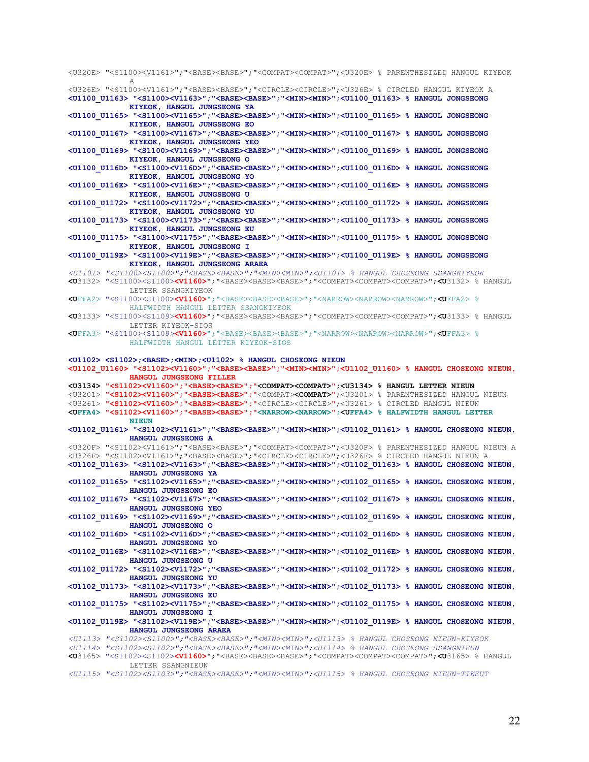```
<U320E> "<S1100><V1161>";"<BASE><BASE>";"<COMPAT><COMPAT>";<U320E> % PARENTHESIZED HANGUL KIYEOK
        A
<U326E> "<S1100><V1161>";"<BASE><BASE>";"<CIRCLE><CIRCLE>";<U326E> % CIRCLED HANGUL KIYEOK A
<U1100_U1163> "<S1100><V1163>";"<BASE><BASE>";"<MIN><MIN>";<U1100_U1163> % HANGUL JONGSEONG
        KIYEOK, HANGUL JUNGSEONG YA
<U1100_U1165> "<S1100><V1165>";"<BASE><BASE>";"<MIN><MIN>";<U1100_U1165> % HANGUL JONGSEONG
        KIYEOK, HANGUL JUNGSEONG EO
<U1100_U1167> "<S1100><V1167>";"<BASE><BASE>";"<MIN><MIN>";<U1100_U1167> % HANGUL JONGSEONG
        KIYEOK, HANGUL JUNGSEONG YEO
<U1100_U1169> "<S1100><V1169>";"<BASE><BASE>";"<MIN><MIN>";<U1100_U1169> % HANGUL JONGSEONG
        KIYEOK, HANGUL JUNGSEONG O
<U1100_U116D> "<S1100><V116D>";"<BASE><BASE>";"<MIN><MIN>";<U1100_U116D> % HANGUL JONGSEONG
        KIYEOK, HANGUL JUNGSEONG YO
<U1100_U116E> "<S1100><V116E>";"<BASE><BASE>";"<MIN><MIN>";<U1100_U116E> % HANGUL JONGSEONG
        KIYEOK, HANGUL JUNGSEONG U
<U1100_U1172> "<S1100><V1172>";"<BASE><BASE>";"<MIN><MIN>";<U1100_U1172> % HANGUL JONGSEONG
        KIYEOK, HANGUL JUNGSEONG YU
<U1100_U1173> "<S1100><V1173>";"<BASE><BASE>";"<MIN><MIN>";<U1100_U1173> % HANGUL JONGSEONG
        KIYEOK, HANGUL JUNGSEONG EU
<U1100_U1175> "<S1100><V1175>";"<BASE><BASE>";"<MIN><MIN>";<U1100_U1175> % HANGUL JONGSEONG
        KIYEOK, HANGUL JUNGSEONG I
<U1100_U119E> "<S1100><V119E>";"<BASE><BASE>";"<MIN><MIN>";<U1100_U119E> % HANGUL JONGSEONG
        KIYEOK, HANGUL JUNGSEONG ARAEA
<U1101> "<S1100><S1100>";"<BASE><BASE>";"<MIN><MIN>";<U1101> % HANGUL CHOSEONG SSANGKIYEOK
<U3132> "<S1100><S1100><V1160>";"<BASE><BASE><BASE>";"<COMPAT><COMPAT><COMPAT>";<U3132> % HANGUL
        LETTER SSANGKIYEOK
<UFFA2> "<S1100><S1100><V1160>";"<BASE><BASE><BASE>";"<NARROW><NARROW><NARROW>";<UFFA2> %
        HALFWIDTH HANGUL LETTER SSANGKIYEOK
<U3133> "<S1100><S1109><V1160>";"<BASE><BASE><BASE>";"<COMPAT><COMPAT><COMPAT>";<U3133> % HANGUL
        LETTER KIYEOK-SIOS
<UFFA3> "<S1100><S1109><V1160>";"<BASE><BASE><BASE>";"<NARROW><NARROW><NARROW>";<UFFA3> %
        HALFWIDTH HANGUL LETTER KIYEOK-SIOS

<U1102> <S1102>;<BASE>;<MIN>;<U1102> % HANGUL CHOSEONG NIEUN
<U1102_U1160> "<S1102><V1160>";"<BASE><BASE>";"<MIN><MIN>";<U1102_U1160> % HANGUL CHOSEONG NIEUN,
        HANGUL JUNGSEONG FILLER
<U3134> "<S1102><V1160>";"<BASE><BASE>";"<COMPAT><COMPAT>";<U3134> % HANGUL LETTER NIEUN
<U3201> "<S1102><V1160>";"<BASE><BASE>";"<COMPAT><COMPAT>";<U3201> % PARENTHESIZED HANGUL NIEUN
<U3261> "<S1102><V1160>";"<BASE><BASE>";"<CIRCLE><CIRCLE>";<U3261> % CIRCLED HANGUL NIEUN
<UFFA4> "<S1102><V1160>";"<BASE><BASE>";"<NARROW><NARROW>";<UFFA4> % HALFWIDTH HANGUL LETTER
        NIEUN
<U1102_U1161> "<S1102><V1161>";"<BASE><BASE>";"<MIN><MIN>";<U1102_U1161> % HANGUL CHOSEONG NIEUN,
        HANGUL JUNGSEONG A
<U320F> "<S1102><V1161>";"<BASE><BASE>";"<COMPAT><COMPAT>";<U320F> % PARENTHESIZED HANGUL NIEUN A
<U326F> "<S1102><V1161>";"<BASE><BASE>";"<CIRCLE><CIRCLE>";<U326F> % CIRCLED HANGUL NIEUN A
<U1102_U1163> "<S1102><V1163>";"<BASE><BASE>";"<MIN><MIN>";<U1102_U1163> % HANGUL CHOSEONG NIEUN,
        HANGUL JUNGSEONG YA
<U1102_U1165> "<S1102><V1165>";"<BASE><BASE>";"<MIN><MIN>";<U1102_U1165> % HANGUL CHOSEONG NIEUN,
        HANGUL JUNGSEONG EO
<U1102_U1167> "<S1102><V1167>";"<BASE><BASE>";"<MIN><MIN>";<U1102_U1167> % HANGUL CHOSEONG NIEUN,
        HANGUL JUNGSEONG YEO
<U1102_U1169> "<S1102><V1169>";"<BASE><BASE>";"<MIN><MIN>";<U1102_U1169> % HANGUL CHOSEONG NIEUN,
        HANGUL JUNGSEONG O
<U1102_U116D> "<S1102><V116D>";"<BASE><BASE>";"<MIN><MIN>";<U1102_U116D> % HANGUL CHOSEONG NIEUN,
        HANGUL JUNGSEONG YO
<U1102_U116E> "<S1102><V116E>";"<BASE><BASE>";"<MIN><MIN>";<U1102_U116E> % HANGUL CHOSEONG NIEUN,
        HANGUL JUNGSEONG U
<U1102_U1172> "<S1102><V1172>";"<BASE><BASE>";"<MIN><MIN>";<U1102_U1172> % HANGUL CHOSEONG NIEUN,
        HANGUL JUNGSEONG YU
<U1102_U1173> "<S1102><V1173>";"<BASE><BASE>";"<MIN><MIN>";<U1102_U1173> % HANGUL CHOSEONG NIEUN,
        HANGUL JUNGSEONG EU
<U1102_U1175> "<S1102><V1175>";"<BASE><BASE>";"<MIN><MIN>";<U1102_U1175> % HANGUL CHOSEONG NIEUN,
        HANGUL JUNGSEONG I
<U1102_U119E> "<S1102><V119E>";"<BASE><BASE>";"<MIN><MIN>";<U1102_U119E> % HANGUL CHOSEONG NIEUN,
        HANGUL JUNGSEONG ARAEA
<U1113> "<S1102><S1100>";"<BASE><BASE>";"<MIN><MIN>";<U1113> % HANGUL CHOSEONG NIEUN-KIYEOK
<U1114> "<S1102><S1102>";"<BASE><BASE>";"<MIN><MIN>";<U1114> % HANGUL CHOSEONG SSANGNIEUN
<U3165> "<S1102><S1102><V1160>";"<BASE><BASE><BASE>";"<COMPAT><COMPAT><COMPAT>";<U3165> % HANGUL
        LETTER SSANGNIEUN
<U1115> "<S1102><S1103>";"<BASE><BASE>";"<MIN><MIN>";<U1115> % HANGUL CHOSEONG NIEUN-TIKEUT
```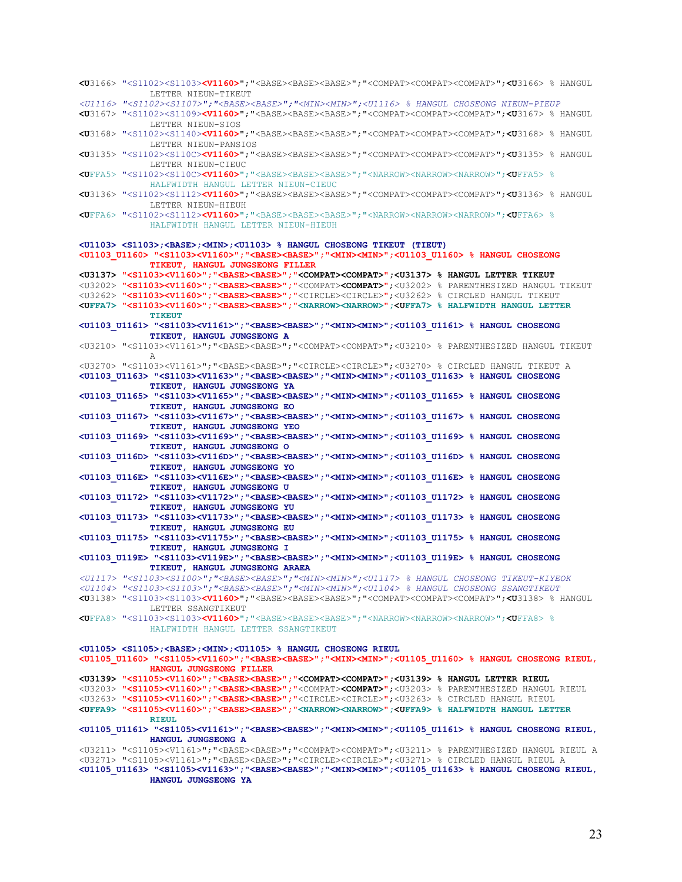```
<U3166> "<S1102><S1103><V1160>";"<BASE><BASE><BASE>";"<COMPAT><COMPAT><COMPAT>";<U3166> % HANGUL
        LETTER NIEUN-TIKEUT
<U1116> "<S1102><S1107>";"<BASE><BASE>";"<MIN><MIN>";<U1116> % HANGUL CHOSEONG NIEUN-PIEUP
<U3167> "<S1102><S1109><V1160>";"<BASE><BASE><BASE>";"<COMPAT><COMPAT><COMPAT>";<U3167> % HANGUL
        LETTER NIEUN-SIOS
<U3168> "<S1102><S1140><V1160>";"<BASE><BASE><BASE>";"<COMPAT><COMPAT><COMPAT>";<U3168> % HANGUL
        LETTER NIEUN-PANSIOS
<U3135> "<S1102><S110C><V1160>";"<BASE><BASE><BASE>";"<COMPAT><COMPAT><COMPAT>";<U3135> % HANGUL
        LETTER NIEUN-CIEUC
<UFFA5> "<S1102><S110C><V1160>";"<BASE><BASE><BASE>";"<NARROW><NARROW><NARROW>";<UFFA5> %
        HALFWIDTH HANGUL LETTER NIEUN-CIEUC
<U3136> "<S1102><S1112><V1160>";"<BASE><BASE><BASE>";"<COMPAT><COMPAT><COMPAT>";<U3136> % HANGUL
        LETTER NIEUN-HIEUH
<UFFA6> "<S1102><S1112><V1160>";"<BASE><BASE><BASE>";"<NARROW><NARROW><NARROW>";<UFFA6> %
        HALFWIDTH HANGUL LETTER NIEUN-HIEUH

<U1103> <S1103>;<BASE>;<MIN>;<U1103> % HANGUL CHOSEONG TIKEUT (TIEUT)
<U1103_U1160> "<S1103><V1160>";"<BASE><BASE>";"<MIN><MIN>";<U1103_U1160> % HANGUL CHOSEONG
        TIKEUT, HANGUL JUNGSEONG FILLER
<U3137> "<S1103><V1160>";"<BASE><BASE>";"<COMPAT><COMPAT>";<U3137> % HANGUL LETTER TIKEUT
<U3202> "<S1103><V1160>";"<BASE><BASE>";"<COMPAT><COMPAT>";<U3202> % PARENTHESIZED HANGUL TIKEUT
<U3262> "<S1103><V1160>";"<BASE><BASE>";"<CIRCLE><CIRCLE>";<U3262> % CIRCLED HANGUL TIKEUT
<UFFA7> "<S1103><V1160>";"<BASE><BASE>";"<NARROW><NARROW>";<UFFA7> % HALFWIDTH HANGUL LETTER
        TIKEUT
<U1103_U1161> "<S1103><V1161>";"<BASE><BASE>";"<MIN><MIN>";<U1103_U1161> % HANGUL CHOSEONG
        TIKEUT, HANGUL JUNGSEONG A
<U3210> "<S1103><V1161>";"<BASE><BASE>";"<COMPAT><COMPAT>";<U3210> % PARENTHESIZED HANGUL TIKEUT
        A
<U3270> "<S1103><V1161>";"<BASE><BASE>";"<CIRCLE><CIRCLE>";<U3270> % CIRCLED HANGUL TIKEUT A
<U1103_U1163> "<S1103><V1163>";"<BASE><BASE>";"<MIN><MIN>";<U1103_U1163> % HANGUL CHOSEONG
        TIKEUT, HANGUL JUNGSEONG YA
<U1103_U1165> "<S1103><V1165>";"<BASE><BASE>";"<MIN><MIN>";<U1103_U1165> % HANGUL CHOSEONG
        TIKEUT, HANGUL JUNGSEONG EO
<U1103_U1167> "<S1103><V1167>";"<BASE><BASE>";"<MIN><MIN>";<U1103_U1167> % HANGUL CHOSEONG
        TIKEUT, HANGUL JUNGSEONG YEO
<U1103_U1169> "<S1103><V1169>";"<BASE><BASE>";"<MIN><MIN>";<U1103_U1169> % HANGUL CHOSEONG
        TIKEUT, HANGUL JUNGSEONG O
<U1103_U116D> "<S1103><V116D>";"<BASE><BASE>";"<MIN><MIN>";<U1103_U116D> % HANGUL CHOSEONG
        TIKEUT, HANGUL JUNGSEONG YO
<U1103_U116E> "<S1103><V116E>";"<BASE><BASE>";"<MIN><MIN>";<U1103_U116E> % HANGUL CHOSEONG
        TIKEUT, HANGUL JUNGSEONG U
<U1103_U1172> "<S1103><V1172>";"<BASE><BASE>";"<MIN><MIN>";<U1103_U1172> % HANGUL CHOSEONG
        TIKEUT, HANGUL JUNGSEONG YU
<U1103_U1173> "<S1103><V1173>";"<BASE><BASE>";"<MIN><MIN>";<U1103_U1173> % HANGUL CHOSEONG
        TIKEUT, HANGUL JUNGSEONG EU
<U1103_U1175> "<S1103><V1175>";"<BASE><BASE>";"<MIN><MIN>";<U1103_U1175> % HANGUL CHOSEONG
        TIKEUT, HANGUL JUNGSEONG I
<U1103_U119E> "<S1103><V119E>";"<BASE><BASE>";"<MIN><MIN>";<U1103_U119E> % HANGUL CHOSEONG
        TIKEUT, HANGUL JUNGSEONG ARAEA
<U1117> "<S1103><S1100>";"<BASE><BASE>";"<MIN><MIN>";<U1117> % HANGUL CHOSEONG TIKEUT-KIYEOK
<U1104> "<S1103><S1103>";"<BASE><BASE>";"<MIN><MIN>";<U1104> % HANGUL CHOSEONG SSANGTIKEUT
<U3138> "<S1103><S1103><V1160>";"<BASE><BASE><BASE>";"<COMPAT><COMPAT><COMPAT>";<U3138> % HANGUL
        LETTER SSANGTIKEUT
<UFFA8> "<S1103><S1103><V1160>";"<BASE><BASE><BASE>";"<NARROW><NARROW><NARROW>";<UFFA8> %
        HALFWIDTH HANGUL LETTER SSANGTIKEUT

<U1105> <S1105>;<BASE>;<MIN>;<U1105> % HANGUL CHOSEONG RIEUL
<U1105_U1160> "<S1105><V1160>";"<BASE><BASE>";"<MIN><MIN>";<U1105_U1160> % HANGUL CHOSEONG RIEUL,
        HANGUL JUNGSEONG FILLER
<U3139> "<S1105><V1160>";"<BASE><BASE>";"<COMPAT><COMPAT>";<U3139> % HANGUL LETTER RIEUL
<U3203> "<S1105><V1160>";"<BASE><BASE>";"<COMPAT><COMPAT>";<U3203> % PARENTHESIZED HANGUL RIEUL
<U3263> "<S1105><V1160>";"<BASE><BASE>";"<CIRCLE><CIRCLE>";<U3263> % CIRCLED HANGUL RIEUL
<UFFA9> "<S1105><V1160>";"<BASE><BASE>";"<NARROW><NARROW>";<UFFA9> % HALFWIDTH HANGUL LETTER
        RIEUL
<U1105_U1161> "<S1105><V1161>";"<BASE><BASE>";"<MIN><MIN>";<U1105_U1161> % HANGUL CHOSEONG RIEUL,
        HANGUL JUNGSEONG A
<U3211> "<S1105><V1161>";"<BASE><BASE>";"<COMPAT><COMPAT>";<U3211> % PARENTHESIZED HANGUL RIEUL A
<U3271> "<S1105><V1161>";"<BASE><BASE>";"<CIRCLE><CIRCLE>";<U3271> % CIRCLED HANGUL RIEUL A
<U1105_U1163> "<S1105><V1163>";"<BASE><BASE>";"<MIN><MIN>";<U1105_U1163> % HANGUL CHOSEONG RIEUL,
        HANGUL JUNGSEONG YA
```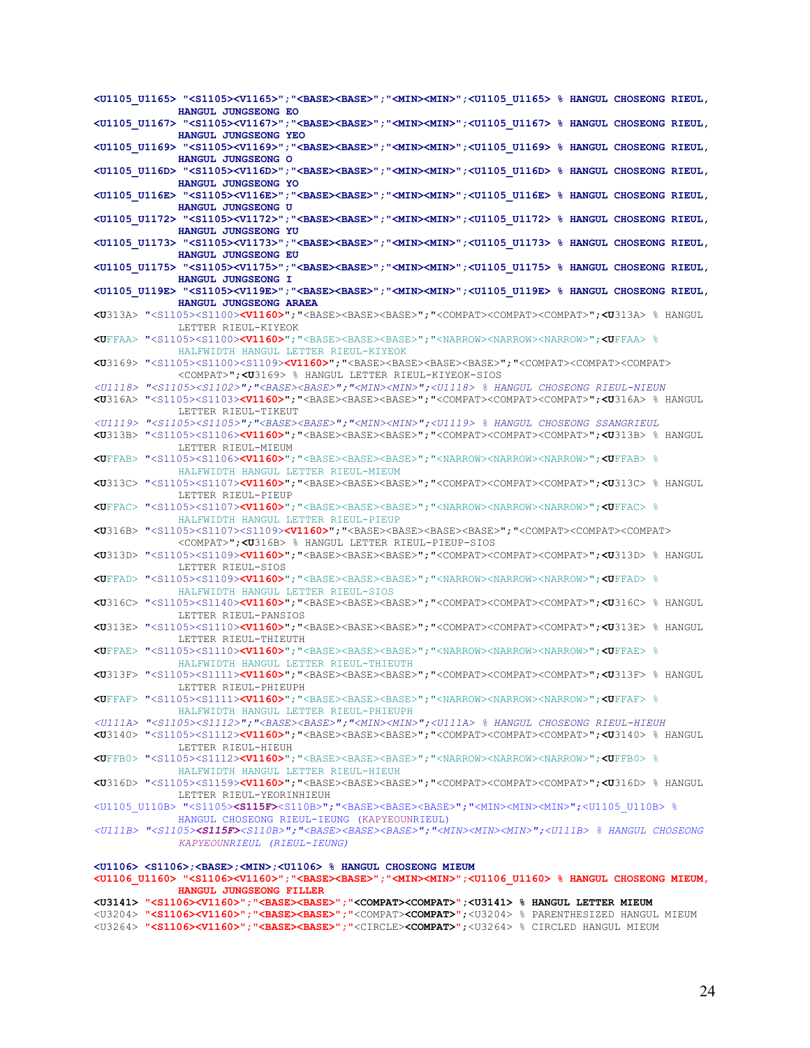```
<U1105_U1165> "<S1105><V1165>";"<BASE><BASE>";"<MIN><MIN>";<U1105_U1165> % HANGUL CHOSEONG RIEUL,
          HANGUL JUNGSEONG EO
<U1105_U1167> "<S1105><V1167>";"<BASE><BASE>";"<MIN><MIN>";<U1105_U1167> % HANGUL CHOSEONG RIEUL,
          HANGUL JUNGSEONG YEO
<U1105_U1169> "<S1105><V1169>";"<BASE><BASE>";"<MIN><MIN>";<U1105_U1169> % HANGUL CHOSEONG RIEUL,
          HANGUL JUNGSEONG O
<U1105_U116D> "<S1105><V116D>";"<BASE><BASE>";"<MIN><MIN>";<U1105_U116D> % HANGUL CHOSEONG RIEUL,
          HANGUL JUNGSEONG YO
<U1105_U116E> "<S1105><V116E>";"<BASE><BASE>";"<MIN><MIN>";<U1105_U116E> % HANGUL CHOSEONG RIEUL,
          HANGUL JUNGSEONG U
<U1105_U1172> "<S1105><V1172>";"<BASE><BASE>";"<MIN><MIN>";<U1105_U1172> % HANGUL CHOSEONG RIEUL,
          HANGUL JUNGSEONG YU
<U1105_U1173> "<S1105><V1173>";"<BASE><BASE>";"<MIN><MIN>";<U1105_U1173> % HANGUL CHOSEONG RIEUL,
          HANGUL JUNGSEONG EU
<U1105_U1175> "<S1105><V1175>";"<BASE><BASE>";"<MIN><MIN>";<U1105_U1175> % HANGUL CHOSEONG RIEUL,
          HANGUL JUNGSEONG I
<U1105_U119E> "<S1105><V119E>";"<BASE><BASE>";"<MIN><MIN>";<U1105_U119E> % HANGUL CHOSEONG RIEUL,
          HANGUL JUNGSEONG ARAEA
<U313A> "<S1105><S1100><V1160>";"<BASE><BASE><BASE>";"<COMPAT><COMPAT><COMPAT>";<U313A> % HANGUL
          LETTER RIEUL-KIYEOK
<UFFAA> "<S1105><S1100><V1160>";"<BASE><BASE><BASE>";"<NARROW><NARROW><NARROW>";<UFFAA> %
          HALFWIDTH HANGUL LETTER RIEUL-KIYEOK
<U3169> "<S1105><S1100><S1109><V1160>";"<BASE><BASE><BASE><BASE>";"<COMPAT><COMPAT><COMPAT>
          <COMPAT>";<U3169> % HANGUL LETTER RIEUL-KIYEOK-SIOS
<U1118> "<S1105><S1102>";"<BASE><BASE>";"<MIN><MIN>";<U1118> % HANGUL CHOSEONG RIEUL-NIEUN
<U316A> "<S1105><S1103><V1160>";"<BASE><BASE><BASE>";"<COMPAT><COMPAT><COMPAT>";<U316A> % HANGUL
          LETTER RIEUL-TIKEUT
<U1119> "<S1105><S1105>";"<BASE><BASE>";"<MIN><MIN>";<U1119> % HANGUL CHOSEONG SSANGRIEUL
<U313B> "<S1105><S1106><V1160>";"<BASE><BASE><BASE>";"<COMPAT><COMPAT><COMPAT>";<U313B> % HANGUL
          LETTER RIEUL-MIEUM
<UFFAB> "<S1105><S1106><V1160>";"<BASE><BASE><BASE>";"<NARROW><NARROW><NARROW>";<UFFAB> %
          HALFWIDTH HANGUL LETTER RIEUL-MIEUM
<U313C> "<S1105><S1107><V1160>";"<BASE><BASE><BASE>";"<COMPAT><COMPAT><COMPAT>";<U313C> % HANGUL
          LETTER RIEUL-PIEUP
<UFFAC> "<S1105><S1107><V1160>";"<BASE><BASE><BASE>";"<NARROW><NARROW><NARROW>";<UFFAC> %
          HALFWIDTH HANGUL LETTER RIEUL-PIEUP
<U316B> "<S1105><S1107><S1109><V1160>";"<BASE><BASE><BASE><BASE>";"<COMPAT><COMPAT><COMPAT>
          <COMPAT>";<U316B> % HANGUL LETTER RIEUL-PIEUP-SIOS
<U313D> "<S1105><S1109><V1160>";"<BASE><BASE><BASE>";"<COMPAT><COMPAT><COMPAT>";<U313D> % HANGUL
          LETTER RIEUL-SIOS
<UFFAD> "<S1105><S1109><V1160>";"<BASE><BASE><BASE>";"<NARROW><NARROW><NARROW>";<UFFAD> %
          HALFWIDTH HANGUL LETTER RIEUL-SIOS
<U316C> "<S1105><S1140><V1160>";"<BASE><BASE><BASE>";"<COMPAT><COMPAT><COMPAT>";<U316C> % HANGUL
          LETTER RIEUL-PANSIOS
<U313E> "<S1105><S1110><V1160>";"<BASE><BASE><BASE>";"<COMPAT><COMPAT><COMPAT>";<U313E> % HANGUL
          LETTER RIEUL-THIEUTH
<UFFAE> "<S1105><S1110><V1160>";"<BASE><BASE><BASE>";"<NARROW><NARROW><NARROW>";<UFFAE> %
          HALFWIDTH HANGUL LETTER RIEUL-THIEUTH
<U313F> "<S1105><S1111><V1160>";"<BASE><BASE><BASE>";"<COMPAT><COMPAT><COMPAT>";<U313F> % HANGUL
          LETTER RIEUL-PHIEUPH
<UFFAF> "<S1105><S1111><V1160>";"<BASE><BASE><BASE>";"<NARROW><NARROW><NARROW>";<UFFAF> %
          HALFWIDTH HANGUL LETTER RIEUL-PHIEUPH
<U111A> "<S1105><S1112>";"<BASE><BASE>";"<MIN><MIN>";<U111A> % HANGUL CHOSEONG RIEUL-HIEUH
<U3140> "<S1105><S1112><V1160>";"<BASE><BASE><BASE>";"<COMPAT><COMPAT><COMPAT>";<U3140> % HANGUL
          LETTER RIEUL-HIEUH
<UFFB0> "<S1105><S1112><V1160>";"<BASE><BASE><BASE>";"<NARROW><NARROW><NARROW>";<UFFB0> %
          HALFWIDTH HANGUL LETTER RIEUL-HIEUH
<U316D> "<S1105><S1159><V1160>";"<BASE><BASE><BASE>";"<COMPAT><COMPAT><COMPAT>";<U316D> % HANGUL
          LETTER RIEUL-YEORINHIEUH
<U1105_U110B> "<S1105><S115F><S110B>";"<BASE><BASE><BASE>";"<MIN><MIN><MIN>";<U1105_U110B> %
          HANGUL CHOSEONG RIEUL-IEUNG (KAPYEOUNRIEUL)
<U111B> "<S1105><S115F><S110B>";"<BASE><BASE><BASE>";"<MIN><MIN><MIN>";<U111B> % HANGUL CHOSEONG
          KAPYEOUNRIEUL (RIEUL-IEUNG)

<U1106> <S1106>;<BASE>;<MIN>;<U1106> % HANGUL CHOSEONG MIEUM
<U1106_U1160> "<S1106><V1160>";"<BASE><BASE>";"<MIN><MIN>";<U1106_U1160> % HANGUL CHOSEONG MIEUM,
          HANGUL JUNGSEONG FILLER
<U3141> "<S1106><V1160>";"<BASE><BASE>";"<COMPAT><COMPAT>";<U3141> % HANGUL LETTER MIEUM
<U3204> "<S1106><V1160>";"<BASE><BASE>";"<COMPAT><COMPAT>";<U3204> % PARENTHESIZED HANGUL MIEUM
<U3264> "<S1106><V1160>";"<BASE><BASE>";"<CIRCLE><COMPAT>";<U3264> % CIRCLED HANGUL MIEUM
```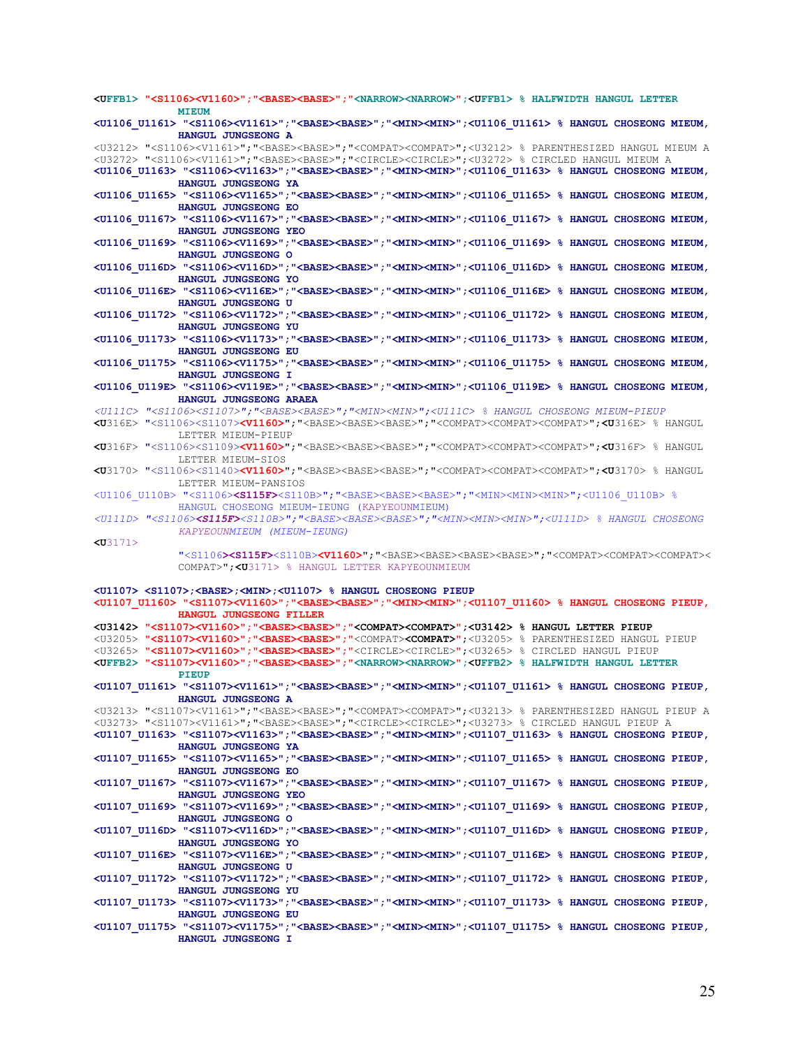```
<UFFB1> "<S1106><V1160>";"<BASE><BASE>";"<NARROW><NARROW>";<UFFB1> % HALFWIDTH HANGUL LETTER
         MIEUM
<U1106_U1161> "<S1106><V1161>";"<BASE><BASE>";"<MIN><MIN>";<U1106_U1161> % HANGUL CHOSEONG MIEUM,
         HANGUL JUNGSEONG A
<U3212> "<S1106><V1161>";"<BASE><BASE>";"<COMPAT><COMPAT>";<U3212> % PARENTHESIZED HANGUL MIEUM A
<U3272> "<S1106><V1161>";"<BASE><BASE>";"<CIRCLE><CIRCLE>";<U3272> % CIRCLED HANGUL MIEUM A
<U1106_U1163> "<S1106><V1163>";"<BASE><BASE>";"<MIN><MIN>";<U1106_U1163> % HANGUL CHOSEONG MIEUM,
         HANGUL JUNGSEONG YA
<U1106_U1165> "<S1106><V1165>";"<BASE><BASE>";"<MIN><MIN>";<U1106_U1165> % HANGUL CHOSEONG MIEUM,
         HANGUL JUNGSEONG EO
<U1106_U1167> "<S1106><V1167>";"<BASE><BASE>";"<MIN><MIN>";<U1106_U1167> % HANGUL CHOSEONG MIEUM,
         HANGUL JUNGSEONG YEO
<U1106_U1169> "<S1106><V1169>";"<BASE><BASE>";"<MIN><MIN>";<U1106_U1169> % HANGUL CHOSEONG MIEUM,
         HANGUL JUNGSEONG O
<U1106_U116D> "<S1106><V116D>";"<BASE><BASE>";"<MIN><MIN>";<U1106_U116D> % HANGUL CHOSEONG MIEUM,
         HANGUL JUNGSEONG YO
<U1106_U116E> "<S1106><V116E>";"<BASE><BASE>";"<MIN><MIN>";<U1106_U116E> % HANGUL CHOSEONG MIEUM,
         HANGUL JUNGSEONG U
<U1106_U1172> "<S1106><V1172>";"<BASE><BASE>";"<MIN><MIN>";<U1106_U1172> % HANGUL CHOSEONG MIEUM,
         HANGUL JUNGSEONG YU
<U1106_U1173> "<S1106><V1173>";"<BASE><BASE>";"<MIN><MIN>";<U1106_U1173> % HANGUL CHOSEONG MIEUM,
         HANGUL JUNGSEONG EU
<U1106_U1175> "<S1106><V1175>";"<BASE><BASE>";"<MIN><MIN>";<U1106_U1175> % HANGUL CHOSEONG MIEUM,
         HANGUL JUNGSEONG I
<U1106_U119E> "<S1106><V119E>";"<BASE><BASE>";"<MIN><MIN>";<U1106_U119E> % HANGUL CHOSEONG MIEUM,
         HANGUL JUNGSEONG ARAEA
<U111C> "<S1106><S1107>";"<BASE><BASE>";"<MIN><MIN>";<U111C> % HANGUL CHOSEONG MIEUM-PIEUP
<U316E> "<S1106><S1107><V1160>";"<BASE><BASE><BASE>";"<COMPAT><COMPAT><COMPAT>";<U316E> % HANGUL
         LETTER MIEUM-PIEUP
<U316F> "<S1106><S1109><V1160>";"<BASE><BASE><BASE>";"<COMPAT><COMPAT><COMPAT>";<U316F> % HANGUL
         LETTER MIEUM-SIOS
<U3170> "<S1106><S1140><V1160>";"<BASE><BASE><BASE>";"<COMPAT><COMPAT><COMPAT>";<U3170> % HANGUL
         LETTER MIEUM-PANSIOS
<U1106_U110B> "<S1106><S115F><S110B>";"<BASE><BASE><BASE>";"<MIN><MIN><MIN>";<U1106_U110B> %
         HANGUL CHOSEONG MIEUM-IEUNG (KAPYEOUNMIEUM)
<U111D> "<S1106><S115F><S110B>";"<BASE><BASE><BASE>";"<MIN><MIN><MIN>";<U111D> % HANGUL CHOSEONG
         KAPYEOUNMIEUM (MIEUM-IEUNG)
<U3171>
         "<S1106><S115F><S110B><V1160>";"<BASE><BASE><BASE><BASE>";"<COMPAT><COMPAT><COMPAT><
         COMPAT>";<U3171> % HANGUL LETTER KAPYEOUNMIEUM

<U1107> <S1107>;<BASE>;<MIN>;<U1107> % HANGUL CHOSEONG PIEUP
<U1107_U1160> "<S1107><V1160>";"<BASE><BASE>";"<MIN><MIN>";<U1107_U1160> % HANGUL CHOSEONG PIEUP,
         HANGUL JUNGSEONG FILLER
<U3142> "<S1107><V1160>";"<BASE><BASE>";"<COMPAT><COMPAT>";<U3142> % HANGUL LETTER PIEUP
<U3205> "<S1107><V1160>";"<BASE><BASE>";"<COMPAT><COMPAT>";<U3205> % PARENTHESIZED HANGUL PIEUP
<U3265> "<S1107><V1160>";"<BASE><BASE>";"<CIRCLE><CIRCLE>";<U3265> % CIRCLED HANGUL PIEUP
<UFFB2> "<S1107><V1160>";"<BASE><BASE>";"<NARROW><NARROW>";<UFFB2> % HALFWIDTH HANGUL LETTER
         PIEUP
<U1107_U1161> "<S1107><V1161>";"<BASE><BASE>";"<MIN><MIN>";<U1107_U1161> % HANGUL CHOSEONG PIEUP,
         HANGUL JUNGSEONG A
<U3213> "<S1107><V1161>";"<BASE><BASE>";"<COMPAT><COMPAT>";<U3213> % PARENTHESIZED HANGUL PIEUP A
<U3273> "<S1107><V1161>";"<BASE><BASE>";"<CIRCLE><CIRCLE>";<U3273> % CIRCLED HANGUL PIEUP A
<U1107_U1163> "<S1107><V1163>";"<BASE><BASE>";"<MIN><MIN>";<U1107_U1163> % HANGUL CHOSEONG PIEUP,
         HANGUL JUNGSEONG YA
<U1107_U1165> "<S1107><V1165>";"<BASE><BASE>";"<MIN><MIN>";<U1107_U1165> % HANGUL CHOSEONG PIEUP,
         HANGUL JUNGSEONG EO
<U1107_U1167> "<S1107><V1167>";"<BASE><BASE>";"<MIN><MIN>";<U1107_U1167> % HANGUL CHOSEONG PIEUP,
         HANGUL JUNGSEONG YEO
<U1107_U1169> "<S1107><V1169>";"<BASE><BASE>";"<MIN><MIN>";<U1107_U1169> % HANGUL CHOSEONG PIEUP,
         HANGUL JUNGSEONG O
<U1107_U116D> "<S1107><V116D>";"<BASE><BASE>";"<MIN><MIN>";<U1107_U116D> % HANGUL CHOSEONG PIEUP,
         HANGUL JUNGSEONG YO
<U1107_U116E> "<S1107><V116E>";"<BASE><BASE>";"<MIN><MIN>";<U1107_U116E> % HANGUL CHOSEONG PIEUP,
         HANGUL JUNGSEONG U
<U1107_U1172> "<S1107><V1172>";"<BASE><BASE>";"<MIN><MIN>";<U1107_U1172> % HANGUL CHOSEONG PIEUP,
         HANGUL JUNGSEONG YU
<U1107_U1173> "<S1107><V1173>";"<BASE><BASE>";"<MIN><MIN>";<U1107_U1173> % HANGUL CHOSEONG PIEUP,
         HANGUL JUNGSEONG EU
<U1107_U1175> "<S1107><V1175>";"<BASE><BASE>";"<MIN><MIN>";<U1107_U1175> % HANGUL CHOSEONG PIEUP,
         HANGUL JUNGSEONG I
```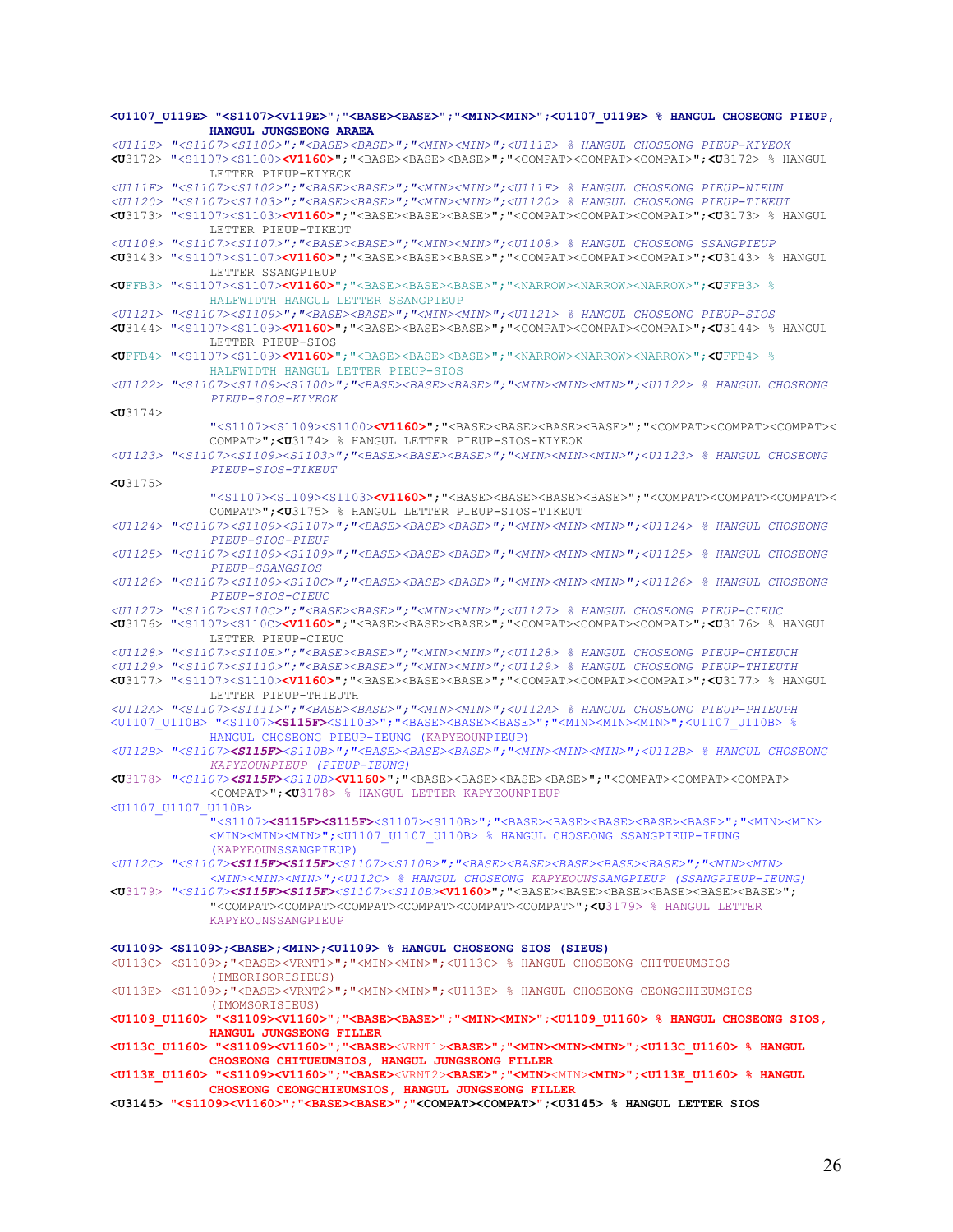```
<U1107_U119E> "<S1107><V119E>";"<BASE><BASE>";"<MIN><MIN>";<U1107_U119E> % HANGUL CHOSEONG PIEUP,
          HANGUL JUNGSEONG ARAEA
<U111E> "<S1107><S1100>";"<BASE><BASE>";"<MIN><MIN>";<U111E> % HANGUL CHOSEONG PIEUP-KIYEOK
<U3172> "<S1107><S1100><V1160>";"<BASE><BASE><BASE>";"<COMPAT><COMPAT><COMPAT>";<U3172> % HANGUL
          LETTER PIEUP-KIYEOK
<U111F> "<S1107><S1102>";"<BASE><BASE>";"<MIN><MIN>";<U111F> % HANGUL CHOSEONG PIEUP-NIEUN
<U1120> "<S1107><S1103>";"<BASE><BASE>";"<MIN><MIN>";<U1120> % HANGUL CHOSEONG PIEUP-TIKEUT
<U3173> "<S1107><S1103><V1160>";"<BASE><BASE><BASE>";"<COMPAT><COMPAT><COMPAT>";<U3173> % HANGUL
          LETTER PIEUP-TIKEUT
<U1108> "<S1107><S1107>";"<BASE><BASE>";"<MIN><MIN>";<U1108> % HANGUL CHOSEONG SSANGPIEUP
<U3143> "<S1107><S1107><V1160>";"<BASE><BASE><BASE>";"<COMPAT><COMPAT><COMPAT>";<U3143> % HANGUL
          LETTER SSANGPIEUP
<UFFB3> "<S1107><S1107><V1160>";"<BASE><BASE><BASE>";"<NARROW><NARROW><NARROW>";<UFFB3> %
          HALFWIDTH HANGUL LETTER SSANGPIEUP
<U1121> "<S1107><S1109>";"<BASE><BASE>";"<MIN><MIN>";<U1121> % HANGUL CHOSEONG PIEUP-SIOS
<U3144> "<S1107><S1109><V1160>";"<BASE><BASE><BASE>";"<COMPAT><COMPAT><COMPAT>";<U3144> % HANGUL
          LETTER PIEUP-SIOS
<UFFB4> "<S1107><S1109><V1160>";"<BASE><BASE><BASE>";"<NARROW><NARROW><NARROW>";<UFFB4> %
          HALFWIDTH HANGUL LETTER PIEUP-SIOS
<U1122> "<S1107><S1109><S1100>";"<BASE><BASE><BASE>";"<MIN><MIN><MIN>";<U1122> % HANGUL CHOSEONG
          PIEUP-SIOS-KIYEOK
<U3174>
          "<S1107><S1109><S1100><V1160>";"<BASE><BASE><BASE><BASE>";"<COMPAT><COMPAT><COMPAT><
          COMPAT>";<U3174> % HANGUL LETTER PIEUP-SIOS-KIYEOK
<U1123> "<S1107><S1109><S1103>";"<BASE><BASE><BASE>";"<MIN><MIN><MIN>";<U1123> % HANGUL CHOSEONG
          PIEUP-SIOS-TIKEUT
<U3175>
          "<S1107><S1109><S1103><V1160>";"<BASE><BASE><BASE><BASE>";"<COMPAT><COMPAT><COMPAT><
          COMPAT>";<U3175> % HANGUL LETTER PIEUP-SIOS-TIKEUT
<U1124> "<S1107><S1109><S1107>";"<BASE><BASE><BASE>";"<MIN><MIN><MIN>";<U1124> % HANGUL CHOSEONG
          PIEUP-SIOS-PIEUP
<U1125> "<S1107><S1109><S1109>";"<BASE><BASE><BASE>";"<MIN><MIN><MIN>";<U1125> % HANGUL CHOSEONG
          PIEUP-SSANGSIOS
<U1126> "<S1107><S1109><S110C>";"<BASE><BASE><BASE>";"<MIN><MIN><MIN>";<U1126> % HANGUL CHOSEONG
          PIEUP-SIOS-CIEUC
<U1127> "<S1107><S110C>";"<BASE><BASE>";"<MIN><MIN>";<U1127> % HANGUL CHOSEONG PIEUP-CIEUC
<U3176> "<S1107><S110C><V1160>";"<BASE><BASE><BASE>";"<COMPAT><COMPAT><COMPAT>";<U3176> % HANGUL
          LETTER PIEUP-CIEUC
<U1128> "<S1107><S110E>";"<BASE><BASE>";"<MIN><MIN>";<U1128> % HANGUL CHOSEONG PIEUP-CHIEUCH
<U1129> "<S1107><S1110>";"<BASE><BASE>";"<MIN><MIN>";<U1129> % HANGUL CHOSEONG PIEUP-THIEUTH
<U3177> "<S1107><S1110><V1160>";"<BASE><BASE><BASE>";"<COMPAT><COMPAT><COMPAT>";<U3177> % HANGUL
          LETTER PIEUP-THIEUTH
<U112A> "<S1107><S1111>";"<BASE><BASE>";"<MIN><MIN>";<U112A> % HANGUL CHOSEONG PIEUP-PHIEUPH
<U1107_U110B> "<S1107><S115F><S110B>";"<BASE><BASE><BASE>";"<MIN><MIN><MIN>";<U1107_U110B> %
          HANGUL CHOSEONG PIEUP-IEUNG (KAPYEOUNPIEUP)
<U112B> "<S1107><S115F><S110B>";"<BASE><BASE><BASE>";"<MIN><MIN><MIN>";<U112B> % HANGUL CHOSEONG
          KAPYEOUNPIEUP (PIEUP-IEUNG)
<U3178> "<S1107><S115F><S110B><V1160>";"<BASE><BASE><BASE><BASE>";"<COMPAT><COMPAT><COMPAT>
          <COMPAT>";<U3178> % HANGUL LETTER KAPYEOUNPIEUP
<U1107_U1107_U110B>
          "<S1107><S115F><S115F><S1107><S110B>";"<BASE><BASE><BASE><BASE><BASE>";"<MIN><MIN>
          <MIN><MIN><MIN>";<U1107_U1107_U110B> % HANGUL CHOSEONG SSANGPIEUP-IEUNG
          (KAPYEOUNSSANGPIEUP)
<U112C> "<S1107><S115F><S115F><S1107><S110B>";"<BASE><BASE><BASE><BASE><BASE>";"<MIN><MIN>
          <MIN><MIN><MIN>";<U112C> % HANGUL CHOSEONG KAPYEOUNSSANGPIEUP (SSANGPIEUP-IEUNG)
<U3179> "<S1107><S115F><S115F><S1107><S110B><V1160>";"<BASE><BASE><BASE><BASE><BASE><BASE>";
          "<COMPAT><COMPAT><COMPAT><COMPAT><COMPAT><COMPAT>";<U3179> % HANGUL LETTER
          KAPYEOUNSSANGPIEUP

<U1109> <S1109>;<BASE>;<MIN>;<U1109> % HANGUL CHOSEONG SIOS (SIEUS)
<U113C> <S1109>;"<BASE><VRNT1>";"<MIN><MIN>";<U113C> % HANGUL CHOSEONG CHITUEUMSIOS
          (IMEORISORISIEUS)
<U113E> <S1109>;"<BASE><VRNT2>";"<MIN><MIN>";<U113E> % HANGUL CHOSEONG CEONGCHIEUMSIOS
          (IMOMSORISIEUS)
<U1109_U1160> "<S1109><V1160>";"<BASE><BASE>";"<MIN><MIN>";<U1109_U1160> % HANGUL CHOSEONG SIOS,
          HANGUL JUNGSEONG FILLER
<U113C_U1160> "<S1109><V1160>";"<BASE><VRNT1><BASE>";"<MIN><MIN><MIN>";<U113C_U1160> % HANGUL
          CHOSEONG CHITUEUMSIOS, HANGUL JUNGSEONG FILLER
<U113E_U1160> "<S1109><V1160>";"<BASE><VRNT2><BASE>";"<MIN><MIN><MIN>";<U113E_U1160> % HANGUL
          CHOSEONG CEONGCHIEUMSIOS, HANGUL JUNGSEONG FILLER
<U3145> "<S1109><V1160>";"<BASE><BASE>";"<COMPAT><COMPAT>";<U3145> % HANGUL LETTER SIOS
```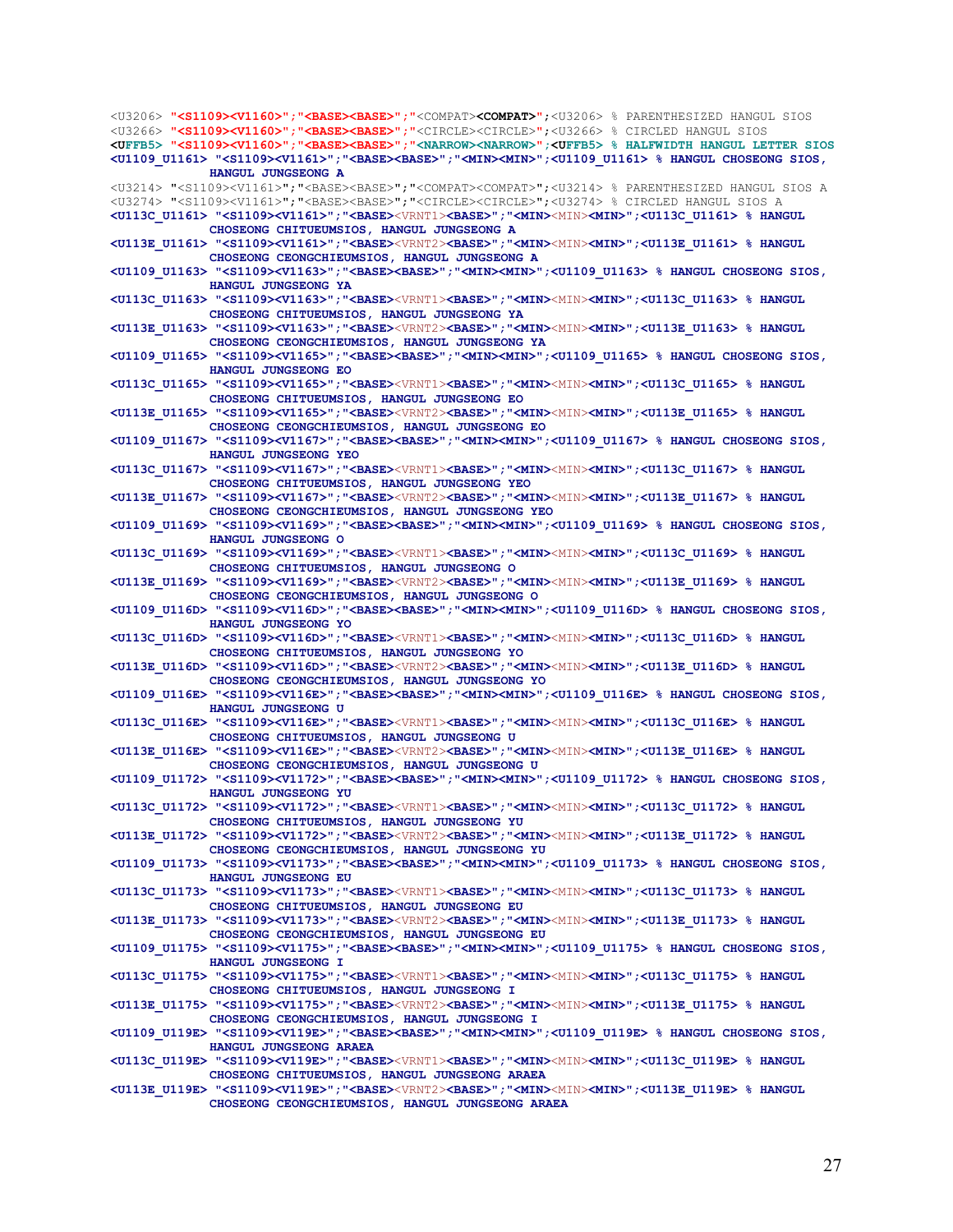```
<U3206> "<S1109><V1160>";"<BASE><BASE>";"<COMPAT><COMPAT>";<U3206> % PARENTHESIZED HANGUL SIOS
<U3266> "<S1109><V1160>";"<BASE><BASE>";"<CIRCLE><CIRCLE>";<U3266> % CIRCLED HANGUL SIOS
<UFFB5> "<S1109><V1160>";"<BASE><BASE>";"<NARROW><NARROW>";<UFFB5> % HALFWIDTH HANGUL LETTER SIOS
<U1109_U1161> "<S1109><V1161>";"<BASE><BASE>";"<MIN><MIN>";<U1109_U1161> % HANGUL CHOSEONG SIOS,
            HANGUL JUNGSEONG A
<U3214> "<S1109><V1161>";"<BASE><BASE>";"<COMPAT><COMPAT>";<U3214> % PARENTHESIZED HANGUL SIOS A
<U3274> "<S1109><V1161>";"<BASE><BASE>";"<CIRCLE><CIRCLE>";<U3274> % CIRCLED HANGUL SIOS A
<U113C_U1161> "<S1109><V1161>";"<BASE><VRNT1><BASE>";"<MIN><MIN><MIN>";<U113C_U1161> % HANGUL
            CHOSEONG CHITUEUMSIOS, HANGUL JUNGSEONG A
<U113E_U1161> "<S1109><V1161>";"<BASE><VRNT2><BASE>";"<MIN><MIN><MIN>";<U113E_U1161> % HANGUL
            CHOSEONG CEONGCHIEUMSIOS, HANGUL JUNGSEONG A
<U1109_U1163> "<S1109><V1163>";"<BASE><BASE>";"<MIN><MIN>";<U1109_U1163> % HANGUL CHOSEONG SIOS,
            HANGUL JUNGSEONG YA
<U113C_U1163> "<S1109><V1163>";"<BASE><VRNT1><BASE>";"<MIN><MIN><MIN>";<U113C_U1163> % HANGUL
            CHOSEONG CHITUEUMSIOS, HANGUL JUNGSEONG YA
<U113E_U1163> "<S1109><V1163>";"<BASE><VRNT2><BASE>";"<MIN><MIN><MIN>";<U113E_U1163> % HANGUL
            CHOSEONG CEONGCHIEUMSIOS, HANGUL JUNGSEONG YA
<U1109_U1165> "<S1109><V1165>";"<BASE><BASE>";"<MIN><MIN>";<U1109_U1165> % HANGUL CHOSEONG SIOS,
            HANGUL JUNGSEONG EO
<U113C_U1165> "<S1109><V1165>";"<BASE><VRNT1><BASE>";"<MIN><MIN><MIN>";<U113C_U1165> % HANGUL
            CHOSEONG CHITUEUMSIOS, HANGUL JUNGSEONG EO
<U113E_U1165> "<S1109><V1165>";"<BASE><VRNT2><BASE>";"<MIN><MIN><MIN>";<U113E_U1165> % HANGUL
            CHOSEONG CEONGCHIEUMSIOS, HANGUL JUNGSEONG EO
<U1109_U1167> "<S1109><V1167>";"<BASE><BASE>";"<MIN><MIN>";<U1109_U1167> % HANGUL CHOSEONG SIOS,
            HANGUL JUNGSEONG YEO
<U113C_U1167> "<S1109><V1167>";"<BASE><VRNT1><BASE>";"<MIN><MIN><MIN>";<U113C_U1167> % HANGUL
            CHOSEONG CHITUEUMSIOS, HANGUL JUNGSEONG YEO
<U113E_U1167> "<S1109><V1167>";"<BASE><VRNT2><BASE>";"<MIN><MIN><MIN>";<U113E_U1167> % HANGUL
            CHOSEONG CEONGCHIEUMSIOS, HANGUL JUNGSEONG YEO
<U1109_U1169> "<S1109><V1169>";"<BASE><BASE>";"<MIN><MIN>";<U1109_U1169> % HANGUL CHOSEONG SIOS,
            HANGUL JUNGSEONG O
<U113C_U1169> "<S1109><V1169>";"<BASE><VRNT1><BASE>";"<MIN><MIN><MIN>";<U113C_U1169> % HANGUL
            CHOSEONG CHITUEUMSIOS, HANGUL JUNGSEONG O
<U113E_U1169> "<S1109><V1169>";"<BASE><VRNT2><BASE>";"<MIN><MIN><MIN>";<U113E_U1169> % HANGUL
            CHOSEONG CEONGCHIEUMSIOS, HANGUL JUNGSEONG O
<U1109_U116D> "<S1109><V116D>";"<BASE><BASE>";"<MIN><MIN>";<U1109_U116D> % HANGUL CHOSEONG SIOS,
            HANGUL JUNGSEONG YO
<U113C_U116D> "<S1109><V116D>";"<BASE><VRNT1><BASE>";"<MIN><MIN><MIN>";<U113C_U116D> % HANGUL
            CHOSEONG CHITUEUMSIOS, HANGUL JUNGSEONG YO
<U113E_U116D> "<S1109><V116D>";"<BASE><VRNT2><BASE>";"<MIN><MIN><MIN>";<U113E_U116D> % HANGUL
            CHOSEONG CEONGCHIEUMSIOS, HANGUL JUNGSEONG YO
<U1109_U116E> "<S1109><V116E>";"<BASE><BASE>";"<MIN><MIN>";<U1109_U116E> % HANGUL CHOSEONG SIOS,
            HANGUL JUNGSEONG U
<U113C_U116E> "<S1109><V116E>";"<BASE><VRNT1><BASE>";"<MIN><MIN><MIN>";<U113C_U116E> % HANGUL
            CHOSEONG CHITUEUMSIOS, HANGUL JUNGSEONG U
<U113E_U116E> "<S1109><V116E>";"<BASE><VRNT2><BASE>";"<MIN><MIN><MIN>";<U113E_U116E> % HANGUL
            CHOSEONG CEONGCHIEUMSIOS, HANGUL JUNGSEONG U
<U1109_U1172> "<S1109><V1172>";"<BASE><BASE>";"<MIN><MIN>";<U1109_U1172> % HANGUL CHOSEONG SIOS,
            HANGUL JUNGSEONG YU
<U113C_U1172> "<S1109><V1172>";"<BASE><VRNT1><BASE>";"<MIN><MIN><MIN>";<U113C_U1172> % HANGUL
            CHOSEONG CHITUEUMSIOS, HANGUL JUNGSEONG YU
<U113E_U1172> "<S1109><V1172>";"<BASE><VRNT2><BASE>";"<MIN><MIN><MIN>";<U113E_U1172> % HANGUL
            CHOSEONG CEONGCHIEUMSIOS, HANGUL JUNGSEONG YU
<U1109_U1173> "<S1109><V1173>";"<BASE><BASE>";"<MIN><MIN>";<U1109_U1173> % HANGUL CHOSEONG SIOS,
            HANGUL JUNGSEONG EU
<U113C_U1173> "<S1109><V1173>";"<BASE><VRNT1><BASE>";"<MIN><MIN><MIN>";<U113C_U1173> % HANGUL
            CHOSEONG CHITUEUMSIOS, HANGUL JUNGSEONG EU
<U113E_U1173> "<S1109><V1173>";"<BASE><VRNT2><BASE>";"<MIN><MIN><MIN>";<U113E_U1173> % HANGUL
            CHOSEONG CEONGCHIEUMSIOS, HANGUL JUNGSEONG EU
<U1109_U1175> "<S1109><V1175>";"<BASE><BASE>";"<MIN><MIN>";<U1109_U1175> % HANGUL CHOSEONG SIOS,
            HANGUL JUNGSEONG I
<U113C_U1175> "<S1109><V1175>";"<BASE><VRNT1><BASE>";"<MIN><MIN><MIN>";<U113C_U1175> % HANGUL
            CHOSEONG CHITUEUMSIOS, HANGUL JUNGSEONG I
<U113E_U1175> "<S1109><V1175>";"<BASE><VRNT2><BASE>";"<MIN><MIN><MIN>";<U113E_U1175> % HANGUL
            CHOSEONG CEONGCHIEUMSIOS, HANGUL JUNGSEONG I
<U1109_U119E> "<S1109><V119E>";"<BASE><BASE>";"<MIN><MIN>";<U1109_U119E> % HANGUL CHOSEONG SIOS,
            HANGUL JUNGSEONG ARAEA
<U113C_U119E> "<S1109><V119E>";"<BASE><VRNT1><BASE>";"<MIN><MIN><MIN>";<U113C_U119E> % HANGUL
            CHOSEONG CHITUEUMSIOS, HANGUL JUNGSEONG ARAEA
<U113E_U119E> "<S1109><V119E>";"<BASE><VRNT2><BASE>";"<MIN><MIN><MIN>";<U113E_U119E> % HANGUL
            CHOSEONG CEONGCHIEUMSIOS, HANGUL JUNGSEONG ARAEA
```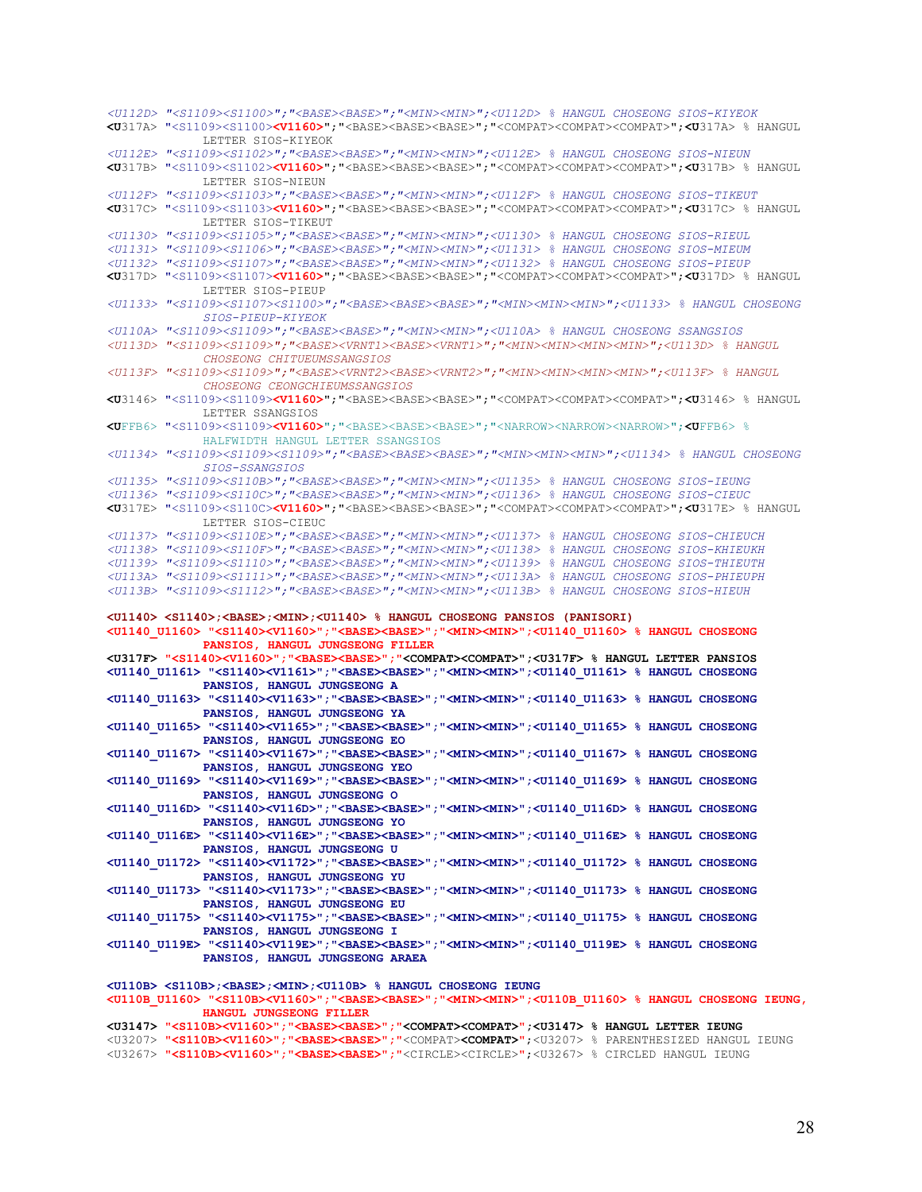```
<U112D> "<S1109><S1100>";"<BASE><BASE>";"<MIN><MIN>";<U112D> % HANGUL CHOSEONG SIOS-KIYEOK
<U317A> "<S1109><S1100><V1160>";"<BASE><BASE><BASE>";"<COMPAT><COMPAT><COMPAT>";<U317A> % HANGUL
        LETTER SIOS-KIYEOK
<U112E> "<S1109><S1102>";"<BASE><BASE>";"<MIN><MIN>";<U112E> % HANGUL CHOSEONG SIOS-NIEUN
<U317B> "<S1109><S1102><V1160>";"<BASE><BASE><BASE>";"<COMPAT><COMPAT><COMPAT>";<U317B> % HANGUL
        LETTER SIOS-NIEUN
<U112F> "<S1109><S1103>";"<BASE><BASE>";"<MIN><MIN>";<U112F> % HANGUL CHOSEONG SIOS-TIKEUT
<U317C> "<S1109><S1103><V1160>";"<BASE><BASE><BASE>";"<COMPAT><COMPAT><COMPAT>";<U317C> % HANGUL
        LETTER SIOS-TIKEUT
<U1130> "<S1109><S1105>";"<BASE><BASE>";"<MIN><MIN>";<U1130> % HANGUL CHOSEONG SIOS-RIEUL
<U1131> "<S1109><S1106>";"<BASE><BASE>";"<MIN><MIN>";<U1131> % HANGUL CHOSEONG SIOS-MIEUM
<U1132> "<S1109><S1107>";"<BASE><BASE>";"<MIN><MIN>";<U1132> % HANGUL CHOSEONG SIOS-PIEUP
<U317D> "<S1109><S1107><V1160>";"<BASE><BASE><BASE>";"<COMPAT><COMPAT><COMPAT>";<U317D> % HANGUL
        LETTER SIOS-PIEUP
<U1133> "<S1109><S1107><S1100>";"<BASE><BASE><BASE>";"<MIN><MIN><MIN>";<U1133> % HANGUL CHOSEONG
        SIOS-PIEUP-KIYEOK
<U110A> "<S1109><S1109>";"<BASE><BASE>";"<MIN><MIN>";<U110A> % HANGUL CHOSEONG SSANGSIOS
<U113D> "<S1109><S1109>";"<BASE><VRNT1><BASE><VRNT1>";"<MIN><MIN><MIN><MIN>";<U113D> % HANGUL
        CHOSEONG CHITUEUMSSANGSIOS
<U113F> "<S1109><S1109>";"<BASE><VRNT2><BASE><VRNT2>";"<MIN><MIN><MIN><MIN>";<U113F> % HANGUL
        CHOSEONG CEONGCHIEUMSSANGSIOS
<U3146> "<S1109><S1109><V1160>";"<BASE><BASE><BASE>";"<COMPAT><COMPAT><COMPAT>";<U3146> % HANGUL
        LETTER SSANGSIOS
<UFFB6> "<S1109><S1109><V1160>";"<BASE><BASE><BASE>";"<NARROW><NARROW><NARROW>";<UFFB6> %
        HALFWIDTH HANGUL LETTER SSANGSIOS
<U1134> "<S1109><S1109><S1109>";"<BASE><BASE><BASE>";"<MIN><MIN><MIN>";<U1134> % HANGUL CHOSEONG
        SIOS-SSANGSIOS
<U1135> "<S1109><S110B>";"<BASE><BASE>";"<MIN><MIN>";<U1135> % HANGUL CHOSEONG SIOS-IEUNG
<U1136> "<S1109><S110C>";"<BASE><BASE>";"<MIN><MIN>";<U1136> % HANGUL CHOSEONG SIOS-CIEUC
<U317E> "<S1109><S110C><V1160>";"<BASE><BASE><BASE>";"<COMPAT><COMPAT><COMPAT>";<U317E> % HANGUL
        LETTER SIOS-CIEUC
<U1137> "<S1109><S110E>";"<BASE><BASE>";"<MIN><MIN>";<U1137> % HANGUL CHOSEONG SIOS-CHIEUCH
<U1138> "<S1109><S110F>";"<BASE><BASE>";"<MIN><MIN>";<U1138> % HANGUL CHOSEONG SIOS-KHIEUKH
<U1139> "<S1109><S1110>";"<BASE><BASE>";"<MIN><MIN>";<U1139> % HANGUL CHOSEONG SIOS-THIEUTH
<U113A> "<S1109><S1111>";"<BASE><BASE>";"<MIN><MIN>";<U113A> % HANGUL CHOSEONG SIOS-PHIEUPH
<U113B> "<S1109><S1112>";"<BASE><BASE>";"<MIN><MIN>";<U113B> % HANGUL CHOSEONG SIOS-HIEUH

<U1140> <S1140>;<BASE>;<MIN>;<U1140> % HANGUL CHOSEONG PANSIOS (PANISORI)
<U1140_U1160> "<S1140><V1160>";"<BASE><BASE>";"<MIN><MIN>";<U1140_U1160> % HANGUL CHOSEONG
        PANSIOS, HANGUL JUNGSEONG FILLER
<U317F> "<S1140><V1160>";"<BASE><BASE>";"<COMPAT><COMPAT>";<U317F> % HANGUL LETTER PANSIOS
<U1140_U1161> "<S1140><V1161>";"<BASE><BASE>";"<MIN><MIN>";<U1140_U1161> % HANGUL CHOSEONG
        PANSIOS, HANGUL JUNGSEONG A
<U1140_U1163> "<S1140><V1163>";"<BASE><BASE>";"<MIN><MIN>";<U1140_U1163> % HANGUL CHOSEONG
        PANSIOS, HANGUL JUNGSEONG YA
<U1140_U1165> "<S1140><V1165>";"<BASE><BASE>";"<MIN><MIN>";<U1140_U1165> % HANGUL CHOSEONG
        PANSIOS, HANGUL JUNGSEONG EO
<U1140_U1167> "<S1140><V1167>";"<BASE><BASE>";"<MIN><MIN>";<U1140_U1167> % HANGUL CHOSEONG
        PANSIOS, HANGUL JUNGSEONG YEO
<U1140_U1169> "<S1140><V1169>";"<BASE><BASE>";"<MIN><MIN>";<U1140_U1169> % HANGUL CHOSEONG
        PANSIOS, HANGUL JUNGSEONG O
<U1140_U116D> "<S1140><V116D>";"<BASE><BASE>";"<MIN><MIN>";<U1140_U116D> % HANGUL CHOSEONG
        PANSIOS, HANGUL JUNGSEONG YO
<U1140_U116E> "<S1140><V116E>";"<BASE><BASE>";"<MIN><MIN>";<U1140_U116E> % HANGUL CHOSEONG
        PANSIOS, HANGUL JUNGSEONG U
<U1140_U1172> "<S1140><V1172>";"<BASE><BASE>";"<MIN><MIN>";<U1140_U1172> % HANGUL CHOSEONG
        PANSIOS, HANGUL JUNGSEONG YU
<U1140_U1173> "<S1140><V1173>";"<BASE><BASE>";"<MIN><MIN>";<U1140_U1173> % HANGUL CHOSEONG
        PANSIOS, HANGUL JUNGSEONG EU
<U1140_U1175> "<S1140><V1175>";"<BASE><BASE>";"<MIN><MIN>";<U1140_U1175> % HANGUL CHOSEONG
        PANSIOS, HANGUL JUNGSEONG I
<U1140_U119E> "<S1140><V119E>";"<BASE><BASE>";"<MIN><MIN>";<U1140_U119E> % HANGUL CHOSEONG
        PANSIOS, HANGUL JUNGSEONG ARAEA

<U110B> <S110B>;<BASE>;<MIN>;<U110B> % HANGUL CHOSEONG IEUNG
<U110B_U1160> "<S110B><V1160>";"<BASE><BASE>";"<MIN><MIN>";<U110B_U1160> % HANGUL CHOSEONG IEUNG,
        HANGUL JUNGSEONG FILLER
<U3147> "<S110B><V1160>";"<BASE><BASE>";"<COMPAT><COMPAT>";<U3147> % HANGUL LETTER IEUNG
<U3207> "<S110B><V1160>";"<BASE><BASE>";"<COMPAT><COMPAT>";<U3207> % PARENTHESIZED HANGUL IEUNG
<U3267> "<S110B><V1160>";"<BASE><BASE>";"<CIRCLE><CIRCLE>";<U3267> % CIRCLED HANGUL IEUNG
```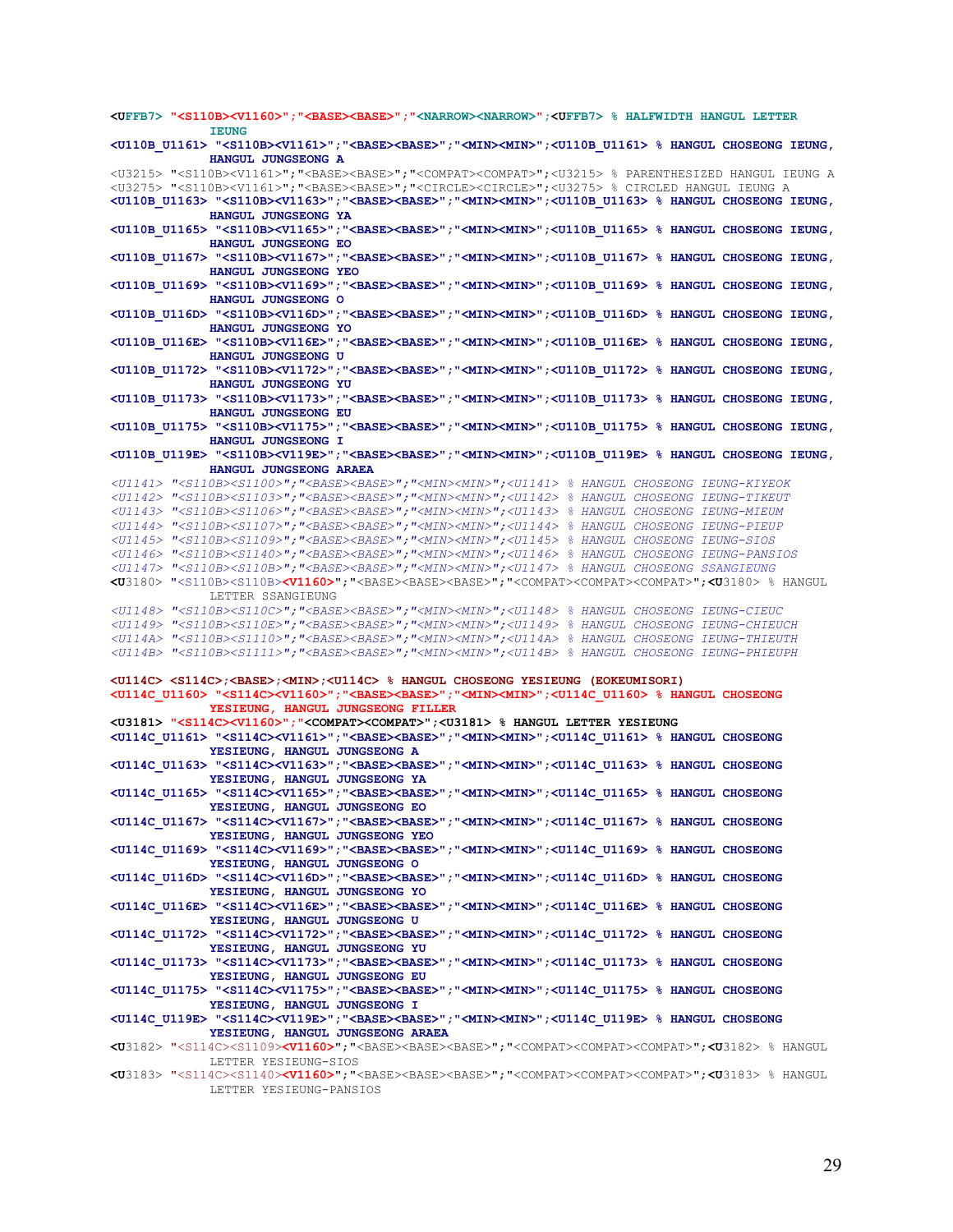```
<UFFB7> "<S110B><V1160>";"<BASE><BASE>";"<NARROW><NARROW>";<UFFB7> % HALFWIDTH HANGUL LETTER
          IEUNG
<U110B_U1161> "<S110B><V1161>";"<BASE><BASE>";"<MIN><MIN>";<U110B_U1161> % HANGUL CHOSEONG IEUNG,
          HANGUL JUNGSEONG A
<U3215> "<S110B><V1161>";"<BASE><BASE>";"<COMPAT><COMPAT>";<U3215> % PARENTHESIZED HANGUL IEUNG A
<U3275> "<S110B><V1161>";"<BASE><BASE>";"<CIRCLE><CIRCLE>";<U3275> % CIRCLED HANGUL IEUNG A
<U110B_U1163> "<S110B><V1163>";"<BASE><BASE>";"<MIN><MIN>";<U110B_U1163> % HANGUL CHOSEONG IEUNG,
          HANGUL JUNGSEONG YA
<U110B_U1165> "<S110B><V1165>";"<BASE><BASE>";"<MIN><MIN>";<U110B_U1165> % HANGUL CHOSEONG IEUNG,
          HANGUL JUNGSEONG EO
<U110B_U1167> "<S110B><V1167>";"<BASE><BASE>";"<MIN><MIN>";<U110B_U1167> % HANGUL CHOSEONG IEUNG,
          HANGUL JUNGSEONG YEO
<U110B_U1169> "<S110B><V1169>";"<BASE><BASE>";"<MIN><MIN>";<U110B_U1169> % HANGUL CHOSEONG IEUNG,
          HANGUL JUNGSEONG O
<U110B_U116D> "<S110B><V116D>";"<BASE><BASE>";"<MIN><MIN>";<U110B_U116D> % HANGUL CHOSEONG IEUNG,
          HANGUL JUNGSEONG YO
<U110B_U116E> "<S110B><V116E>";"<BASE><BASE>";"<MIN><MIN>";<U110B_U116E> % HANGUL CHOSEONG IEUNG,
          HANGUL JUNGSEONG U
<U110B_U1172> "<S110B><V1172>";"<BASE><BASE>";"<MIN><MIN>";<U110B_U1172> % HANGUL CHOSEONG IEUNG,
          HANGUL JUNGSEONG YU
<U110B_U1173> "<S110B><V1173>";"<BASE><BASE>";"<MIN><MIN>";<U110B_U1173> % HANGUL CHOSEONG IEUNG,
          HANGUL JUNGSEONG EU
<U110B_U1175> "<S110B><V1175>";"<BASE><BASE>";"<MIN><MIN>";<U110B_U1175> % HANGUL CHOSEONG IEUNG,
          HANGUL JUNGSEONG I
<U110B_U119E> "<S110B><V119E>";"<BASE><BASE>";"<MIN><MIN>";<U110B_U119E> % HANGUL CHOSEONG IEUNG,
          HANGUL JUNGSEONG ARAEA
<U1141> "<S110B><S1100>";"<BASE><BASE>";"<MIN><MIN>";<U1141> % HANGUL CHOSEONG IEUNG-KIYEOK
<U1142> "<S110B><S1103>";"<BASE><BASE>";"<MIN><MIN>";<U1142> % HANGUL CHOSEONG IEUNG-TIKEUT
<U1143> "<S110B><S1106>";"<BASE><BASE>";"<MIN><MIN>";<U1143> % HANGUL CHOSEONG IEUNG-MIEUM
<U1144> "<S110B><S1107>";"<BASE><BASE>";"<MIN><MIN>";<U1144> % HANGUL CHOSEONG IEUNG-PIEUP
<U1145> "<S110B><S1109>";"<BASE><BASE>";"<MIN><MIN>";<U1145> % HANGUL CHOSEONG IEUNG-SIOS
<U1146> "<S110B><S1140>";"<BASE><BASE>";"<MIN><MIN>";<U1146> % HANGUL CHOSEONG IEUNG-PANSIOS
<U1147> "<S110B><S110B>";"<BASE><BASE>";"<MIN><MIN>";<U1147> % HANGUL CHOSEONG SSANGIEUNG
<U3180> "<S110B><S110B><V1160>";"<BASE><BASE><BASE>";"<COMPAT><COMPAT><COMPAT>";<U3180> % HANGUL
          LETTER SSANGIEUNG
<U1148> "<S110B><S110C>";"<BASE><BASE>";"<MIN><MIN>";<U1148> % HANGUL CHOSEONG IEUNG-CIEUC
<U1149> "<S110B><S110E>";"<BASE><BASE>";"<MIN><MIN>";<U1149> % HANGUL CHOSEONG IEUNG-CHIEUCH
<U114A> "<S110B><S1110>";"<BASE><BASE>";"<MIN><MIN>";<U114A> % HANGUL CHOSEONG IEUNG-THIEUTH
<U114B> "<S110B><S1111>";"<BASE><BASE>";"<MIN><MIN>";<U114B> % HANGUL CHOSEONG IEUNG-PHIEUPH

<U114C> <S114C>;<BASE>;<MIN>;<U114C> % HANGUL CHOSEONG YESIEUNG (EOKEUMISORI)
<U114C_U1160> "<S114C><V1160>";"<BASE><BASE>";"<MIN><MIN>";<U114C_U1160> % HANGUL CHOSEONG
          YESIEUNG, HANGUL JUNGSEONG FILLER
<U3181> "<S114C><V1160>";"<COMPAT><COMPAT>";<U3181> % HANGUL LETTER YESIEUNG
<U114C_U1161> "<S114C><V1161>";"<BASE><BASE>";"<MIN><MIN>";<U114C_U1161> % HANGUL CHOSEONG
          YESIEUNG, HANGUL JUNGSEONG A
<U114C_U1163> "<S114C><V1163>";"<BASE><BASE>";"<MIN><MIN>";<U114C_U1163> % HANGUL CHOSEONG
          YESIEUNG, HANGUL JUNGSEONG YA
<U114C_U1165> "<S114C><V1165>";"<BASE><BASE>";"<MIN><MIN>";<U114C_U1165> % HANGUL CHOSEONG
          YESIEUNG, HANGUL JUNGSEONG EO
<U114C_U1167> "<S114C><V1167>";"<BASE><BASE>";"<MIN><MIN>";<U114C_U1167> % HANGUL CHOSEONG
          YESIEUNG, HANGUL JUNGSEONG YEO
<U114C_U1169> "<S114C><V1169>";"<BASE><BASE>";"<MIN><MIN>";<U114C_U1169> % HANGUL CHOSEONG
          YESIEUNG, HANGUL JUNGSEONG O
<U114C_U116D> "<S114C><V116D>";"<BASE><BASE>";"<MIN><MIN>";<U114C_U116D> % HANGUL CHOSEONG
          YESIEUNG, HANGUL JUNGSEONG YO
<U114C_U116E> "<S114C><V116E>";"<BASE><BASE>";"<MIN><MIN>";<U114C_U116E> % HANGUL CHOSEONG
          YESIEUNG, HANGUL JUNGSEONG U
<U114C_U1172> "<S114C><V1172>";"<BASE><BASE>";"<MIN><MIN>";<U114C_U1172> % HANGUL CHOSEONG
          YESIEUNG, HANGUL JUNGSEONG YU
<U114C_U1173> "<S114C><V1173>";"<BASE><BASE>";"<MIN><MIN>";<U114C_U1173> % HANGUL CHOSEONG
          YESIEUNG, HANGUL JUNGSEONG EU
<U114C_U1175> "<S114C><V1175>";"<BASE><BASE>";"<MIN><MIN>";<U114C_U1175> % HANGUL CHOSEONG
          YESIEUNG, HANGUL JUNGSEONG I
<U114C_U119E> "<S114C><V119E>";"<BASE><BASE>";"<MIN><MIN>";<U114C_U119E> % HANGUL CHOSEONG
          YESIEUNG, HANGUL JUNGSEONG ARAEA
<U3182> "<S114C><S1109><V1160>";"<BASE><BASE><BASE>";"<COMPAT><COMPAT><COMPAT>";<U3182> % HANGUL
          LETTER YESIEUNG-SIOS
<U3183> "<S114C><S1140><V1160>";"<BASE><BASE><BASE>";"<COMPAT><COMPAT><COMPAT>";<U3183> % HANGUL
          LETTER YESIEUNG-PANSIOS
```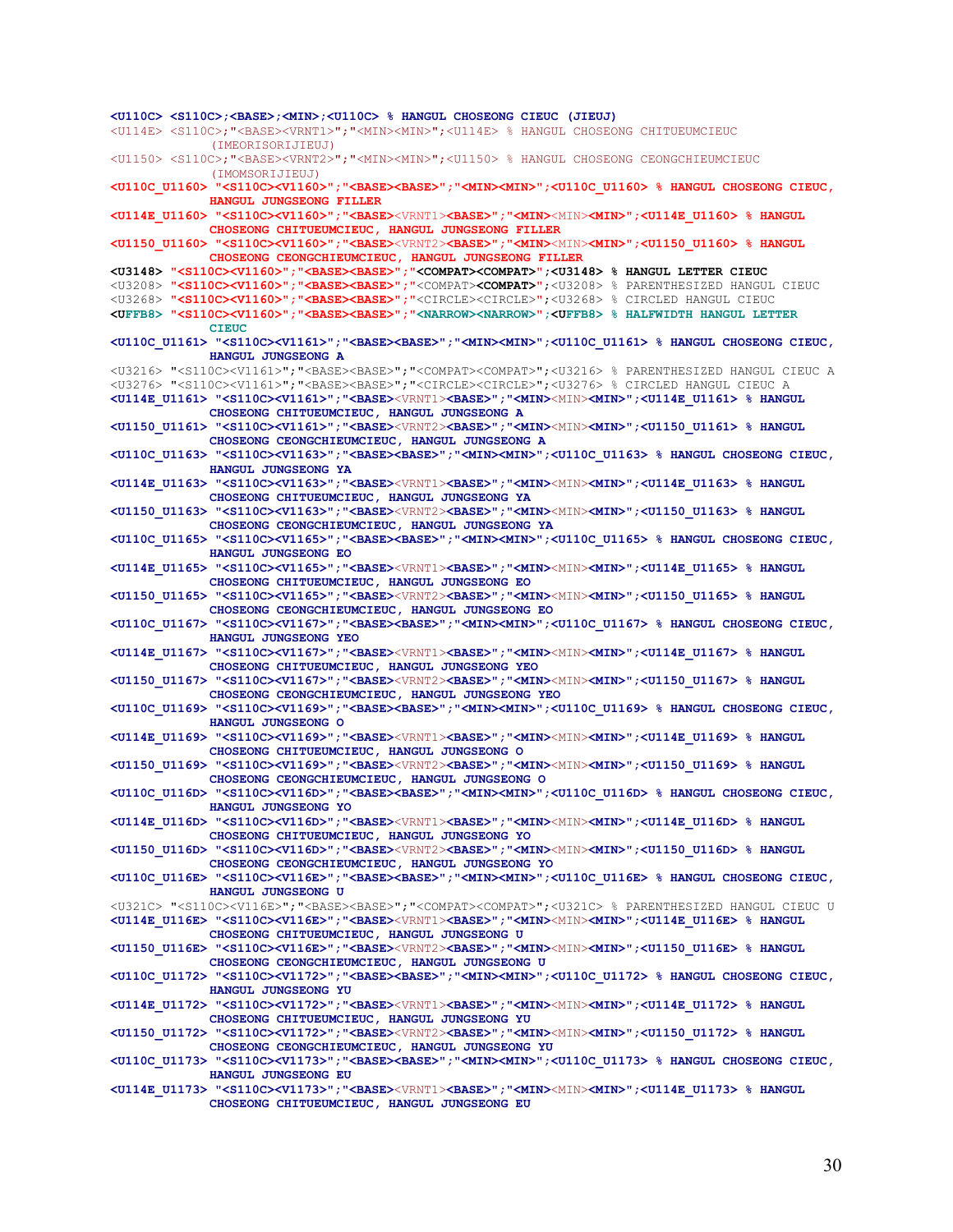```
<U110C> <S110C>;<BASE>;<MIN>;<U110C> % HANGUL CHOSEONG CIEUC (JIEUJ)
<U114E> <S110C>;"<BASE><VRNT1>";"<MIN><MIN>";<U114E> % HANGUL CHOSEONG CHITUEUMCIEUC
        (IMEORISORIJIEUJ)
<U1150> <S110C>;"<BASE><VRNT2>";"<MIN><MIN>";<U1150> % HANGUL CHOSEONG CEONGCHIEUMCIEUC
        (IMOMSORIJIEUJ)
<U110C_U1160> "<S110C><V1160>";"<BASE><BASE>";"<MIN><MIN>";<U110C_U1160> % HANGUL CHOSEONG CIEUC,
        HANGUL JUNGSEONG FILLER
<U114E_U1160> "<S110C><V1160>";"<BASE><VRNT1><BASE>";"<MIN><MIN><MIN>";<U114E_U1160> % HANGUL
        CHOSEONG CHITUEUMCIEUC, HANGUL JUNGSEONG FILLER
<U1150_U1160> "<S110C><V1160>";"<BASE><VRNT2><BASE>";"<MIN><MIN><MIN>";<U1150_U1160> % HANGUL
        CHOSEONG CEONGCHIEUMCIEUC, HANGUL JUNGSEONG FILLER
<U3148> "<S110C><V1160>";"<BASE><BASE>";"<COMPAT><COMPAT>";<U3148> % HANGUL LETTER CIEUC
<U3208> "<S110C><V1160>";"<BASE><BASE>";"<COMPAT><COMPAT>";<U3208> % PARENTHESIZED HANGUL CIEUC
<U3268> "<S110C><V1160>";"<BASE><BASE>";"<CIRCLE><CIRCLE>";<U3268> % CIRCLED HANGUL CIEUC
<UFFB8> "<S110C><V1160>";"<BASE><BASE>";"<NARROW><NARROW>";<UFFB8> % HALFWIDTH HANGUL LETTER
        CIEUC
<U110C_U1161> "<S110C><V1161>";"<BASE><BASE>";"<MIN><MIN>";<U110C_U1161> % HANGUL CHOSEONG CIEUC,
        HANGUL JUNGSEONG A
<U3216> "<S110C><V1161>";"<BASE><BASE>";"<COMPAT><COMPAT>";<U3216> % PARENTHESIZED HANGUL CIEUC A
<U3276> "<S110C><V1161>";"<BASE><BASE>";"<CIRCLE><CIRCLE>";<U3276> % CIRCLED HANGUL CIEUC A
<U114E_U1161> "<S110C><V1161>";"<BASE><VRNT1><BASE>";"<MIN><MIN><MIN>";<U114E_U1161> % HANGUL
        CHOSEONG CHITUEUMCIEUC, HANGUL JUNGSEONG A
<U1150_U1161> "<S110C><V1161>";"<BASE><VRNT2><BASE>";"<MIN><MIN><MIN>";<U1150_U1161> % HANGUL
        CHOSEONG CEONGCHIEUMCIEUC, HANGUL JUNGSEONG A
<U110C_U1163> "<S110C><V1163>";"<BASE><BASE>";"<MIN><MIN>";<U110C_U1163> % HANGUL CHOSEONG CIEUC,
        HANGUL JUNGSEONG YA
<U114E_U1163> "<S110C><V1163>";"<BASE><VRNT1><BASE>";"<MIN><MIN><MIN>";<U114E_U1163> % HANGUL
        CHOSEONG CHITUEUMCIEUC, HANGUL JUNGSEONG YA
<U1150_U1163> "<S110C><V1163>";"<BASE><VRNT2><BASE>";"<MIN><MIN><MIN>";<U1150_U1163> % HANGUL
        CHOSEONG CEONGCHIEUMCIEUC, HANGUL JUNGSEONG YA
<U110C_U1165> "<S110C><V1165>";"<BASE><BASE>";"<MIN><MIN>";<U110C_U1165> % HANGUL CHOSEONG CIEUC,
        HANGUL JUNGSEONG EO
<U114E_U1165> "<S110C><V1165>";"<BASE><VRNT1><BASE>";"<MIN><MIN><MIN>";<U114E_U1165> % HANGUL
        CHOSEONG CHITUEUMCIEUC, HANGUL JUNGSEONG EO
<U1150_U1165> "<S110C><V1165>";"<BASE><VRNT2><BASE>";"<MIN><MIN><MIN>";<U1150_U1165> % HANGUL
        CHOSEONG CEONGCHIEUMCIEUC, HANGUL JUNGSEONG EO
<U110C_U1167> "<S110C><V1167>";"<BASE><BASE>";"<MIN><MIN>";<U110C_U1167> % HANGUL CHOSEONG CIEUC,
        HANGUL JUNGSEONG YEO
<U114E_U1167> "<S110C><V1167>";"<BASE><VRNT1><BASE>";"<MIN><MIN><MIN>";<U114E_U1167> % HANGUL
        CHOSEONG CHITUEUMCIEUC, HANGUL JUNGSEONG YEO
<U1150_U1167> "<S110C><V1167>";"<BASE><VRNT2><BASE>";"<MIN><MIN><MIN>";<U1150_U1167> % HANGUL
        CHOSEONG CEONGCHIEUMCIEUC, HANGUL JUNGSEONG YEO
<U110C_U1169> "<S110C><V1169>";"<BASE><BASE>";"<MIN><MIN>";<U110C_U1169> % HANGUL CHOSEONG CIEUC,
        HANGUL JUNGSEONG O
<U114E_U1169> "<S110C><V1169>";"<BASE><VRNT1><BASE>";"<MIN><MIN><MIN>";<U114E_U1169> % HANGUL
        CHOSEONG CHITUEUMCIEUC, HANGUL JUNGSEONG O
<U1150_U1169> "<S110C><V1169>";"<BASE><VRNT2><BASE>";"<MIN><MIN><MIN>";<U1150_U1169> % HANGUL
        CHOSEONG CEONGCHIEUMCIEUC, HANGUL JUNGSEONG O
<U110C_U116D> "<S110C><V116D>";"<BASE><BASE>";"<MIN><MIN>";<U110C_U116D> % HANGUL CHOSEONG CIEUC,
        HANGUL JUNGSEONG YO
<U114E_U116D> "<S110C><V116D>";"<BASE><VRNT1><BASE>";"<MIN><MIN><MIN>";<U114E_U116D> % HANGUL
        CHOSEONG CHITUEUMCIEUC, HANGUL JUNGSEONG YO
<U1150_U116D> "<S110C><V116D>";"<BASE><VRNT2><BASE>";"<MIN><MIN><MIN>";<U1150_U116D> % HANGUL
        CHOSEONG CEONGCHIEUMCIEUC, HANGUL JUNGSEONG YO
<U110C_U116E> "<S110C><V116E>";"<BASE><BASE>";"<MIN><MIN>";<U110C_U116E> % HANGUL CHOSEONG CIEUC,
        HANGUL JUNGSEONG U
<U321C> "<S110C><V116E>";"<BASE><BASE>";"<COMPAT><COMPAT>";<U321C> % PARENTHESIZED HANGUL CIEUC U
<U114E_U116E> "<S110C><V116E>";"<BASE><VRNT1><BASE>";"<MIN><MIN><MIN>";<U114E_U116E> % HANGUL
        CHOSEONG CHITUEUMCIEUC, HANGUL JUNGSEONG U
<U1150_U116E> "<S110C><V116E>";"<BASE><VRNT2><BASE>";"<MIN><MIN><MIN>";<U1150_U116E> % HANGUL
        CHOSEONG CEONGCHIEUMCIEUC, HANGUL JUNGSEONG U
<U110C_U1172> "<S110C><V1172>";"<BASE><BASE>";"<MIN><MIN>";<U110C_U1172> % HANGUL CHOSEONG CIEUC,
        HANGUL JUNGSEONG YU
<U114E_U1172> "<S110C><V1172>";"<BASE><VRNT1><BASE>";"<MIN><MIN><MIN>";<U114E_U1172> % HANGUL
        CHOSEONG CHITUEUMCIEUC, HANGUL JUNGSEONG YU
<U1150_U1172> "<S110C><V1172>";"<BASE><VRNT2><BASE>";"<MIN><MIN><MIN>";<U1150_U1172> % HANGUL
        CHOSEONG CEONGCHIEUMCIEUC, HANGUL JUNGSEONG YU
<U110C_U1173> "<S110C><V1173>";"<BASE><BASE>";"<MIN><MIN>";<U110C_U1173> % HANGUL CHOSEONG CIEUC,
        HANGUL JUNGSEONG EU
<U114E_U1173> "<S110C><V1173>";"<BASE><VRNT1><BASE>";"<MIN><MIN><MIN>";<U114E_U1173> % HANGUL
        CHOSEONG CHITUEUMCIEUC, HANGUL JUNGSEONG EU
```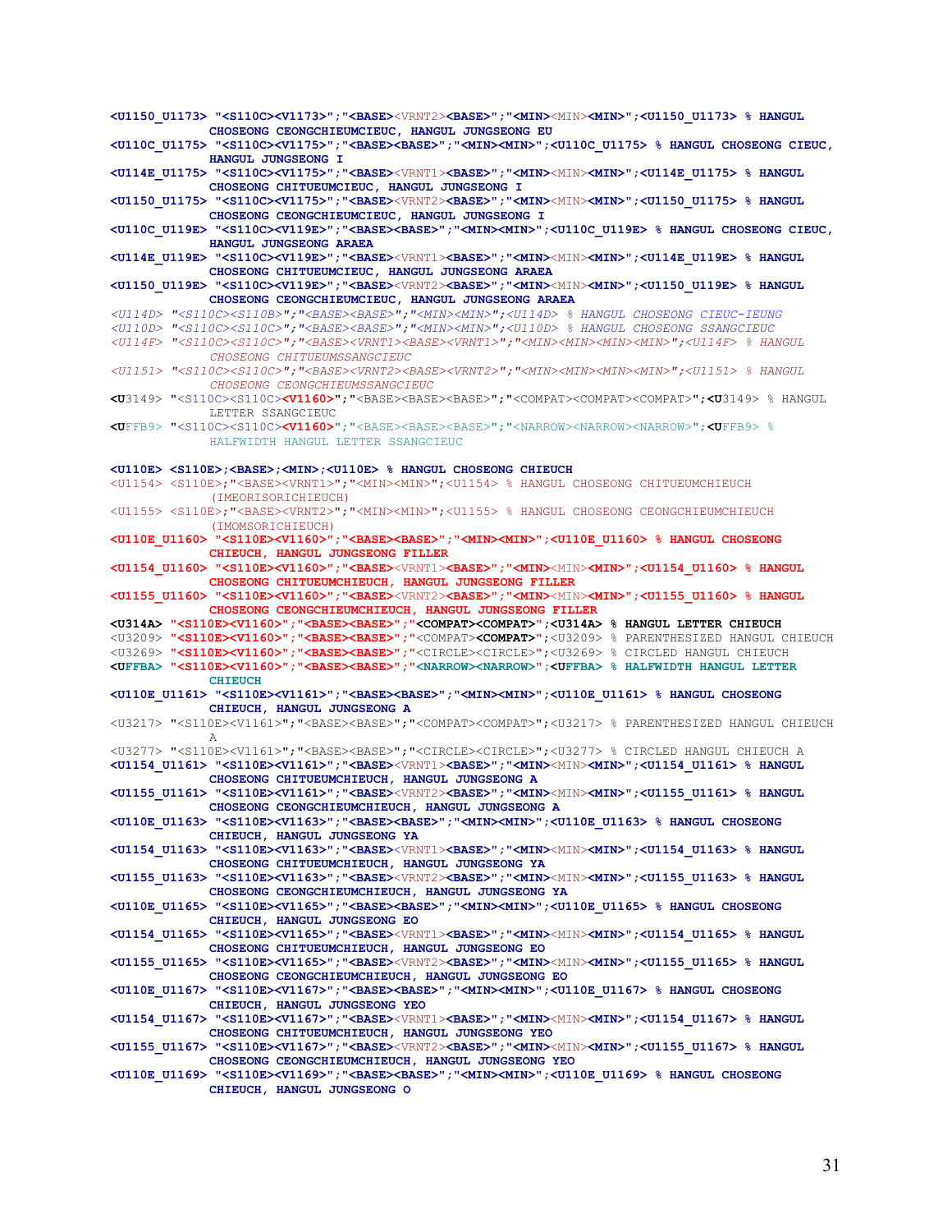```
<U1150_U1173> "<S110C><V1173>";"<BASE><VRNT2><BASE>";"<MIN><MIN><MIN>";<U1150_U1173> % HANGUL
            CHOSEONG CEONGCHIEUMCIEUC, HANGUL JUNGSEONG EU
<U110C_U1175> "<S110C><V1175>";"<BASE><BASE>";"<MIN><MIN>";<U110C_U1175> % HANGUL CHOSEONG CIEUC,
            HANGUL JUNGSEONG I
<U114E_U1175> "<S110C><V1175>";"<BASE><VRNT1><BASE>";"<MIN><MIN><MIN>";<U114E_U1175> % HANGUL
            CHOSEONG CHITUEUMCIEUC, HANGUL JUNGSEONG I
<U1150_U1175> "<S110C><V1175>";"<BASE><VRNT2><BASE>";"<MIN><MIN><MIN>";<U1150_U1175> % HANGUL
            CHOSEONG CEONGCHIEUMCIEUC, HANGUL JUNGSEONG I
<U110C_U119E> "<S110C><V119E>";"<BASE><BASE>";"<MIN><MIN>";<U110C_U119E> % HANGUL CHOSEONG CIEUC,
            HANGUL JUNGSEONG ARAEA
<U114E_U119E> "<S110C><V119E>";"<BASE><VRNT1><BASE>";"<MIN><MIN><MIN>";<U114E_U119E> % HANGUL
            CHOSEONG CHITUEUMCIEUC, HANGUL JUNGSEONG ARAEA
<U1150_U119E> "<S110C><V119E>";"<BASE><VRNT2><BASE>";"<MIN><MIN><MIN>";<U1150_U119E> % HANGUL
            CHOSEONG CEONGCHIEUMCIEUC, HANGUL JUNGSEONG ARAEA
<U114D> "<S110C><S110B>";"<BASE><BASE>";"<MIN><MIN>";<U114D> % HANGUL CHOSEONG CIEUC-IEUNG
<U110D> "<S110C><S110C>";"<BASE><BASE>";"<MIN><MIN>";<U110D> % HANGUL CHOSEONG SSANGCIEUC
<U114F> "<S110C><S110C>";"<BASE><VRNT1><BASE><VRNT1>";"<MIN><MIN><MIN><MIN>";<U114F> % HANGUL
            CHOSEONG CHITUEUMSSANGCIEUC
<U1151> "<S110C><S110C>";"<BASE><VRNT2><BASE><VRNT2>";"<MIN><MIN><MIN><MIN>";<U1151> % HANGUL
            CHOSEONG CEONGCHIEUMSSANGCIEUC
<U3149> "<S110C><S110C><V1160>";"<BASE><BASE><BASE>";"<COMPAT><COMPAT><COMPAT>";<U3149> % HANGUL
            LETTER SSANGCIEUC
<UFFB9> "<S110C><S110C><V1160>";"<BASE><BASE><BASE>";"<NARROW><NARROW><NARROW>";<UFFB9> %
            HALFWIDTH HANGUL LETTER SSANGCIEUC

<U110E> <S110E>;<BASE>;<MIN>;<U110E> % HANGUL CHOSEONG CHIEUCH
<U1154> <S110E>;"<BASE><VRNT1>";"<MIN><MIN>";<U1154> % HANGUL CHOSEONG CHITUEUMCHIEUCH
            (IMEORISORICHIEUCH)
<U1155> <S110E>;"<BASE><VRNT2>";"<MIN><MIN>";<U1155> % HANGUL CHOSEONG CEONGCHIEUMCHIEUCH
            (IMOMSORICHIEUCH)
<U110E_U1160> "<S110E><V1160>";"<BASE><BASE>";"<MIN><MIN>";<U110E_U1160> % HANGUL CHOSEONG
            CHIEUCH, HANGUL JUNGSEONG FILLER
<U1154_U1160> "<S110E><V1160>";"<BASE><VRNT1><BASE>";"<MIN><MIN><MIN>";<U1154_U1160> % HANGUL
            CHOSEONG CHITUEUMCHIEUCH, HANGUL JUNGSEONG FILLER
<U1155_U1160> "<S110E><V1160>";"<BASE><VRNT2><BASE>";"<MIN><MIN><MIN>";<U1155_U1160> % HANGUL
            CHOSEONG CEONGCHIEUMCHIEUCH, HANGUL JUNGSEONG FILLER
<U314A> "<S110E><V1160>";"<BASE><BASE>";"<COMPAT><COMPAT>";<U314A> % HANGUL LETTER CHIEUCH
<U3209> "<S110E><V1160>";"<BASE><BASE>";"<COMPAT><COMPAT>";<U3209> % PARENTHESIZED HANGUL CHIEUCH
<U3269> "<S110E><V1160>";"<BASE><BASE>";"<CIRCLE><CIRCLE>";<U3269> % CIRCLED HANGUL CHIEUCH
<UFFBA> "<S110E><V1160>";"<BASE><BASE>";"<NARROW><NARROW>";<UFFBA> % HALFWIDTH HANGUL LETTER
            CHIEUCH
<U110E_U1161> "<S110E><V1161>";"<BASE><BASE>";"<MIN><MIN>";<U110E_U1161> % HANGUL CHOSEONG
            CHIEUCH, HANGUL JUNGSEONG A
<U3217> "<S110E><V1161>";"<BASE><BASE>";"<COMPAT><COMPAT>";<U3217> % PARENTHESIZED HANGUL CHIEUCH
            A
<U3277> "<S110E><V1161>";"<BASE><BASE>";"<CIRCLE><CIRCLE>";<U3277> % CIRCLED HANGUL CHIEUCH A
<U1154_U1161> "<S110E><V1161>";"<BASE><VRNT1><BASE>";"<MIN><MIN><MIN>";<U1154_U1161> % HANGUL
            CHOSEONG CHITUEUMCHIEUCH, HANGUL JUNGSEONG A
<U1155_U1161> "<S110E><V1161>";"<BASE><VRNT2><BASE>";"<MIN><MIN><MIN>";<U1155_U1161> % HANGUL
            CHOSEONG CEONGCHIEUMCHIEUCH, HANGUL JUNGSEONG A
<U110E_U1163> "<S110E><V1163>";"<BASE><BASE>";"<MIN><MIN>";<U110E_U1163> % HANGUL CHOSEONG
            CHIEUCH, HANGUL JUNGSEONG YA
<U1154_U1163> "<S110E><V1163>";"<BASE><VRNT1><BASE>";"<MIN><MIN><MIN>";<U1154_U1163> % HANGUL
            CHOSEONG CHITUEUMCHIEUCH, HANGUL JUNGSEONG YA
<U1155_U1163> "<S110E><V1163>";"<BASE><VRNT2><BASE>";"<MIN><MIN><MIN>";<U1155_U1163> % HANGUL
            CHOSEONG CEONGCHIEUMCHIEUCH, HANGUL JUNGSEONG YA
<U110E_U1165> "<S110E><V1165>";"<BASE><BASE>";"<MIN><MIN>";<U110E_U1165> % HANGUL CHOSEONG
            CHIEUCH, HANGUL JUNGSEONG EO
<U1154_U1165> "<S110E><V1165>";"<BASE><VRNT1><BASE>";"<MIN><MIN><MIN>";<U1154_U1165> % HANGUL
            CHOSEONG CHITUEUMCHIEUCH, HANGUL JUNGSEONG EO
<U1155_U1165> "<S110E><V1165>";"<BASE><VRNT2><BASE>";"<MIN><MIN><MIN>";<U1155_U1165> % HANGUL
            CHOSEONG CEONGCHIEUMCHIEUCH, HANGUL JUNGSEONG EO
<U110E_U1167> "<S110E><V1167>";"<BASE><BASE>";"<MIN><MIN>";<U110E_U1167> % HANGUL CHOSEONG
            CHIEUCH, HANGUL JUNGSEONG YEO
<U1154_U1167> "<S110E><V1167>";"<BASE><VRNT1><BASE>";"<MIN><MIN><MIN>";<U1154_U1167> % HANGUL
            CHOSEONG CHITUEUMCHIEUCH, HANGUL JUNGSEONG YEO
<U1155_U1167> "<S110E><V1167>";"<BASE><VRNT2><BASE>";"<MIN><MIN><MIN>";<U1155_U1167> % HANGUL
            CHOSEONG CEONGCHIEUMCHIEUCH, HANGUL JUNGSEONG YEO
<U110E_U1169> "<S110E><V1169>";"<BASE><BASE>";"<MIN><MIN>";<U110E_U1169> % HANGUL CHOSEONG
            CHIEUCH, HANGUL JUNGSEONG O
```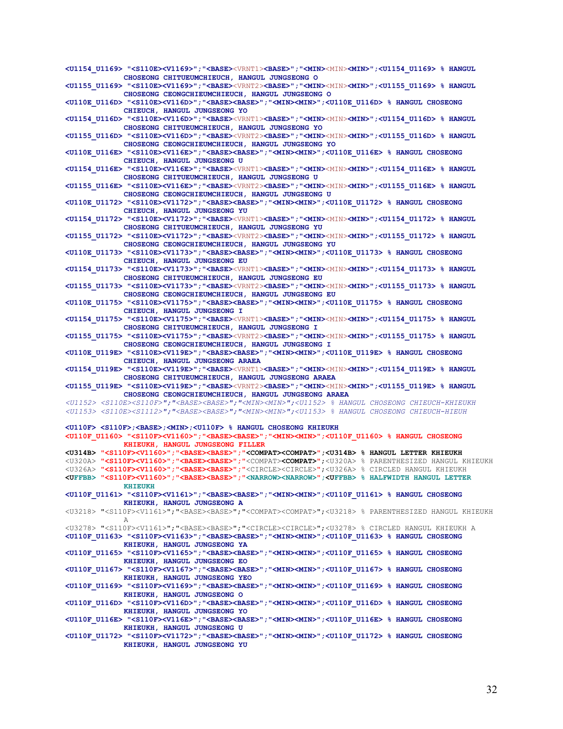```
<U1154_U1169> "<S110E><V1169>";"<BASE><VRNT1><BASE>";"<MIN><MIN><MIN>";<U1154_U1169> % HANGUL
            CHOSEONG CHITUEUMCHIEUCH, HANGUL JUNGSEONG O
<U1155_U1169> "<S110E><V1169>";"<BASE><VRNT2><BASE>";"<MIN><MIN><MIN>";<U1155_U1169> % HANGUL
            CHOSEONG CEONGCHIEUMCHIEUCH, HANGUL JUNGSEONG O
<U110E_U116D> "<S110E><V116D>";"<BASE><BASE>";"<MIN><MIN>";<U110E_U116D> % HANGUL CHOSEONG
            CHIEUCH, HANGUL JUNGSEONG YO
<U1154_U116D> "<S110E><V116D>";"<BASE><VRNT1><BASE>";"<MIN><MIN><MIN>";<U1154_U116D> % HANGUL
            CHOSEONG CHITUEUMCHIEUCH, HANGUL JUNGSEONG YO
<U1155_U116D> "<S110E><V116D>";"<BASE><VRNT2><BASE>";"<MIN><MIN><MIN>";<U1155_U116D> % HANGUL
            CHOSEONG CEONGCHIEUMCHIEUCH, HANGUL JUNGSEONG YO
<U110E_U116E> "<S110E><V116E>";"<BASE><BASE>";"<MIN><MIN>";<U110E_U116E> % HANGUL CHOSEONG
            CHIEUCH, HANGUL JUNGSEONG U
<U1154_U116E> "<S110E><V116E>";"<BASE><VRNT1><BASE>";"<MIN><MIN><MIN>";<U1154_U116E> % HANGUL
            CHOSEONG CHITUEUMCHIEUCH, HANGUL JUNGSEONG U
<U1155_U116E> "<S110E><V116E>";"<BASE><VRNT2><BASE>";"<MIN><MIN><MIN>";<U1155_U116E> % HANGUL
            CHOSEONG CEONGCHIEUMCHIEUCH, HANGUL JUNGSEONG U
<U110E_U1172> "<S110E><V1172>";"<BASE><BASE>";"<MIN><MIN>";<U110E_U1172> % HANGUL CHOSEONG
            CHIEUCH, HANGUL JUNGSEONG YU
<U1154_U1172> "<S110E><V1172>";"<BASE><VRNT1><BASE>";"<MIN><MIN><MIN>";<U1154_U1172> % HANGUL
            CHOSEONG CHITUEUMCHIEUCH, HANGUL JUNGSEONG YU
<U1155_U1172> "<S110E><V1172>";"<BASE><VRNT2><BASE>";"<MIN><MIN><MIN>";<U1155_U1172> % HANGUL
            CHOSEONG CEONGCHIEUMCHIEUCH, HANGUL JUNGSEONG YU
<U110E_U1173> "<S110E><V1173>";"<BASE><BASE>";"<MIN><MIN>";<U110E_U1173> % HANGUL CHOSEONG
            CHIEUCH, HANGUL JUNGSEONG EU
<U1154_U1173> "<S110E><V1173>";"<BASE><VRNT1><BASE>";"<MIN><MIN><MIN>";<U1154_U1173> % HANGUL
            CHOSEONG CHITUEUMCHIEUCH, HANGUL JUNGSEONG EU
<U1155_U1173> "<S110E><V1173>";"<BASE><VRNT2><BASE>";"<MIN><MIN><MIN>";<U1155_U1173> % HANGUL
            CHOSEONG CEONGCHIEUMCHIEUCH, HANGUL JUNGSEONG EU
<U110E_U1175> "<S110E><V1175>";"<BASE><BASE>";"<MIN><MIN>";<U110E_U1175> % HANGUL CHOSEONG
            CHIEUCH, HANGUL JUNGSEONG I
<U1154_U1175> "<S110E><V1175>";"<BASE><VRNT1><BASE>";"<MIN><MIN><MIN>";<U1154_U1175> % HANGUL
            CHOSEONG CHITUEUMCHIEUCH, HANGUL JUNGSEONG I
<U1155_U1175> "<S110E><V1175>";"<BASE><VRNT2><BASE>";"<MIN><MIN><MIN>";<U1155_U1175> % HANGUL
            CHOSEONG CEONGCHIEUMCHIEUCH, HANGUL JUNGSEONG I
<U110E_U119E> "<S110E><V119E>";"<BASE><BASE>";"<MIN><MIN>";<U110E_U119E> % HANGUL CHOSEONG
            CHIEUCH, HANGUL JUNGSEONG ARAEA
<U1154_U119E> "<S110E><V119E>";"<BASE><VRNT1><BASE>";"<MIN><MIN><MIN>";<U1154_U119E> % HANGUL
            CHOSEONG CHITUEUMCHIEUCH, HANGUL JUNGSEONG ARAEA
<U1155_U119E> "<S110E><V119E>";"<BASE><VRNT2><BASE>";"<MIN><MIN><MIN>";<U1155_U119E> % HANGUL
            CHOSEONG CEONGCHIEUMCHIEUCH, HANGUL JUNGSEONG ARAEA
<U1152> <S110E><S110F>";"<BASE><BASE>";"<MIN><MIN>";<U1152> % HANGUL CHOSEONG CHIEUCH-KHIEUKH
<U1153> <S110E><S1112>";"<BASE><BASE>";"<MIN><MIN>";<U1153> % HANGUL CHOSEONG CHIEUCH-HIEUH

<U110F> <S110F>;<BASE>;<MIN>;<U110F> % HANGUL CHOSEONG KHIEUKH
<U110F_U1160> "<S110F><V1160>";"<BASE><BASE>";"<MIN><MIN>";<U110F_U1160> % HANGUL CHOSEONG
            KHIEUKH, HANGUL JUNGSEONG FILLER
<U314B> "<S110F><V1160>";"<BASE><BASE>";"<COMPAT><COMPAT>";<U314B> % HANGUL LETTER KHIEUKH
<U320A> "<S110F><V1160>";"<BASE><BASE>";"<COMPAT><COMPAT>";<U320A> % PARENTHESIZED HANGUL KHIEUKH
<U326A> "<S110F><V1160>";"<BASE><BASE>";"<CIRCLE><CIRCLE>";<U326A> % CIRCLED HANGUL KHIEUKH
<UFFBB> "<S110F><V1160>";"<BASE><BASE>";"<NARROW><NARROW>";<UFFBB> % HALFWIDTH HANGUL LETTER
            KHIEUKH
<U110F_U1161> "<S110F><V1161>";"<BASE><BASE>";"<MIN><MIN>";<U110F_U1161> % HANGUL CHOSEONG
            KHIEUKH, HANGUL JUNGSEONG A
<U3218> "<S110F><V1161>";"<BASE><BASE>";"<COMPAT><COMPAT>";<U3218> % PARENTHESIZED HANGUL KHIEUKH
            A
<U3278> "<S110F><V1161>";"<BASE><BASE>";"<CIRCLE><CIRCLE>";<U3278> % CIRCLED HANGUL KHIEUKH A
<U110F_U1163> "<S110F><V1163>";"<BASE><BASE>";"<MIN><MIN>";<U110F_U1163> % HANGUL CHOSEONG
            KHIEUKH, HANGUL JUNGSEONG YA
<U110F_U1165> "<S110F><V1165>";"<BASE><BASE>";"<MIN><MIN>";<U110F_U1165> % HANGUL CHOSEONG
            KHIEUKH, HANGUL JUNGSEONG EO
<U110F_U1167> "<S110F><V1167>";"<BASE><BASE>";"<MIN><MIN>";<U110F_U1167> % HANGUL CHOSEONG
            KHIEUKH, HANGUL JUNGSEONG YEO
<U110F_U1169> "<S110F><V1169>";"<BASE><BASE>";"<MIN><MIN>";<U110F_U1169> % HANGUL CHOSEONG
            KHIEUKH, HANGUL JUNGSEONG O
<U110F_U116D> "<S110F><V116D>";"<BASE><BASE>";"<MIN><MIN>";<U110F_U116D> % HANGUL CHOSEONG
            KHIEUKH, HANGUL JUNGSEONG YO
<U110F_U116E> "<S110F><V116E>";"<BASE><BASE>";"<MIN><MIN>";<U110F_U116E> % HANGUL CHOSEONG
            KHIEUKH, HANGUL JUNGSEONG U
<U110F_U1172> "<S110F><V1172>";"<BASE><BASE>";"<MIN><MIN>";<U110F_U1172> % HANGUL CHOSEONG
            KHIEUKH, HANGUL JUNGSEONG YU
```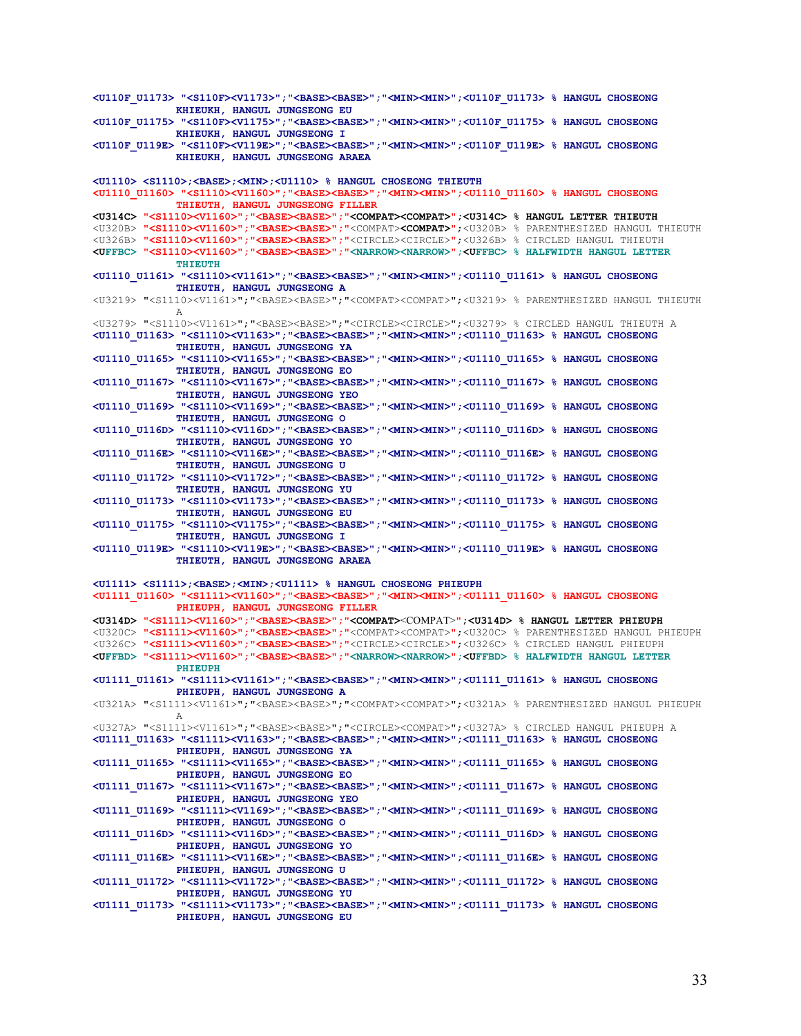```
<U110F_U1173> "<S110F><V1173>";"<BASE><BASE>";"<MIN><MIN>";<U110F_U1173> % HANGUL CHOSEONG
          KHIEUKH, HANGUL JUNGSEONG EU
<U110F_U1175> "<S110F><V1175>";"<BASE><BASE>";"<MIN><MIN>";<U110F_U1175> % HANGUL CHOSEONG
          KHIEUKH, HANGUL JUNGSEONG I
<U110F_U119E> "<S110F><V119E>";"<BASE><BASE>";"<MIN><MIN>";<U110F_U119E> % HANGUL CHOSEONG
          KHIEUKH, HANGUL JUNGSEONG ARAEA

<U1110> <S1110>;<BASE>;<MIN>;<U1110> % HANGUL CHOSEONG THIEUTH
<U1110_U1160> "<S1110><V1160>";"<BASE><BASE>";"<MIN><MIN>";<U1110_U1160> % HANGUL CHOSEONG
          THIEUTH, HANGUL JUNGSEONG FILLER
<U314C> "<S1110><V1160>";"<BASE><BASE>";"<COMPAT><COMPAT>";<U314C> % HANGUL LETTER THIEUTH
<U320B> "<S1110><V1160>";"<BASE><BASE>";"<COMPAT><COMPAT>";<U320B> % PARENTHESIZED HANGUL THIEUTH
<U326B> "<S1110><V1160>";"<BASE><BASE>";"<CIRCLE><CIRCLE>";<U326B> % CIRCLED HANGUL THIEUTH
<UFFBC> "<S1110><V1160>";"<BASE><BASE>";"<NARROW><NARROW>";<UFFBC> % HALFWIDTH HANGUL LETTER
          THIEUTH
<U1110_U1161> "<S1110><V1161>";"<BASE><BASE>";"<MIN><MIN>";<U1110_U1161> % HANGUL CHOSEONG
          THIEUTH, HANGUL JUNGSEONG A
<U3219> "<S1110><V1161>";"<BASE><BASE>";"<COMPAT><COMPAT>";<U3219> % PARENTHESIZED HANGUL THIEUTH
          A
<U3279> "<S1110><V1161>";"<BASE><BASE>";"<CIRCLE><CIRCLE>";<U3279> % CIRCLED HANGUL THIEUTH A
<U1110_U1163> "<S1110><V1163>";"<BASE><BASE>";"<MIN><MIN>";<U1110_U1163> % HANGUL CHOSEONG
          THIEUTH, HANGUL JUNGSEONG YA
<U1110_U1165> "<S1110><V1165>";"<BASE><BASE>";"<MIN><MIN>";<U1110_U1165> % HANGUL CHOSEONG
          THIEUTH, HANGUL JUNGSEONG EO
<U1110_U1167> "<S1110><V1167>";"<BASE><BASE>";"<MIN><MIN>";<U1110_U1167> % HANGUL CHOSEONG
          THIEUTH, HANGUL JUNGSEONG YEO
<U1110_U1169> "<S1110><V1169>";"<BASE><BASE>";"<MIN><MIN>";<U1110_U1169> % HANGUL CHOSEONG
          THIEUTH, HANGUL JUNGSEONG O
<U1110_U116D> "<S1110><V116D>";"<BASE><BASE>";"<MIN><MIN>";<U1110_U116D> % HANGUL CHOSEONG
          THIEUTH, HANGUL JUNGSEONG YO
<U1110_U116E> "<S1110><V116E>";"<BASE><BASE>";"<MIN><MIN>";<U1110_U116E> % HANGUL CHOSEONG
          THIEUTH, HANGUL JUNGSEONG U
<U1110_U1172> "<S1110><V1172>";"<BASE><BASE>";"<MIN><MIN>";<U1110_U1172> % HANGUL CHOSEONG
          THIEUTH, HANGUL JUNGSEONG YU
<U1110_U1173> "<S1110><V1173>";"<BASE><BASE>";"<MIN><MIN>";<U1110_U1173> % HANGUL CHOSEONG
          THIEUTH, HANGUL JUNGSEONG EU
<U1110_U1175> "<S1110><V1175>";"<BASE><BASE>";"<MIN><MIN>";<U1110_U1175> % HANGUL CHOSEONG
          THIEUTH, HANGUL JUNGSEONG I
<U1110_U119E> "<S1110><V119E>";"<BASE><BASE>";"<MIN><MIN>";<U1110_U119E> % HANGUL CHOSEONG
          THIEUTH, HANGUL JUNGSEONG ARAEA

<U1111> <S1111>;<BASE>;<MIN>;<U1111> % HANGUL CHOSEONG PHIEUPH
<U1111_U1160> "<S1111><V1160>";"<BASE><BASE>";"<MIN><MIN>";<U1111_U1160> % HANGUL CHOSEONG
          PHIEUPH, HANGUL JUNGSEONG FILLER
<U314D> "<S1111><V1160>";"<BASE><BASE>";"<COMPAT><COMPAT>";<U314D> % HANGUL LETTER PHIEUPH
<U320C> "<S1111><V1160>";"<BASE><BASE>";"<COMPAT><COMPAT>";<U320C> % PARENTHESIZED HANGUL PHIEUPH
<U326C> "<S1111><V1160>";"<BASE><BASE>";"<CIRCLE><CIRCLE>";<U326C> % CIRCLED HANGUL PHIEUPH
<UFFBD> "<S1111><V1160>";"<BASE><BASE>";"<NARROW><NARROW>";<UFFBD> % HALFWIDTH HANGUL LETTER
          PHIEUPH
<U1111_U1161> "<S1111><V1161>";"<BASE><BASE>";"<MIN><MIN>";<U1111_U1161> % HANGUL CHOSEONG
          PHIEUPH, HANGUL JUNGSEONG A
<U321A> "<S1111><V1161>";"<BASE><BASE>";"<COMPAT><COMPAT>";<U321A> % PARENTHESIZED HANGUL PHIEUPH
          A
<U327A> "<S1111><V1161>";"<BASE><BASE>";"<CIRCLE><COMPAT>";<U327A> % CIRCLED HANGUL PHIEUPH A
<U1111_U1163> "<S1111><V1163>";"<BASE><BASE>";"<MIN><MIN>";<U1111_U1163> % HANGUL CHOSEONG
          PHIEUPH, HANGUL JUNGSEONG YA
<U1111_U1165> "<S1111><V1165>";"<BASE><BASE>";"<MIN><MIN>";<U1111_U1165> % HANGUL CHOSEONG
          PHIEUPH, HANGUL JUNGSEONG EO
<U1111_U1167> "<S1111><V1167>";"<BASE><BASE>";"<MIN><MIN>";<U1111_U1167> % HANGUL CHOSEONG
          PHIEUPH, HANGUL JUNGSEONG YEO
<U1111_U1169> "<S1111><V1169>";"<BASE><BASE>";"<MIN><MIN>";<U1111_U1169> % HANGUL CHOSEONG
          PHIEUPH, HANGUL JUNGSEONG O
<U1111_U116D> "<S1111><V116D>";"<BASE><BASE>";"<MIN><MIN>";<U1111_U116D> % HANGUL CHOSEONG
          PHIEUPH, HANGUL JUNGSEONG YO
<U1111_U116E> "<S1111><V116E>";"<BASE><BASE>";"<MIN><MIN>";<U1111_U116E> % HANGUL CHOSEONG
          PHIEUPH, HANGUL JUNGSEONG U
<U1111_U1172> "<S1111><V1172>";"<BASE><BASE>";"<MIN><MIN>";<U1111_U1172> % HANGUL CHOSEONG
          PHIEUPH, HANGUL JUNGSEONG YU
<U1111_U1173> "<S1111><V1173>";"<BASE><BASE>";"<MIN><MIN>";<U1111_U1173> % HANGUL CHOSEONG
          PHIEUPH, HANGUL JUNGSEONG EU
```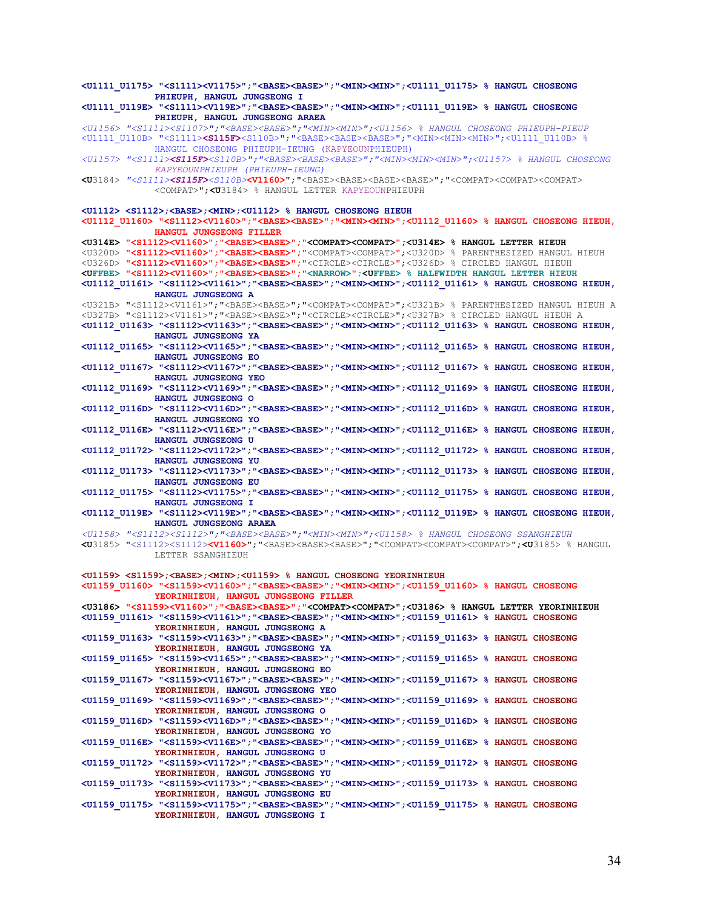```
<U1111_U1175> "<S1111><V1175>";"<BASE><BASE>";"<MIN><MIN>";<U1111_U1175> % HANGUL CHOSEONG
            PHIEUPH, HANGUL JUNGSEONG I
<U1111_U119E> "<S1111><V119E>";"<BASE><BASE>";"<MIN><MIN>";<U1111_U119E> % HANGUL CHOSEONG
            PHIEUPH, HANGUL JUNGSEONG ARAEA
<U1156> "<S1111><S1107>";"<BASE><BASE>";"<MIN><MIN>";<U1156> % HANGUL CHOSEONG PHIEUPH-PIEUP
<U1111_U110B> "<S1111><S115F><S110B>";"<BASE><BASE><BASE>";"<MIN><MIN><MIN>";<U1111_U110B> %
            HANGUL CHOSEONG PHIEUPH-IEUNG (KAPYEOUNPHIEUPH)
<U1157> "<S1111><S115F><S110B>";"<BASE><BASE><BASE>";"<MIN><MIN><MIN>";<U1157> % HANGUL CHOSEONG
            KAPYEOUNPHIEUPH (PHIEUPH-IEUNG)
<U3184> "<S1111><S115F><S110B><V1160>";"<BASE><BASE><BASE><BASE>";"<COMPAT><COMPAT><COMPAT>
            <COMPAT>";<U3184> % HANGUL LETTER KAPYEOUNPHIEUPH

<U1112> <S1112>;<BASE>;<MIN>;<U1112> % HANGUL CHOSEONG HIEUH
<U1112_U1160> "<S1112><V1160>";"<BASE><BASE>";"<MIN><MIN>";<U1112_U1160> % HANGUL CHOSEONG HIEUH,
            HANGUL JUNGSEONG FILLER
<U314E> "<S1112><V1160>";"<BASE><BASE>";"<COMPAT><COMPAT>";<U314E> % HANGUL LETTER HIEUH
<U320D> "<S1112><V1160>";"<BASE><BASE>";"<COMPAT><COMPAT>";<U320D> % PARENTHESIZED HANGUL HIEUH
<U326D> "<S1112><V1160>";"<BASE><BASE>";"<CIRCLE><CIRCLE>";<U326D> % CIRCLED HANGUL HIEUH
<UFFBE> "<S1112><V1160>";"<BASE><BASE>";"<NARROW>";<UFFBE> % HALFWIDTH HANGUL LETTER HIEUH
<U1112_U1161> "<S1112><V1161>";"<BASE><BASE>";"<MIN><MIN>";<U1112_U1161> % HANGUL CHOSEONG HIEUH,
            HANGUL JUNGSEONG A
<U321B> "<S1112><V1161>";"<BASE><BASE>";"<COMPAT><COMPAT>";<U321B> % PARENTHESIZED HANGUL HIEUH A
<U327B> "<S1112><V1161>";"<BASE><BASE>";"<CIRCLE><CIRCLE>";<U327B> % CIRCLED HANGUL HIEUH A
<U1112_U1163> "<S1112><V1163>";"<BASE><BASE>";"<MIN><MIN>";<U1112_U1163> % HANGUL CHOSEONG HIEUH,
            HANGUL JUNGSEONG YA
<U1112_U1165> "<S1112><V1165>";"<BASE><BASE>";"<MIN><MIN>";<U1112_U1165> % HANGUL CHOSEONG HIEUH,
            HANGUL JUNGSEONG EO
<U1112_U1167> "<S1112><V1167>";"<BASE><BASE>";"<MIN><MIN>";<U1112_U1167> % HANGUL CHOSEONG HIEUH,
            HANGUL JUNGSEONG YEO
<U1112_U1169> "<S1112><V1169>";"<BASE><BASE>";"<MIN><MIN>";<U1112_U1169> % HANGUL CHOSEONG HIEUH,
            HANGUL JUNGSEONG O
<U1112_U116D> "<S1112><V116D>";"<BASE><BASE>";"<MIN><MIN>";<U1112_U116D> % HANGUL CHOSEONG HIEUH,
            HANGUL JUNGSEONG YO
<U1112_U116E> "<S1112><V116E>";"<BASE><BASE>";"<MIN><MIN>";<U1112_U116E> % HANGUL CHOSEONG HIEUH,
            HANGUL JUNGSEONG U
<U1112_U1172> "<S1112><V1172>";"<BASE><BASE>";"<MIN><MIN>";<U1112_U1172> % HANGUL CHOSEONG HIEUH,
            HANGUL JUNGSEONG YU
<U1112_U1173> "<S1112><V1173>";"<BASE><BASE>";"<MIN><MIN>";<U1112_U1173> % HANGUL CHOSEONG HIEUH,
            HANGUL JUNGSEONG EU
<U1112_U1175> "<S1112><V1175>";"<BASE><BASE>";"<MIN><MIN>";<U1112_U1175> % HANGUL CHOSEONG HIEUH,
            HANGUL JUNGSEONG I
<U1112_U119E> "<S1112><V119E>";"<BASE><BASE>";"<MIN><MIN>";<U1112_U119E> % HANGUL CHOSEONG HIEUH,
            HANGUL JUNGSEONG ARAEA
<U1158> "<S1112><S1112>";"<BASE><BASE>";"<MIN><MIN>";<U1158> % HANGUL CHOSEONG SSANGHIEUH
<U3185> "<S1112><S1112><V1160>";"<BASE><BASE><BASE>";"<COMPAT><COMPAT><COMPAT>";<U3185> % HANGUL
            LETTER SSANGHIEUH

<U1159> <S1159>;<BASE>;<MIN>;<U1159> % HANGUL CHOSEONG YEORINHIEUH
<U1159_U1160> "<S1159><V1160>";"<BASE><BASE>";"<MIN><MIN>";<U1159_U1160> % HANGUL CHOSEONG
            YEORINHIEUH, HANGUL JUNGSEONG FILLER
<U3186> "<S1159><V1160>";"<BASE><BASE>";"<COMPAT><COMPAT>";<U3186> % HANGUL LETTER YEORINHIEUH
<U1159_U1161> "<S1159><V1161>";"<BASE><BASE>";"<MIN><MIN>";<U1159_U1161> % HANGUL CHOSEONG
            YEORINHIEUH, HANGUL JUNGSEONG A
<U1159_U1163> "<S1159><V1163>";"<BASE><BASE>";"<MIN><MIN>";<U1159_U1163> % HANGUL CHOSEONG
            YEORINHIEUH, HANGUL JUNGSEONG YA
<U1159_U1165> "<S1159><V1165>";"<BASE><BASE>";"<MIN><MIN>";<U1159_U1165> % HANGUL CHOSEONG
            YEORINHIEUH, HANGUL JUNGSEONG EO
<U1159_U1167> "<S1159><V1167>";"<BASE><BASE>";"<MIN><MIN>";<U1159_U1167> % HANGUL CHOSEONG
            YEORINHIEUH, HANGUL JUNGSEONG YEO
<U1159_U1169> "<S1159><V1169>";"<BASE><BASE>";"<MIN><MIN>";<U1159_U1169> % HANGUL CHOSEONG
            YEORINHIEUH, HANGUL JUNGSEONG O
<U1159_U116D> "<S1159><V116D>";"<BASE><BASE>";"<MIN><MIN>";<U1159_U116D> % HANGUL CHOSEONG
            YEORINHIEUH, HANGUL JUNGSEONG YO
<U1159_U116E> "<S1159><V116E>";"<BASE><BASE>";"<MIN><MIN>";<U1159_U116E> % HANGUL CHOSEONG
            YEORINHIEUH, HANGUL JUNGSEONG U
<U1159_U1172> "<S1159><V1172>";"<BASE><BASE>";"<MIN><MIN>";<U1159_U1172> % HANGUL CHOSEONG
            YEORINHIEUH, HANGUL JUNGSEONG YU
<U1159_U1173> "<S1159><V1173>";"<BASE><BASE>";"<MIN><MIN>";<U1159_U1173> % HANGUL CHOSEONG
            YEORINHIEUH, HANGUL JUNGSEONG EU
<U1159_U1175> "<S1159><V1175>";"<BASE><BASE>";"<MIN><MIN>";<U1159_U1175> % HANGUL CHOSEONG
            YEORINHIEUH, HANGUL JUNGSEONG I
```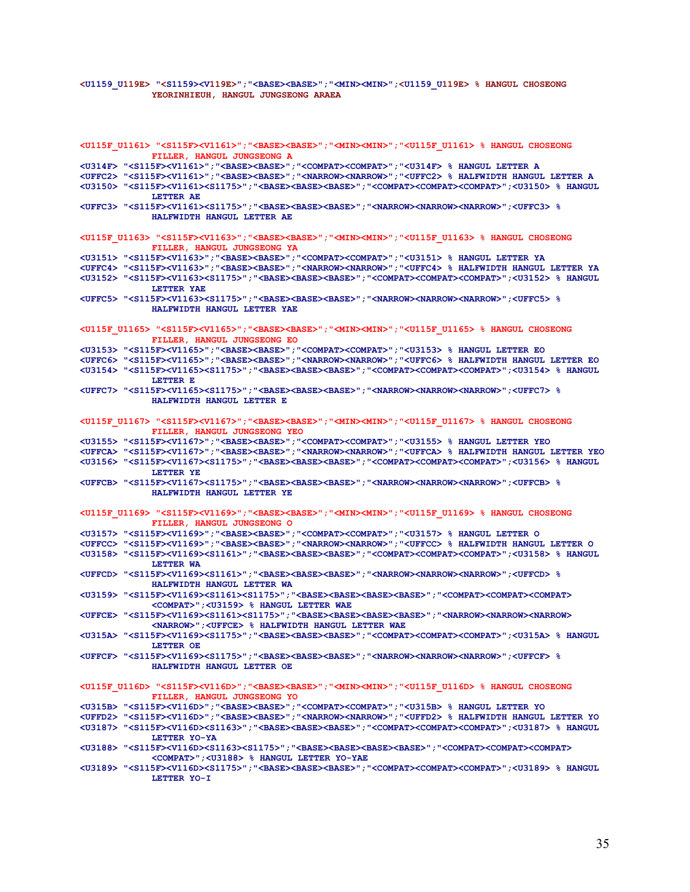```
<U1159_U119E> "<S1159><V119E>";"<BASE><BASE>";"<MIN><MIN>";<U1159_U119E> % HANGUL CHOSEONG
            YEORINHIEUH, HANGUL JUNGSEONG ARAEA



<U115F_U1161> "<S115F><V1161>";"<BASE><BASE>";"<MIN><MIN>";"<U115F_U1161> % HANGUL CHOSEONG
            FILLER, HANGUL JUNGSEONG A
<U314F> "<S115F><V1161>";"<BASE><BASE>";"<COMPAT><COMPAT>";"<U314F> % HANGUL LETTER A
<UFFC2> "<S115F><V1161>";"<BASE><BASE>";"<NARROW><NARROW>";"<UFFC2> % HALFWIDTH HANGUL LETTER A
<U3150> "<S115F><V1161><S1175>";"<BASE><BASE><BASE>";"<COMPAT><COMPAT><COMPAT>";<U3150> % HANGUL
            LETTER AE
<UFFC3> "<S115F><V1161><S1175>";"<BASE><BASE><BASE>";"<NARROW><NARROW><NARROW>";<UFFC3> %
            HALFWIDTH HANGUL LETTER AE

<U115F_U1163> "<S115F><V1163>";"<BASE><BASE>";"<MIN><MIN>";"<U115F_U1163> % HANGUL CHOSEONG
            FILLER, HANGUL JUNGSEONG YA
<U3151> "<S115F><V1163>";"<BASE><BASE>";"<COMPAT><COMPAT>";"<U3151> % HANGUL LETTER YA
<UFFC4> "<S115F><V1163>";"<BASE><BASE>";"<NARROW><NARROW>";"<UFFC4> % HALFWIDTH HANGUL LETTER YA
<U3152> "<S115F><V1163><S1175>";"<BASE><BASE><BASE>";"<COMPAT><COMPAT><COMPAT>";<U3152> % HANGUL
            LETTER YAE
<UFFC5> "<S115F><V1163><S1175>";"<BASE><BASE><BASE>";"<NARROW><NARROW><NARROW>";<UFFC5> %
            HALFWIDTH HANGUL LETTER YAE

<U115F_U1165> "<S115F><V1165>";"<BASE><BASE>";"<MIN><MIN>";"<U115F_U1165> % HANGUL CHOSEONG
            FILLER, HANGUL JUNGSEONG EO
<U3153> "<S115F><V1165>";"<BASE><BASE>";"<COMPAT><COMPAT>";"<U3153> % HANGUL LETTER EO
<UFFC6> "<S115F><V1165>";"<BASE><BASE>";"<NARROW><NARROW>";"<UFFC6> % HALFWIDTH HANGUL LETTER EO
<U3154> "<S115F><V1165><S1175>";"<BASE><BASE><BASE>";"<COMPAT><COMPAT><COMPAT>";<U3154> % HANGUL
            LETTER E
<UFFC7> "<S115F><V1165><S1175>";"<BASE><BASE><BASE>";"<NARROW><NARROW><NARROW>";<UFFC7> %
            HALFWIDTH HANGUL LETTER E

<U115F_U1167> "<S115F><V1167>";"<BASE><BASE>";"<MIN><MIN>";"<U115F_U1167> % HANGUL CHOSEONG
            FILLER, HANGUL JUNGSEONG YEO
<U3155> "<S115F><V1167>";"<BASE><BASE>";"<COMPAT><COMPAT>";"<U3155> % HANGUL LETTER YEO
<UFFCA> "<S115F><V1167>";"<BASE><BASE>";"<NARROW><NARROW>";"<UFFCA> % HALFWIDTH HANGUL LETTER YEO
<U3156> "<S115F><V1167><S1175>";"<BASE><BASE><BASE>";"<COMPAT><COMPAT><COMPAT>";<U3156> % HANGUL
            LETTER YE
<UFFCB> "<S115F><V1167><S1175>";"<BASE><BASE><BASE>";"<NARROW><NARROW><NARROW>";<UFFCB> %
            HALFWIDTH HANGUL LETTER YE

<U115F_U1169> "<S115F><V1169>";"<BASE><BASE>";"<MIN><MIN>";"<U115F_U1169> % HANGUL CHOSEONG
            FILLER, HANGUL JUNGSEONG O
<U3157> "<S115F><V1169>";"<BASE><BASE>";"<COMPAT><COMPAT>";"<U3157> % HANGUL LETTER O
<UFFCC> "<S115F><V1169>";"<BASE><BASE>";"<NARROW><NARROW>";"<UFFCC> % HALFWIDTH HANGUL LETTER O
<U3158> "<S115F><V1169><S1161>";"<BASE><BASE><BASE>";"<COMPAT><COMPAT><COMPAT>";<U3158> % HANGUL
            LETTER WA
<UFFCD> "<S115F><V1169><S1161>";"<BASE><BASE><BASE>";"<NARROW><NARROW><NARROW>";<UFFCD> %
            HALFWIDTH HANGUL LETTER WA
<U3159> "<S115F><V1169><S1161><S1175>";"<BASE><BASE><BASE><BASE>";"<COMPAT><COMPAT><COMPAT>
            <COMPAT>";<U3159> % HANGUL LETTER WAE
<UFFCE> "<S115F><V1169><S1161><S1175>";"<BASE><BASE><BASE><BASE>";"<NARROW><NARROW><NARROW>
            <NARROW>";<UFFCE> % HALFWIDTH HANGUL LETTER WAE
<U315A> "<S115F><V1169><S1175>";"<BASE><BASE><BASE>";"<COMPAT><COMPAT><COMPAT>";<U315A> % HANGUL
            LETTER OE
<UFFCF> "<S115F><V1169><S1175>";"<BASE><BASE><BASE>";"<NARROW><NARROW><NARROW>";<UFFCF> %
            HALFWIDTH HANGUL LETTER OE

<U115F_U116D> "<S115F><V116D>";"<BASE><BASE>";"<MIN><MIN>";"<U115F_U116D> % HANGUL CHOSEONG
            FILLER, HANGUL JUNGSEONG YO
<U315B> "<S115F><V116D>";"<BASE><BASE>";"<COMPAT><COMPAT>";"<U315B> % HANGUL LETTER YO
<UFFD2> "<S115F><V116D>";"<BASE><BASE>";"<NARROW><NARROW>";"<UFFD2> % HALFWIDTH HANGUL LETTER YO
<U3187> "<S115F><V116D><S1163>";"<BASE><BASE><BASE>";"<COMPAT><COMPAT><COMPAT>";<U3187> % HANGUL
            LETTER YO-YA
<U3188> "<S115F><V116D><S1163><S1175>";"<BASE><BASE><BASE><BASE>";"<COMPAT><COMPAT><COMPAT>
            <COMPAT>";<U3188> % HANGUL LETTER YO-YAE
<U3189> "<S115F><V116D><S1175>";"<BASE><BASE><BASE>";"<COMPAT><COMPAT><COMPAT>";<U3189> % HANGUL
            LETTER YO-I
```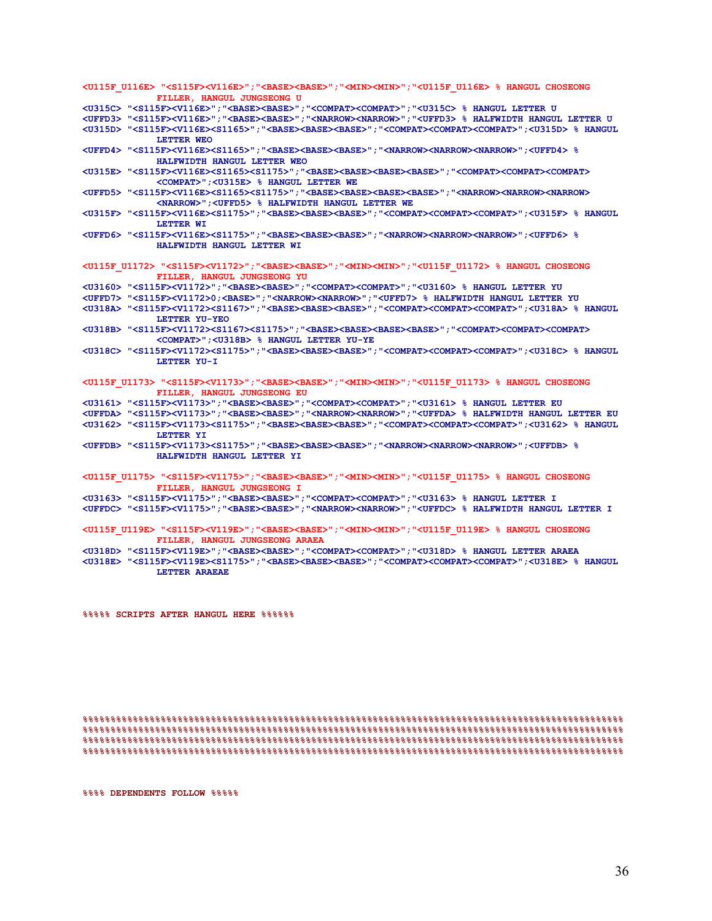```
<U115F_U116E> "<S115F><V116E>";"<BASE><BASE>";"<MIN><MIN>";"<U115F_U116E> % HANGUL CHOSEONG
            FILLER, HANGUL JUNGSEONG U
<U315C> "<S115F><V116E>";"<BASE><BASE>";"<COMPAT><COMPAT>";"<U315C> % HANGUL LETTER U
<UFFD3> "<S115F><V116E>";"<BASE><BASE>";"<NARROW><NARROW>";"<UFFD3> % HALFWIDTH HANGUL LETTER U
<U315D> "<S115F><V116E><S1165>";"<BASE><BASE><BASE>";"<COMPAT><COMPAT><COMPAT>";<U315D> % HANGUL
            LETTER WEO
<UFFD4> "<S115F><V116E><S1165>";"<BASE><BASE><BASE>";"<NARROW><NARROW><NARROW>";<UFFD4> %
            HALFWIDTH HANGUL LETTER WEO
<U315E> "<S115F><V116E><S1165><S1175>";"<BASE><BASE><BASE><BASE>";"<COMPAT><COMPAT><COMPAT>
            <COMPAT>";<U315E> % HANGUL LETTER WE
<UFFD5> "<S115F><V116E><S1165><S1175>";"<BASE><BASE><BASE><BASE>";"<NARROW><NARROW><NARROW>
            <NARROW>";<UFFD5> % HALFWIDTH HANGUL LETTER WE
<U315F> "<S115F><V116E><S1175>";"<BASE><BASE><BASE>";"<COMPAT><COMPAT><COMPAT>";<U315F> % HANGUL
            LETTER WI
<UFFD6> "<S115F><V116E><S1175>";"<BASE><BASE><BASE>";"<NARROW><NARROW><NARROW>";<UFFD6> %
            HALFWIDTH HANGUL LETTER WI

<U115F_U1172> "<S115F><V1172>";"<BASE><BASE>";"<MIN><MIN>";"<U115F_U1172> % HANGUL CHOSEONG
            FILLER, HANGUL JUNGSEONG YU
<U3160> "<S115F><V1172>";"<BASE><BASE>";"<COMPAT><COMPAT>";"<U3160> % HANGUL LETTER YU
<UFFD7> "<S115F><V1172>0;<BASE>";"<NARROW><NARROW>";"<UFFD7> % HALFWIDTH HANGUL LETTER YU
<U318A> "<S115F><V1172><S1167>";"<BASE><BASE><BASE>";"<COMPAT><COMPAT><COMPAT>";<U318A> % HANGUL
            LETTER YU-YEO
<U318B> "<S115F><V1172><S1167><S1175>";"<BASE><BASE><BASE><BASE>";"<COMPAT><COMPAT><COMPAT>
            <COMPAT>";<U318B> % HANGUL LETTER YU-YE
<U318C> "<S115F><V1172><S1175>";"<BASE><BASE><BASE>";"<COMPAT><COMPAT><COMPAT>";<U318C> % HANGUL
            LETTER YU-I

<U115F_U1173> "<S115F><V1173>";"<BASE><BASE>";"<MIN><MIN>";"<U115F_U1173> % HANGUL CHOSEONG
            FILLER, HANGUL JUNGSEONG EU
<U3161> "<S115F><V1173>";"<BASE><BASE>";"<COMPAT><COMPAT>";"<U3161> % HANGUL LETTER EU
<UFFDA> "<S115F><V1173>";"<BASE><BASE>";"<NARROW><NARROW>";"<UFFDA> % HALFWIDTH HANGUL LETTER EU
<U3162> "<S115F><V1173><S1175>";"<BASE><BASE><BASE>";"<COMPAT><COMPAT><COMPAT>";<U3162> % HANGUL
            LETTER YI
<UFFDB> "<S115F><V1173><S1175>";"<BASE><BASE><BASE>";"<NARROW><NARROW><NARROW>";<UFFDB> %
            HALFWIDTH HANGUL LETTER YI

<U115F_U1175> "<S115F><V1175>";"<BASE><BASE>";"<MIN><MIN>";"<U115F_U1175> % HANGUL CHOSEONG
            FILLER, HANGUL JUNGSEONG I
<U3163> "<S115F><V1175>";"<BASE><BASE>";"<COMPAT><COMPAT>";"<U3163> % HANGUL LETTER I
<UFFDC> "<S115F><V1175>";"<BASE><BASE>";"<NARROW><NARROW>";"<UFFDC> % HALFWIDTH HANGUL LETTER I

<U115F_U119E> "<S115F><V119E>";"<BASE><BASE>";"<MIN><MIN>";"<U115F_U119E> % HANGUL CHOSEONG
            FILLER, HANGUL JUNGSEONG ARAEA
<U318D> "<S115F><V119E>";"<BASE><BASE>";"<COMPAT><COMPAT>";"<U318D> % HANGUL LETTER ARAEA
<U318E> "<S115F><V119E><S1175>";"<BASE><BASE><BASE>";"<COMPAT><COMPAT><COMPAT>";<U318E> % HANGUL
            LETTER ARAEAE


%%%%% SCRIPTS AFTER HANGUL HERE %%%%%%






%%%%%%%%%%%%%%%%%%%%%%%%%%%%%%%%%%%%%%%%%%%%%%%%%%%%%%%%%%%%%%%%%%%%%%%%%%%%%%%%%%%%%%%%%%%%%%%%%%%
%%%%%%%%%%%%%%%%%%%%%%%%%%%%%%%%%%%%%%%%%%%%%%%%%%%%%%%%%%%%%%%%%%%%%%%%%%%%%%%%%%%%%%%%%%%%%%%%%%%
%%%%%%%%%%%%%%%%%%%%%%%%%%%%%%%%%%%%%%%%%%%%%%%%%%%%%%%%%%%%%%%%%%%%%%%%%%%%%%%%%%%%%%%%%%%%%%%%%%%
%%%%%%%%%%%%%%%%%%%%%%%%%%%%%%%%%%%%%%%%%%%%%%%%%%%%%%%%%%%%%%%%%%%%%%%%%%%%%%%%%%%%%%%%%%%%%%%%%%%


%%%% DEPENDENTS FOLLOW %%%%%
```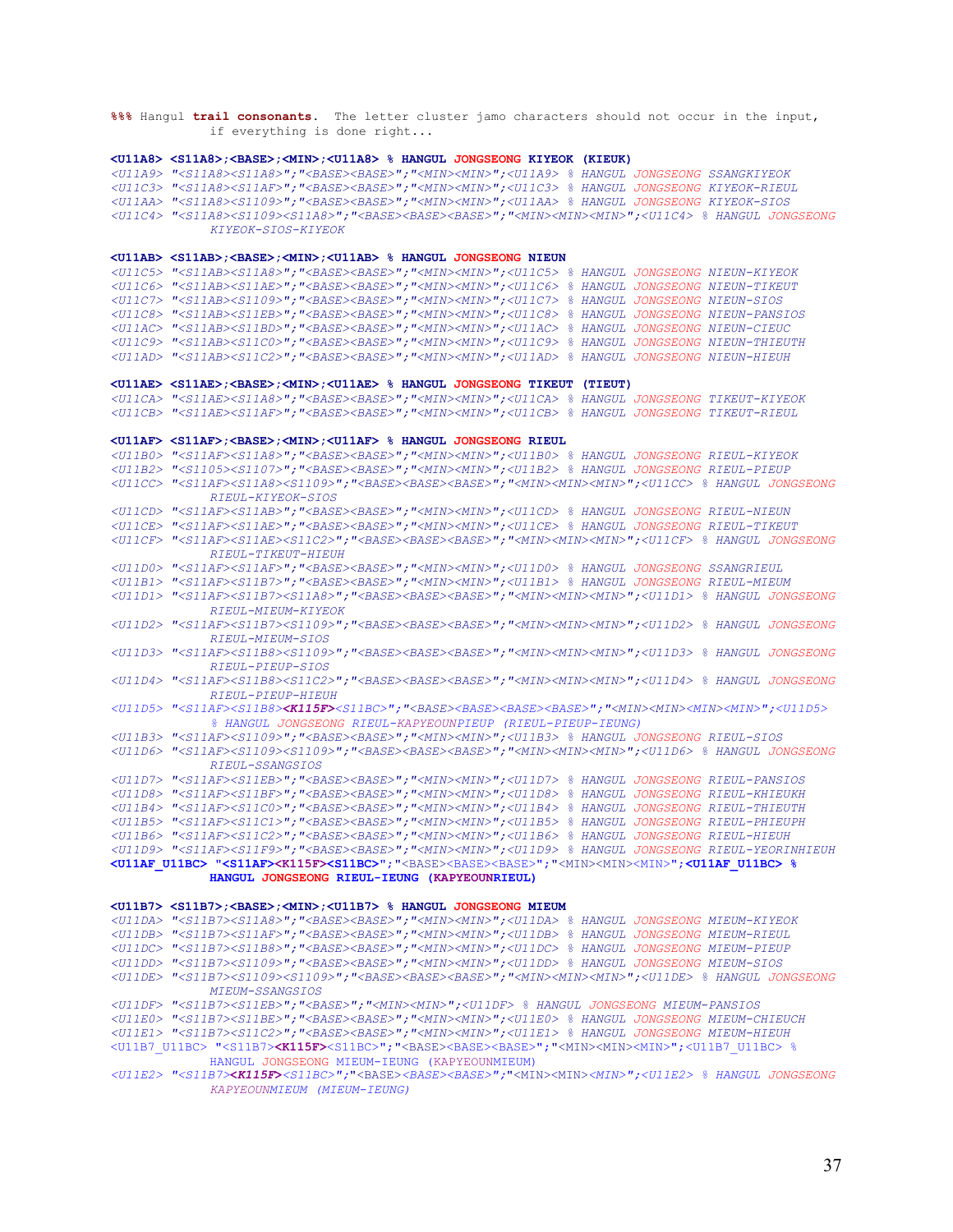```
%%% Hangul trail consonants.  The letter cluster jamo characters should not occur in the input,
          if everything is done right...

<U11A8> <S11A8>;<BASE>;<MIN>;<U11A8> % HANGUL JONGSEONG KIYEOK (KIEUK)
<U11A9> "<S11A8><S11A8>";"<BASE><BASE>";"<MIN><MIN>";<U11A9> % HANGUL JONGSEONG SSANGKIYEOK
<U11C3> "<S11A8><S11AF>";"<BASE><BASE>";"<MIN><MIN>";<U11C3> % HANGUL JONGSEONG KIYEOK-RIEUL
<U11AA> "<S11A8><S1109>";"<BASE><BASE>";"<MIN><MIN>";<U11AA> % HANGUL JONGSEONG KIYEOK-SIOS
<U11C4> "<S11A8><S1109><S11A8>";"<BASE><BASE><BASE>";"<MIN><MIN><MIN>";<U11C4> % HANGUL JONGSEONG
          KIYEOK-SIOS-KIYEOK

<U11AB> <S11AB>;<BASE>;<MIN>;<U11AB> % HANGUL JONGSEONG NIEUN
<U11C5> "<S11AB><S11A8>";"<BASE><BASE>";"<MIN><MIN>";<U11C5> % HANGUL JONGSEONG NIEUN-KIYEOK
<U11C6> "<S11AB><S11AE>";"<BASE><BASE>";"<MIN><MIN>";<U11C6> % HANGUL JONGSEONG NIEUN-TIKEUT
<U11C7> "<S11AB><S1109>";"<BASE><BASE>";"<MIN><MIN>";<U11C7> % HANGUL JONGSEONG NIEUN-SIOS
<U11C8> "<S11AB><S11EB>";"<BASE><BASE>";"<MIN><MIN>";<U11C8> % HANGUL JONGSEONG NIEUN-PANSIOS
<U11AC> "<S11AB><S11BD>";"<BASE><BASE>";"<MIN><MIN>";<U11AC> % HANGUL JONGSEONG NIEUN-CIEUC
<U11C9> "<S11AB><S11C0>";"<BASE><BASE>";"<MIN><MIN>";<U11C9> % HANGUL JONGSEONG NIEUN-THIEUTH
<U11AD> "<S11AB><S11C2>";"<BASE><BASE>";"<MIN><MIN>";<U11AD> % HANGUL JONGSEONG NIEUN-HIEUH

<U11AE> <S11AE>;<BASE>;<MIN>;<U11AE> % HANGUL JONGSEONG TIKEUT (TIEUT)
<U11CA> "<S11AE><S11A8>";"<BASE><BASE>";"<MIN><MIN>";<U11CA> % HANGUL JONGSEONG TIKEUT-KIYEOK
<U11CB> "<S11AE><S11AF>";"<BASE><BASE>";"<MIN><MIN>";<U11CB> % HANGUL JONGSEONG TIKEUT-RIEUL

<U11AF> <S11AF>;<BASE>;<MIN>;<U11AF> % HANGUL JONGSEONG RIEUL
<U11B0> "<S11AF><S11A8>";"<BASE><BASE>";"<MIN><MIN>";<U11B0> % HANGUL JONGSEONG RIEUL-KIYEOK
<U11B2> "<S1105><S1107>";"<BASE><BASE>";"<MIN><MIN>";<U11B2> % HANGUL JONGSEONG RIEUL-PIEUP
<U11CC> "<S11AF><S11A8><S1109>";"<BASE><BASE><BASE>";"<MIN><MIN><MIN>";<U11CC> % HANGUL JONGSEONG
          RIEUL-KIYEOK-SIOS
<U11CD> "<S11AF><S11AB>";"<BASE><BASE>";"<MIN><MIN>";<U11CD> % HANGUL JONGSEONG RIEUL-NIEUN
<U11CE> "<S11AF><S11AE>";"<BASE><BASE>";"<MIN><MIN>";<U11CE> % HANGUL JONGSEONG RIEUL-TIKEUT
<U11CF> "<S11AF><S11AE><S11C2>";"<BASE><BASE><BASE>";"<MIN><MIN><MIN>";<U11CF> % HANGUL JONGSEONG
          RIEUL-TIKEUT-HIEUH
<U11D0> "<S11AF><S11AF>";"<BASE><BASE>";"<MIN><MIN>";<U11D0> % HANGUL JONGSEONG SSANGRIEUL
<U11B1> "<S11AF><S11B7>";"<BASE><BASE>";"<MIN><MIN>";<U11B1> % HANGUL JONGSEONG RIEUL-MIEUM
<U11D1> "<S11AF><S11B7><S11A8>";"<BASE><BASE><BASE>";"<MIN><MIN><MIN>";<U11D1> % HANGUL JONGSEONG
          RIEUL-MIEUM-KIYEOK
<U11D2> "<S11AF><S11B7><S1109>";"<BASE><BASE><BASE>";"<MIN><MIN><MIN>";<U11D2> % HANGUL JONGSEONG
          RIEUL-MIEUM-SIOS
<U11D3> "<S11AF><S11B8><S1109>";"<BASE><BASE><BASE>";"<MIN><MIN><MIN>";<U11D3> % HANGUL JONGSEONG
          RIEUL-PIEUP-SIOS
<U11D4> "<S11AF><S11B8><S11C2>";"<BASE><BASE><BASE>";"<MIN><MIN><MIN>";<U11D4> % HANGUL JONGSEONG
          RIEUL-PIEUP-HIEUH
<U11D5> "<S11AF><S11B8><K115F><S11BC>";"<BASE><BASE><BASE><BASE>";"<MIN><MIN><MIN><MIN>";<U11D5>
          % HANGUL JONGSEONG RIEUL-KAPYEOUNPIEUP (RIEUL-PIEUP-IEUNG)
<U11B3> "<S11AF><S1109>";"<BASE><BASE>";"<MIN><MIN>";<U11B3> % HANGUL JONGSEONG RIEUL-SIOS
<U11D6> "<S11AF><S1109><S1109>";"<BASE><BASE><BASE>";"<MIN><MIN><MIN>";<U11D6> % HANGUL JONGSEONG
          RIEUL-SSANGSIOS
<U11D7> "<S11AF><S11EB>";"<BASE><BASE>";"<MIN><MIN>";<U11D7> % HANGUL JONGSEONG RIEUL-PANSIOS
<U11D8> "<S11AF><S11BF>";"<BASE><BASE>";"<MIN><MIN>";<U11D8> % HANGUL JONGSEONG RIEUL-KHIEUKH
<U11B4> "<S11AF><S11C0>";"<BASE><BASE>";"<MIN><MIN>";<U11B4> % HANGUL JONGSEONG RIEUL-THIEUTH
<U11B5> "<S11AF><S11C1>";"<BASE><BASE>";"<MIN><MIN>";<U11B5> % HANGUL JONGSEONG RIEUL-PHIEUPH
<U11B6> "<S11AF><S11C2>";"<BASE><BASE>";"<MIN><MIN>";<U11B6> % HANGUL JONGSEONG RIEUL-HIEUH
<U11D9> "<S11AF><S11F9>";"<BASE><BASE>";"<MIN><MIN>";<U11D9> % HANGUL JONGSEONG RIEUL-YEORINHIEUH
<U11AF_U11BC> "<S11AF><K115F><S11BC>";"<BASE><BASE><BASE>";"<MIN><MIN><MIN>";<U11AF_U11BC> %
          HANGUL JONGSEONG RIEUL-IEUNG (KAPYEOUNRIEUL)

<U11B7> <S11B7>;<BASE>;<MIN>;<U11B7> % HANGUL JONGSEONG MIEUM
<U11DA> "<S11B7><S11A8>";"<BASE><BASE>";"<MIN><MIN>";<U11DA> % HANGUL JONGSEONG MIEUM-KIYEOK
<U11DB> "<S11B7><S11AF>";"<BASE><BASE>";"<MIN><MIN>";<U11DB> % HANGUL JONGSEONG MIEUM-RIEUL
<U11DC> "<S11B7><S11B8>";"<BASE><BASE>";"<MIN><MIN>";<U11DC> % HANGUL JONGSEONG MIEUM-PIEUP
<U11DD> "<S11B7><S1109>";"<BASE><BASE>";"<MIN><MIN>";<U11DD> % HANGUL JONGSEONG MIEUM-SIOS
<U11DE> "<S11B7><S1109><S1109>";"<BASE><BASE><BASE>";"<MIN><MIN><MIN>";<U11DE> % HANGUL JONGSEONG
          MIEUM-SSANGSIOS
<U11DF> "<S11B7><S11EB>";"<BASE>";"<MIN><MIN>";<U11DF> % HANGUL JONGSEONG MIEUM-PANSIOS
<U11E0> "<S11B7><S11BE>";"<BASE><BASE>";"<MIN><MIN>";<U11E0> % HANGUL JONGSEONG MIEUM-CHIEUCH
<U11E1> "<S11B7><S11C2>";"<BASE><BASE>";"<MIN><MIN>";<U11E1> % HANGUL JONGSEONG MIEUM-HIEUH
<U11B7_U11BC> "<S11B7><K115F><S11BC>";"<BASE><BASE><BASE>";"<MIN><MIN><MIN>";<U11B7_U11BC> %
          HANGUL JONGSEONG MIEUM-IEUNG (KAPYEOUNMIEUM)
<U11E2> "<S11B7><K115F><S11BC>";"<BASE><BASE><BASE>";"<MIN><MIN><MIN>";<U11E2> % HANGUL JONGSEONG
          KAPYEOUNMIEUM (MIEUM-IEUNG)
```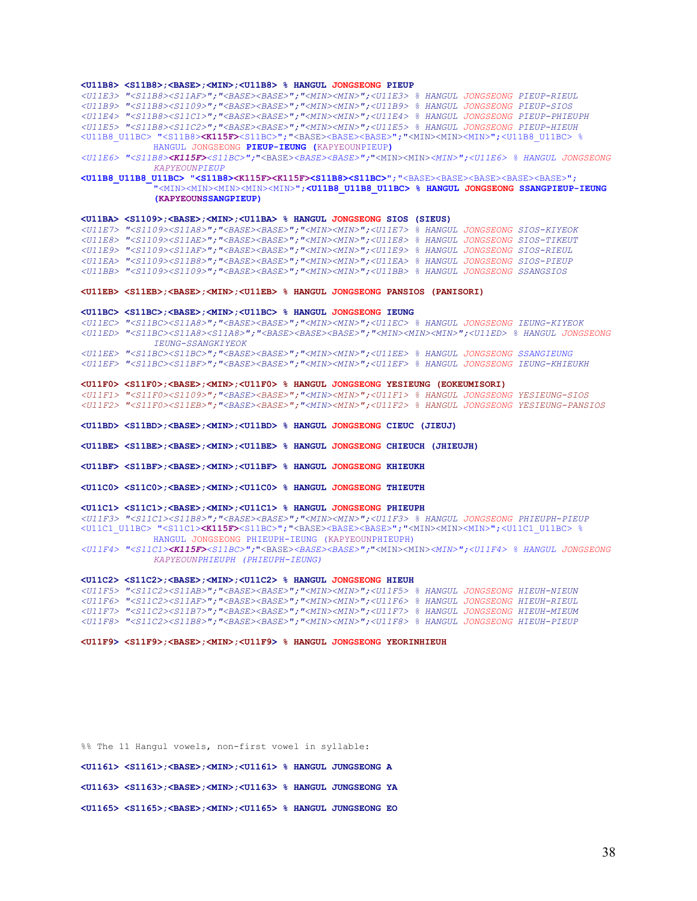```
<U11B8> <S11B8>;<BASE>;<MIN>;<U11B8> % HANGUL JONGSEONG PIEUP
<U11E3> "<S11B8><S11AF>";"<BASE><BASE>";"<MIN><MIN>";<U11E3> % HANGUL JONGSEONG PIEUP-RIEUL
<U11B9> "<S11B8><S1109>";"<BASE><BASE>";"<MIN><MIN>";<U11B9> % HANGUL JONGSEONG PIEUP-SIOS
<U11E4> "<S11B8><S11C1>";"<BASE><BASE>";"<MIN><MIN>";<U11E4> % HANGUL JONGSEONG PIEUP-PHIEUPH
<U11E5> "<S11B8><S11C2>";"<BASE><BASE>";"<MIN><MIN>";<U11E5> % HANGUL JONGSEONG PIEUP-HIEUH
<U11B8_U11BC> "<S11B8><K115F><S11BC>";"<BASE><BASE><BASE>";"<MIN><MIN><MIN>";<U11B8_U11BC> %
        HANGUL JONGSEONG PIEUP-IEUNG (KAPYEOUNPIEUP)
<U11E6> "<S11B8><K115F><S11BC>";"<BASE><BASE><BASE>";"<MIN><MIN><MIN>";<U11E6> % HANGUL JONGSEONG
        KAPYEOUNPIEUP
<U11B8_U11B8_U11BC> "<S11B8><K115F><K115F><S11B8><S11BC>";"<BASE><BASE><BASE><BASE><BASE>";
        "<MIN><MIN><MIN><MIN><MIN>";<U11B8_U11B8_U11BC> % HANGUL JONGSEONG SSANGPIEUP-IEUNG
        (KAPYEOUNSSANGPIEUP)

<U11BA> <S1109>;<BASE>;<MIN>;<U11BA> % HANGUL JONGSEONG SIOS (SIEUS)
<U11E7> "<S1109><S11A8>";"<BASE><BASE>";"<MIN><MIN>";<U11E7> % HANGUL JONGSEONG SIOS-KIYEOK
<U11E8> "<S1109><S11AE>";"<BASE><BASE>";"<MIN><MIN>";<U11E8> % HANGUL JONGSEONG SIOS-TIKEUT
<U11E9> "<S1109><S11AF>";"<BASE><BASE>";"<MIN><MIN>";<U11E9> % HANGUL JONGSEONG SIOS-RIEUL
<U11EA> "<S1109><S11B8>";"<BASE><BASE>";"<MIN><MIN>";<U11EA> % HANGUL JONGSEONG SIOS-PIEUP
<U11BB> "<S1109><S1109>";"<BASE><BASE>";"<MIN><MIN>";<U11BB> % HANGUL JONGSEONG SSANGSIOS

<U11EB> <S11EB>;<BASE>;<MIN>;<U11EB> % HANGUL JONGSEONG PANSIOS (PANISORI)

<U11BC> <S11BC>;<BASE>;<MIN>;<U11BC> % HANGUL JONGSEONG IEUNG
<U11EC> "<S11BC><S11A8>";"<BASE><BASE>";"<MIN><MIN>";<U11EC> % HANGUL JONGSEONG IEUNG-KIYEOK
<U11ED> "<S11BC><S11A8><S11A8>";"<BASE><BASE><BASE>";"<MIN><MIN><MIN>";<U11ED> % HANGUL JONGSEONG
        IEUNG-SSANGKIYEOK
<U11EE> "<S11BC><S11BC>";"<BASE><BASE>";"<MIN><MIN>";<U11EE> % HANGUL JONGSEONG SSANGIEUNG
<U11EF> "<S11BC><S11BF>";"<BASE><BASE>";"<MIN><MIN>";<U11EF> % HANGUL JONGSEONG IEUNG-KHIEUKH

<U11F0> <S11F0>;<BASE>;<MIN>;<U11F0> % HANGUL JONGSEONG YESIEUNG (EOKEUMISORI)
<U11F1> "<S11F0><S1109>";"<BASE><BASE>";"<MIN><MIN>";<U11F1> % HANGUL JONGSEONG YESIEUNG-SIOS
<U11F2> "<S11F0><S11EB>";"<BASE><BASE>";"<MIN><MIN>";<U11F2> % HANGUL JONGSEONG YESIEUNG-PANSIOS

<U11BD> <S11BD>;<BASE>;<MIN>;<U11BD> % HANGUL JONGSEONG CIEUC (JIEUJ)

<U11BE> <S11BE>;<BASE>;<MIN>;<U11BE> % HANGUL JONGSEONG CHIEUCH (JHIEUJH)

<U11BF> <S11BF>;<BASE>;<MIN>;<U11BF> % HANGUL JONGSEONG KHIEUKH

<U11C0> <S11C0>;<BASE>;<MIN>;<U11C0> % HANGUL JONGSEONG THIEUTH

<U11C1> <S11C1>;<BASE>;<MIN>;<U11C1> % HANGUL JONGSEONG PHIEUPH
<U11F3> "<S11C1><S11B8>";"<BASE><BASE>";"<MIN><MIN>";<U11F3> % HANGUL JONGSEONG PHIEUPH-PIEUP
<U11C1_U11BC> "<S11C1><K115F><S11BC>";"<BASE><BASE><BASE>";"<MIN><MIN><MIN>";<U11C1_U11BC> %
        HANGUL JONGSEONG PHIEUPH-IEUNG (KAPYEOUNPHIEUPH)
<U11F4> "<S11C1><K115F><S11BC>";"<BASE><BASE><BASE>";"<MIN><MIN><MIN>";<U11F4> % HANGUL JONGSEONG
        KAPYEOUNPHIEUPH (PHIEUPH-IEUNG)

<U11C2> <S11C2>;<BASE>;<MIN>;<U11C2> % HANGUL JONGSEONG HIEUH
<U11F5> "<S11C2><S11AB>";"<BASE><BASE>";"<MIN><MIN>";<U11F5> % HANGUL JONGSEONG HIEUH-NIEUN
<U11F6> "<S11C2><S11AF>";"<BASE><BASE>";"<MIN><MIN>";<U11F6> % HANGUL JONGSEONG HIEUH-RIEUL
<U11F7> "<S11C2><S11B7>";"<BASE><BASE>";"<MIN><MIN>";<U11F7> % HANGUL JONGSEONG HIEUH-MIEUM
<U11F8> "<S11C2><S11B8>";"<BASE><BASE>";"<MIN><MIN>";<U11F8> % HANGUL JONGSEONG HIEUH-PIEUP

<U11F9> <S11F9>;<BASE>;<MIN>;<U11F9> % HANGUL JONGSEONG YEORINHIEUH




%% The 11 Hangul vowels, non-first vowel in syllable:

<U1161> <S1161>;<BASE>;<MIN>;<U1161> % HANGUL JUNGSEONG A

<U1163> <S1163>;<BASE>;<MIN>;<U1163> % HANGUL JUNGSEONG YA

<U1165> <S1165>;<BASE>;<MIN>;<U1165> % HANGUL JUNGSEONG EO
```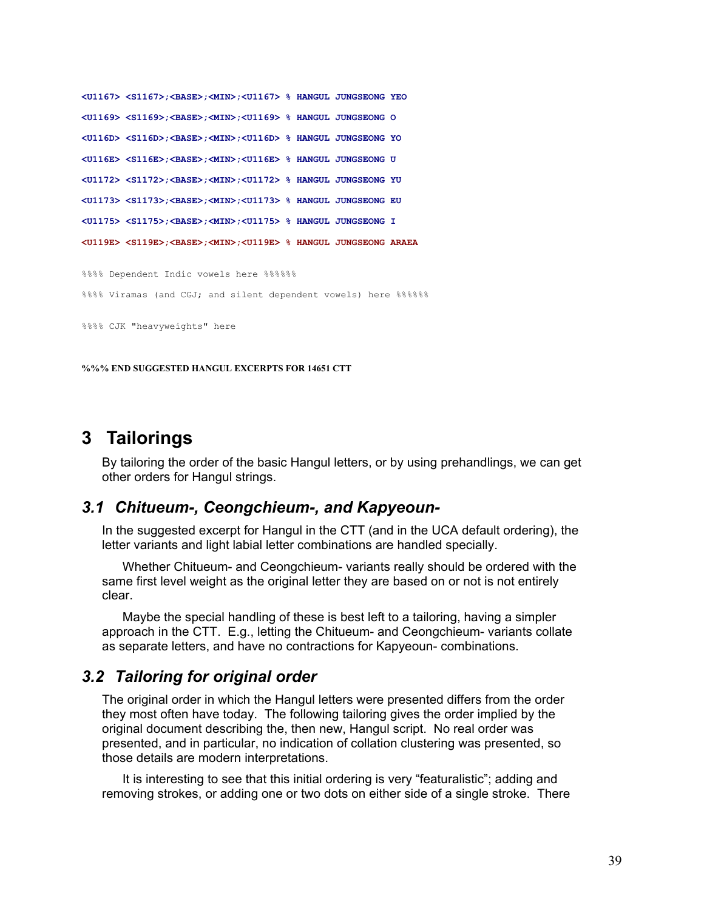```
<U1167> <S1167>;<BASE>;<MIN>;<U1167> % HANGUL JUNGSEONG YEO

<U1169> <S1169>;<BASE>;<MIN>;<U1169> % HANGUL JUNGSEONG O

<U116D> <S116D>;<BASE>;<MIN>;<U116D> % HANGUL JUNGSEONG YO

<U116E> <S116E>;<BASE>;<MIN>;<U116E> % HANGUL JUNGSEONG U

<U1172> <S1172>;<BASE>;<MIN>;<U1172> % HANGUL JUNGSEONG YU

<U1173> <S1173>;<BASE>;<MIN>;<U1173> % HANGUL JUNGSEONG EU

<U1175> <S1175>;<BASE>;<MIN>;<U1175> % HANGUL JUNGSEONG I

<U119E> <S119E>;<BASE>;<MIN>;<U119E> % HANGUL JUNGSEONG ARAEA

%%%% Dependent Indic vowels here %%%%%%

%%%% Viramas (and CGJ; and silent dependent vowels) here %%%%%%

%%%% CJK "heavyweights" here
```

**%%% END SUGGESTED HANGUL EXCERPTS FOR 14651 CTT**

# 3 Tailorings

By tailoring the order of the basic Hangul letters, or by using prehandlings, we can get other orders for Hangul strings.

## *3.1 Chitueum-, Ceongchieum-, and Kapyeoun-*

In the suggested excerpt for Hangul in the CTT (and in the UCA default ordering), the letter variants and light labial letter combinations are handled specially.

Whether Chitueum- and Ceongchieum- variants really should be ordered with the same first level weight as the original letter they are based on or not is not entirely clear.

Maybe the special handling of these is best left to a tailoring, having a simpler approach in the CTT. E.g., letting the Chitueum- and Ceongchieum- variants collate as separate letters, and have no contractions for Kapyeoun- combinations.

## *3.2 Tailoring for original order*

The original order in which the Hangul letters were presented differs from the order they most often have today. The following tailoring gives the order implied by the original document describing the, then new, Hangul script. No real order was presented, and in particular, no indication of collation clustering was presented, so those details are modern interpretations.

It is interesting to see that this initial ordering is very "featuralistic"; adding and removing strokes, or adding one or two dots on either side of a single stroke. There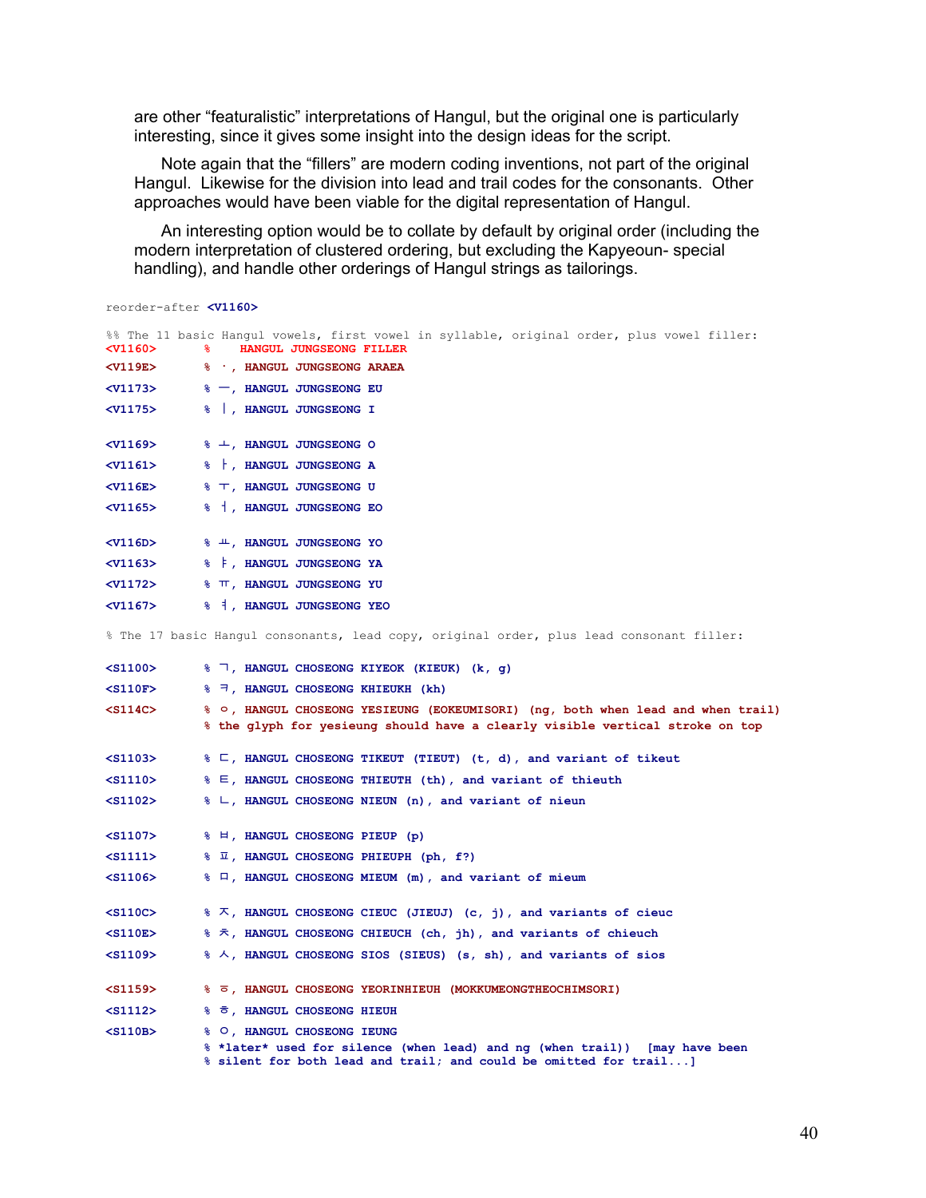are other "featuralistic" interpretations of Hangul, but the original one is particularly interesting, since it gives some insight into the design ideas for the script.

Note again that the "fillers" are modern coding inventions, not part of the original Hangul. Likewise for the division into lead and trail codes for the consonants. Other approaches would have been viable for the digital representation of Hangul.

An interesting option would be to collate by default by original order (including the modern interpretation of clustered ordering, but excluding the Kapyeoun- special handling), and handle other orderings of Hangul strings as tailorings.

```
reorder-after <V1160>

%% The 11 basic Hangul vowels, first vowel in syllable, original order, plus vowel filler:
<V1160>      %    HANGUL JUNGSEONG FILLER
<V119E>      % ㆍ, HANGUL JUNGSEONG ARAEA
<V1173>      % ㅡ, HANGUL JUNGSEONG EU
<V1175>      % ㅣ, HANGUL JUNGSEONG I

<V1169>      % ㅗ, HANGUL JUNGSEONG O
<V1161>      % ㅏ, HANGUL JUNGSEONG A
<V116E>      % ㅜ, HANGUL JUNGSEONG U
<V1165>      % ㅓ, HANGUL JUNGSEONG EO

<V116D>      % ㅛ, HANGUL JUNGSEONG YO
<V1163>      % ㅑ, HANGUL JUNGSEONG YA
<V1172>      % ㅠ, HANGUL JUNGSEONG YU
<V1167>      % ㅕ, HANGUL JUNGSEONG YEO

% The 17 basic Hangul consonants, lead copy, original order, plus lead consonant filler:

<S1100>      % ㄱ, HANGUL CHOSEONG KIYEOK (KIEUK) (k, g)
<S110F>      % ㅋ, HANGUL CHOSEONG KHIEUKH (kh)
<S114C>      % ㆁ, HANGUL CHOSEONG YESIEUNG (EOKEUMISORI) (ng, both when lead and when trail)
             % the glyph for yesieung should have a clearly visible vertical stroke on top

<S1103>      % ㄷ, HANGUL CHOSEONG TIKEUT (TIEUT) (t, d), and variant of tikeut
<S1110>      % ㅌ, HANGUL CHOSEONG THIEUTH (th), and variant of thieuth
<S1102>      % ㄴ, HANGUL CHOSEONG NIEUN (n), and variant of nieun

<S1107>      % ㅂ, HANGUL CHOSEONG PIEUP (p)
<S1111>      % ㅍ, HANGUL CHOSEONG PHIEUPH (ph, f?)
<S1106>      % ㅁ, HANGUL CHOSEONG MIEUM (m), and variant of mieum

<S110C>      % ㅈ, HANGUL CHOSEONG CIEUC (JIEUJ) (c, j), and variants of cieuc
<S110E>      % ㅊ, HANGUL CHOSEONG CHIEUCH (ch, jh), and variants of chieuch
<S1109>      % ㅅ, HANGUL CHOSEONG SIOS (SIEUS) (s, sh), and variants of sios

<S1159>      % ㆆ, HANGUL CHOSEONG YEORINHIEUH (MOKKUMEONGTHEOCHIMSORI)
<S1112>      % ㅎ, HANGUL CHOSEONG HIEUH
<S110B>      % ㅇ, HANGUL CHOSEONG IEUNG
             % *later* used for silence (when lead) and ng (when trail))  [may have been
             % silent for both lead and trail; and could be omitted for trail...]
```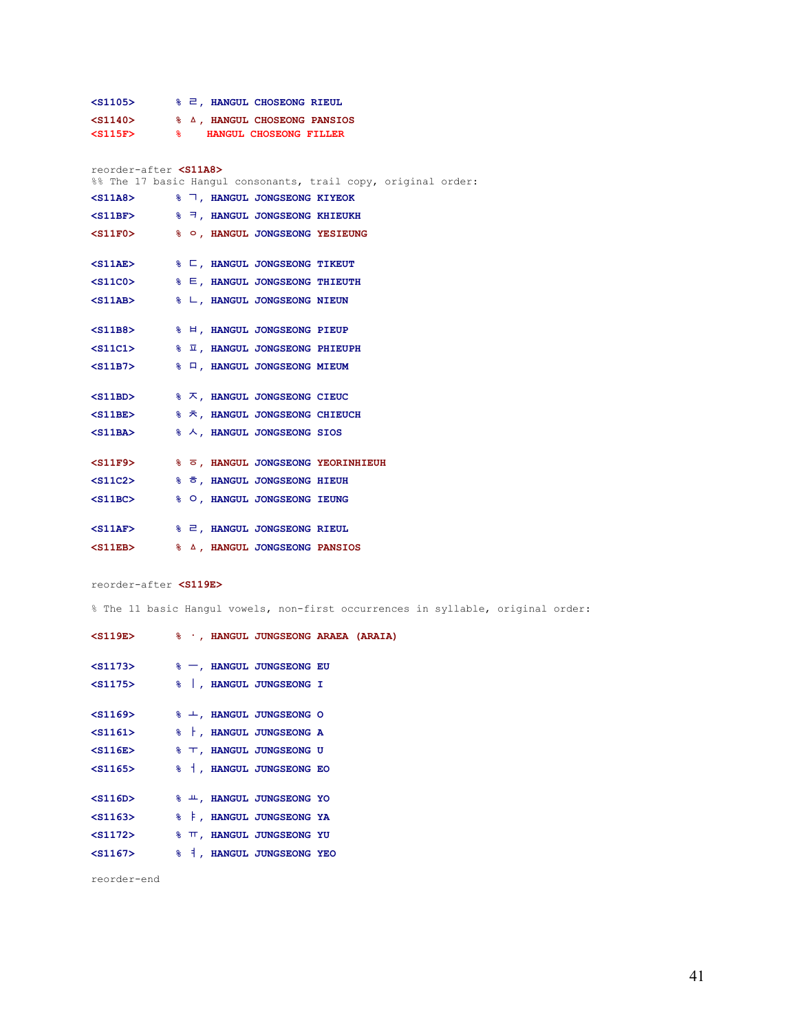```
<S1105>     % ㄹ, HANGUL CHOSEONG RIEUL
<S1140>     % ㅿ, HANGUL CHOSEONG PANSIOS
<S115F>     %    HANGUL CHOSEONG FILLER


reorder-after <S11A8>
%% The 17 basic Hangul consonants, trail copy, original order:
<S11A8>     % ㄱ, HANGUL JONGSEONG KIYEOK
<S11BF>     % ㅋ, HANGUL JONGSEONG KHIEUKH
<S11F0>     % ㆁ, HANGUL JONGSEONG YESIEUNG

<S11AE>     % ㄷ, HANGUL JONGSEONG TIKEUT
<S11C0>     % ㅌ, HANGUL JONGSEONG THIEUTH
<S11AB>     % ㄴ, HANGUL JONGSEONG NIEUN

<S11B8>     % ㅂ, HANGUL JONGSEONG PIEUP
<S11C1>     % ㅍ, HANGUL JONGSEONG PHIEUPH
<S11B7>     % ㅁ, HANGUL JONGSEONG MIEUM

<S11BD>     % ㅈ, HANGUL JONGSEONG CIEUC
<S11BE>     % ㅊ, HANGUL JONGSEONG CHIEUCH
<S11BA>     % ㅅ, HANGUL JONGSEONG SIOS

<S11F9>     % ㆆ, HANGUL JONGSEONG YEORINHIEUH
<S11C2>     % ㅎ, HANGUL JONGSEONG HIEUH
<S11BC>     % ㅇ, HANGUL JONGSEONG IEUNG

<S11AF>     % ㄹ, HANGUL JONGSEONG RIEUL
<S11EB>     % ㅿ, HANGUL JONGSEONG PANSIOS


reorder-after <S119E>

% The 11 basic Hangul vowels, non-first occurrences in syllable, original order:

<S119E>     % ㆍ, HANGUL JUNGSEONG ARAEA (ARAIA)

<S1173>     % ㅡ, HANGUL JUNGSEONG EU
<S1175>     % ㅣ, HANGUL JUNGSEONG I

<S1169>     % ㅗ, HANGUL JUNGSEONG O
<S1161>     % ㅏ, HANGUL JUNGSEONG A
<S116E>     % ㅜ, HANGUL JUNGSEONG U
<S1165>     % ㅓ, HANGUL JUNGSEONG EO

<S116D>     % ㅛ, HANGUL JUNGSEONG YO
<S1163>     % ㅑ, HANGUL JUNGSEONG YA
<S1172>     % ㅠ, HANGUL JUNGSEONG YU
<S1167>     % ㅕ, HANGUL JUNGSEONG YEO

reorder-end
```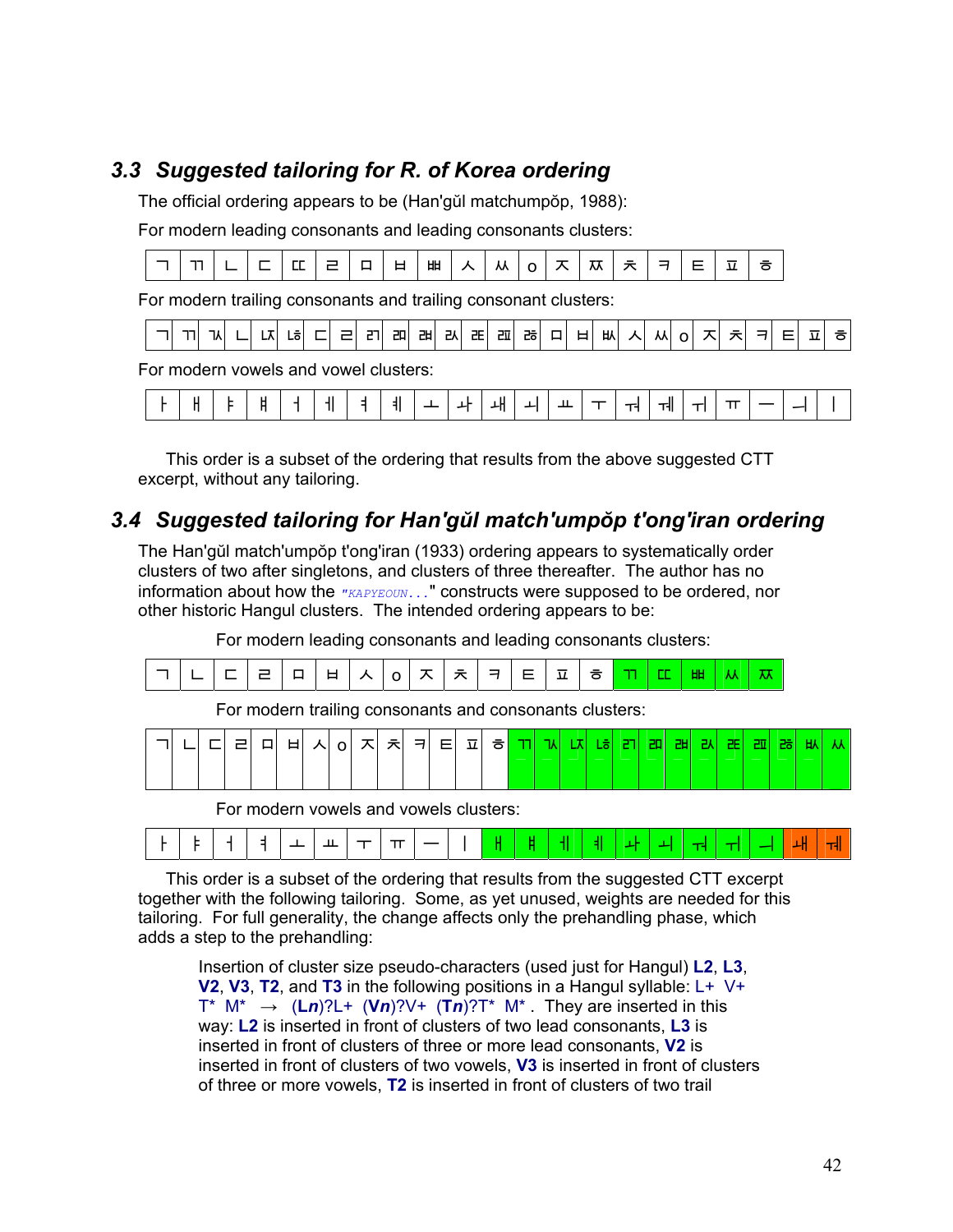## 3.3 Suggested tailoring for R. of Korea ordering

The official ordering appears to be (Han'gŭl matchumpŏp, 1988):

For modern leading consonants and leading consonants clusters:

| ㄱ | ㄲ | ㄴ | ㄷ | ㄸ | ㄹ | ㅁ | ㅂ | ㅃ | ㅅ | ㅆ | ㅇ | ㅈ | ㅉ | ㅊ | ㅋ | ㅌ | ㅍ | ㅎ |
|---|---|---|---|---|---|---|---|---|---|---|---|---|---|---|---|---|---|---|

For modern trailing consonants and trailing consonant clusters:

| ㄱ | ㄲ | ㄳ | ㄴ | ㄵ | ㄶ | ㄷ | ㄹ | ㄺ | ㄻ | ㄼ | ㄽ | ㄾ | ㄿ | ㅀ | ㅁ | ㅂ | ㅄ | ㅅ | ㅆ | ㅇ | ㅈ | ㅊ | ㅋ | ㅌ | ㅍ | ㅎ |
|---|---|---|---|---|---|---|---|---|---|---|---|---|---|---|---|---|---|---|---|---|---|---|---|---|---|---|

For modern vowels and vowel clusters:

| ㅏ | ㅐ | ㅑ | ㅒ | ㅓ | ㅔ | ㅕ | ㅖ | ㅗ | ㅘ | ㅙ | ㅚ | ㅛ | ㅜ | ㅝ | ㅞ | ㅟ | ㅠ | ㅡ | ㅢ | ㅣ |
|---|---|---|---|---|---|---|---|---|---|---|---|---|---|---|---|---|---|---|---|---|

This order is a subset of the ordering that results from the above suggested CTT excerpt, without any tailoring.

## 3.4 Suggested tailoring for Han'gŭl match'umpŏp t'ong'iran ordering

The Han'gŭl match'umpŏp t'ong'iran (1933) ordering appears to systematically order clusters of two after singletons, and clusters of three thereafter. The author has no information about how the "KAPYEOUN..." constructs were supposed to be ordered, nor other historic Hangul clusters. The intended ordering appears to be:

For modern leading consonants and leading consonants clusters:

| ㄱ | ㄴ | ㄷ | ㄹ | ㅁ | ㅂ | ㅅ | ㅇ | ㅈ | ㅊ | ㅋ | ㅌ | ㅍ | ㅎ | ㄲ | ㄸ | ㅃ | ㅆ | ㅉ |
|---|---|---|---|---|---|---|---|---|---|---|---|---|---|---|---|---|---|---|

For modern trailing consonants and consonants clusters:

| ㄱ | ㄴ | ㄷ | ㄹ | ㅁ | ㅂ | ㅅ | ㅇ | ㅈ | ㅊ | ㅋ | ㅌ | ㅍ | ㅎ | ㄲ | ㄳ | ㄵ | ㄶ | ㄺ | ㄻ | ㄼ | ㄽ | ㄾ | ㄿ | ㅀ | ㅄ | ㅆ |
|---|---|---|---|---|---|---|---|---|---|---|---|---|---|---|---|---|---|---|---|---|---|---|---|---|---|---|

For modern vowels and vowels clusters:

| ㅏ | ㅑ | ㅓ | ㅕ | ㅗ | ㅛ | ㅜ | ㅠ | ㅡ | ㅣ | ㅐ | ㅒ | ㅔ | ㅖ | ㅘ | ㅚ | ㅝ | ㅟ | ㅢ | ㅙ | ㅞ |
|---|---|---|---|---|---|---|---|---|---|---|---|---|---|---|---|---|---|---|---|---|

This order is a subset of the ordering that results from the suggested CTT excerpt together with the following tailoring. Some, as yet unused, weights are needed for this tailoring. For full generality, the change affects only the prehandling phase, which adds a step to the prehandling:

> Insertion of cluster size pseudo-characters (used just for Hangul) **L2**, **L3**, **V2**, **V3**, **T2**, and **T3** in the following positions in a Hangul syllable: L+ V+ T* M* → (**L*n***)?L+ (**V*n***)?V+ (**T*n***)?T* M* . They are inserted in this way: **L2** is inserted in front of clusters of two lead consonants, **L3** is inserted in front of clusters of three or more lead consonants, **V2** is inserted in front of clusters of two vowels, **V3** is inserted in front of clusters of three or more vowels, **T2** is inserted in front of clusters of two trail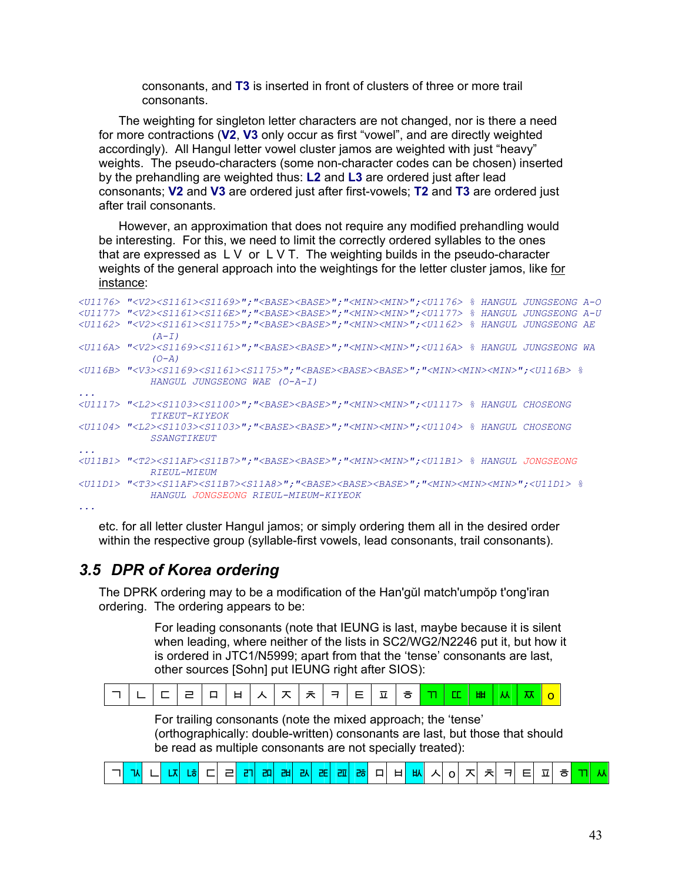consonants, and **T3** is inserted in front of clusters of three or more trail consonants.

The weighting for singleton letter characters are not changed, nor is there a need for more contractions (**V2**, **V3** only occur as first "vowel", and are directly weighted accordingly). All Hangul letter vowel cluster jamos are weighted with just "heavy" weights. The pseudo-characters (some non-character codes can be chosen) inserted by the prehandling are weighted thus: **L2** and **L3** are ordered just after lead consonants; **V2** and **V3** are ordered just after first-vowels; **T2** and **T3** are ordered just after trail consonants.

However, an approximation that does not require any modified prehandling would be interesting. For this, we need to limit the correctly ordered syllables to the ones that are expressed as L V or L V T. The weighting builds in the pseudo-character weights of the general approach into the weightings for the letter cluster jamos, like for instance:

```
<U1176> "<V2><S1161><S1169>";"<BASE><BASE>";"<MIN><MIN>";<U1176> % HANGUL JUNGSEONG A-O
<U1177> "<V2><S1161><S116E>";"<BASE><BASE>";"<MIN><MIN>";<U1177> % HANGUL JUNGSEONG A-U
<U1162> "<V2><S1161><S1175>";"<BASE><BASE>";"<MIN><MIN>";<U1162> % HANGUL JUNGSEONG AE
        (A-I)
<U116A> "<V2><S1169><S1161>";"<BASE><BASE>";"<MIN><MIN>";<U116A> % HANGUL JUNGSEONG WA
        (O-A)
<U116B> "<V3><S1169><S1161><S1175>";"<BASE><BASE><BASE>";"<MIN><MIN><MIN>";<U116B> %
        HANGUL JUNGSEONG WAE (O-A-I)
...
<U1117> "<L2><S1103><S1100>";"<BASE><BASE>";"<MIN><MIN>";<U1117> % HANGUL CHOSEONG
        TIKEUT-KIYEOK
<U1104> "<L2><S1103><S1103>";"<BASE><BASE>";"<MIN><MIN>";<U1104> % HANGUL CHOSEONG
        SSANGTIKEUT
...
<U11B1> "<T2><S11AF><S11B7>";"<BASE><BASE>";"<MIN><MIN>";<U11B1> % HANGUL JONGSEONG
        RIEUL-MIEUM
<U11D1> "<T3><S11AF><S11B7><S11A8>";"<BASE><BASE><BASE>";"<MIN><MIN><MIN>";<U11D1> %
        HANGUL JONGSEONG RIEUL-MIEUM-KIYEOK
...
```

etc. for all letter cluster Hangul jamos; or simply ordering them all in the desired order within the respective group (syllable-first vowels, lead consonants, trail consonants).

## 3.5 *DPR of Korea ordering*

The DPRK ordering may to be a modification of the Han'gŭl match'umpŏp t'ong'iran ordering. The ordering appears to be:

For leading consonants (note that IEUNG is last, maybe because it is silent when leading, where neither of the lists in SC2/WG2/N2246 put it, but how it is ordered in JTC1/N5999; apart from that the 'tense' consonants are last, other sources [Sohn] put IEUNG right after SIOS):

| ㄱ | ㄴ | ㄷ | ㄹ | ㅁ | ㅂ | ㅅ | ㅈ | ㅊ | ㅋ | ㅌ | ㅍ | ㅎ | ㄲ | ㄸ | ㅃ | ㅆ | ㅉ | ㅇ |
|---|---|---|---|---|---|---|---|---|---|---|---|---|---|---|---|---|---|---|

For trailing consonants (note the mixed approach; the 'tense' (orthographically: double-written) consonants are last, but those that should be read as multiple consonants are not specially treated):

| ㄱ | ㄳ | ㄴ | ㄵ | ㄶ | ㄷ | ㄹ | ㄺ | ㄻ | ㄼ | ㄽ | ㄾ | ㄿ | ㅀ | ㅁ | ㅂ | ㅄ | ㅅ | ㅇ | ㅈ | ㅊ | ㅋ | ㅌ | ㅍ | ㅎ | ㄲ | ㅆ |
|---|---|---|---|---|---|---|---|---|---|---|---|---|---|---|---|---|---|---|---|---|---|---|---|---|---|---|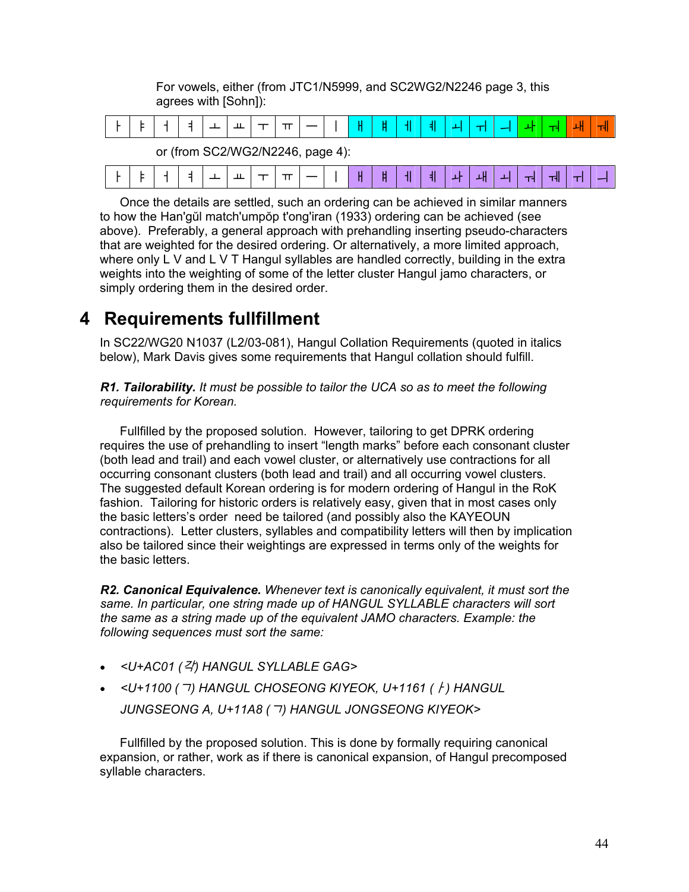For vowels, either (from JTC1/N5999, and SC2WG2/N2246 page 3, this agrees with [Sohn]):

| ㅏ | ㅑ | ㅓ | ㅕ | ㅗ | ㅛ | ㅜ | ㅠ | ㅡ | ㅣ | ㅐ | ㅒ | ㅔ | ㅖ | ㅚ | ㅟ | ㅢ | ㅘ | ㅝ | ㅙ | ㅞ |
|---|---|---|---|---|---|---|---|---|---|---|---|---|---|---|---|---|---|---|---|---|

or (from SC2/WG2/N2246, page 4):

| ㅏ | ㅑ | ㅓ | ㅕ | ㅗ | ㅛ | ㅜ | ㅠ | ㅡ | ㅣ | ㅐ | ㅒ | ㅔ | ㅖ | ㅘ | ㅙ | ㅚ | ㅝ | ㅞ | ㅟ | ㅢ |
|---|---|---|---|---|---|---|---|---|---|---|---|---|---|---|---|---|---|---|---|---|

Once the details are settled, such an ordering can be achieved in similar manners to how the Han'gŭl match'umpŏp t'ong'iran (1933) ordering can be achieved (see above). Preferably, a general approach with prehandling inserting pseudo-characters that are weighted for the desired ordering. Or alternatively, a more limited approach, where only L V and L V T Hangul syllables are handled correctly, building in the extra weights into the weighting of some of the letter cluster Hangul jamo characters, or simply ordering them in the desired order.

# 4 Requirements fullfillment

In SC22/WG20 N1037 (L2/03-081), Hangul Collation Requirements (quoted in italics below), Mark Davis gives some requirements that Hangul collation should fulfill.

***R1. Tailorability.*** *It must be possible to tailor the UCA so as to meet the following requirements for Korean.*

Fullfilled by the proposed solution. However, tailoring to get DPRK ordering requires the use of prehandling to insert "length marks" before each consonant cluster (both lead and trail) and each vowel cluster, or alternatively use contractions for all occurring consonant clusters (both lead and trail) and all occurring vowel clusters. The suggested default Korean ordering is for modern ordering of Hangul in the RoK fashion. Tailoring for historic orders is relatively easy, given that in most cases only the basic letters's order need be tailored (and possibly also the KAYEOUN contractions). Letter clusters, syllables and compatibility letters will then by implication also be tailored since their weightings are expressed in terms only of the weights for the basic letters.

***R2. Canonical Equivalence.*** *Whenever text is canonically equivalent, it must sort the same. In particular, one string made up of HANGUL SYLLABLE characters will sort the same as a string made up of the equivalent JAMO characters. Example: the following sequences must sort the same:*

- *<U+AC01 (각) HANGUL SYLLABLE GAG>*
- *<U+1100 (ᄀ) HANGUL CHOSEONG KIYEOK, U+1161 (ᅡ) HANGUL JUNGSEONG A, U+11A8 (ᆨ) HANGUL JONGSEONG KIYEOK>*

Fullfilled by the proposed solution. This is done by formally requiring canonical expansion, or rather, work as if there is canonical expansion, of Hangul precomposed syllable characters.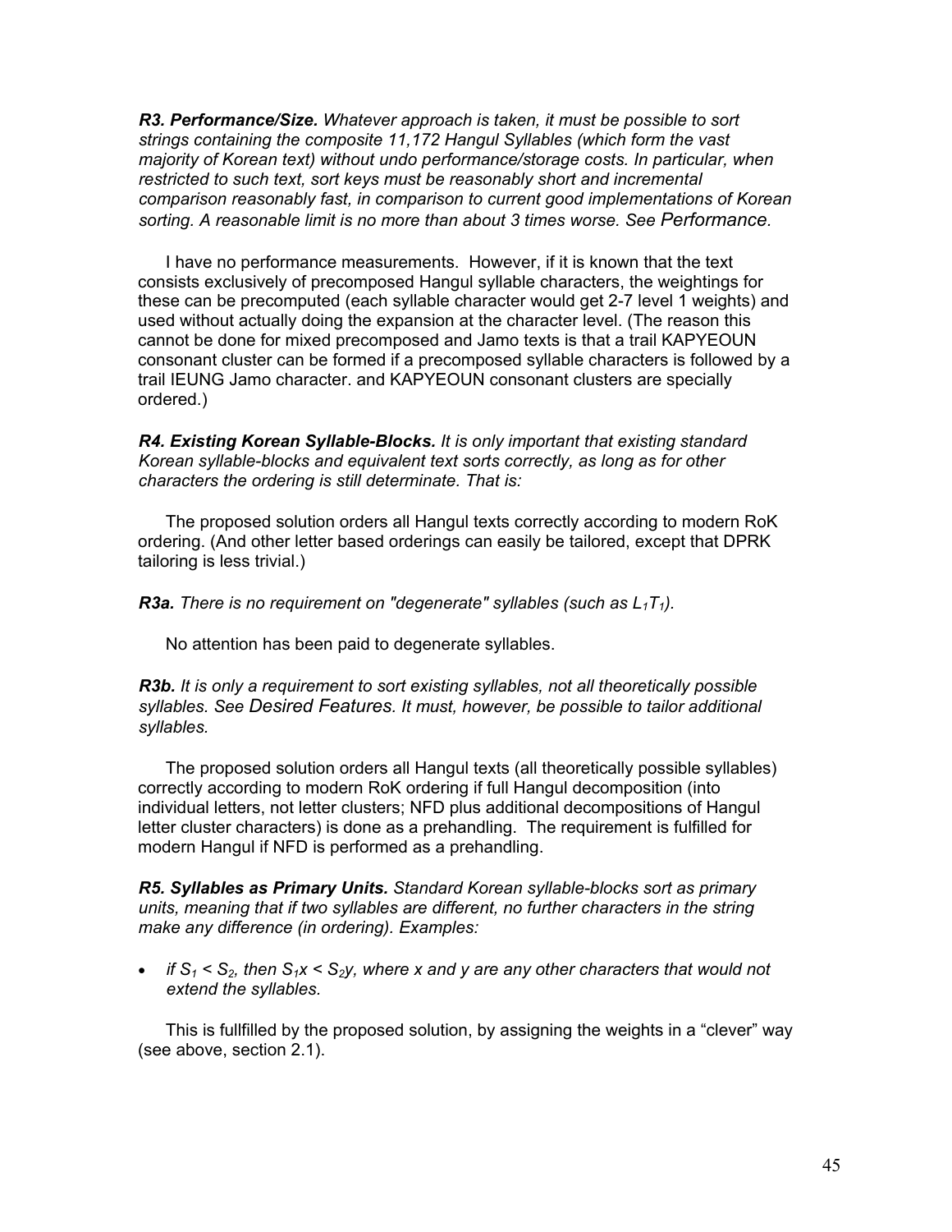***R3. Performance/Size.*** *Whatever approach is taken, it must be possible to sort strings containing the composite 11,172 Hangul Syllables (which form the vast majority of Korean text) without undo performance/storage costs. In particular, when restricted to such text, sort keys must be reasonably short and incremental comparison reasonably fast, in comparison to current good implementations of Korean sorting. A reasonable limit is no more than about 3 times worse. See Performance.*

I have no performance measurements. However, if it is known that the text consists exclusively of precomposed Hangul syllable characters, the weightings for these can be precomputed (each syllable character would get 2-7 level 1 weights) and used without actually doing the expansion at the character level. (The reason this cannot be done for mixed precomposed and Jamo texts is that a trail KAPYEOUN consonant cluster can be formed if a precomposed syllable characters is followed by a trail IEUNG Jamo character. and KAPYEOUN consonant clusters are specially ordered.)

***R4. Existing Korean Syllable-Blocks.*** *It is only important that existing standard Korean syllable-blocks and equivalent text sorts correctly, as long as for other characters the ordering is still determinate. That is:*

The proposed solution orders all Hangul texts correctly according to modern RoK ordering. (And other letter based orderings can easily be tailored, except that DPRK tailoring is less trivial.)

***R3a.*** *There is no requirement on "degenerate" syllables (such as $L_1T_1$).*

No attention has been paid to degenerate syllables.

***R3b.*** *It is only a requirement to sort existing syllables, not all theoretically possible syllables. See Desired Features. It must, however, be possible to tailor additional syllables.*

The proposed solution orders all Hangul texts (all theoretically possible syllables) correctly according to modern RoK ordering if full Hangul decomposition (into individual letters, not letter clusters; NFD plus additional decompositions of Hangul letter cluster characters) is done as a prehandling. The requirement is fulfilled for modern Hangul if NFD is performed as a prehandling.

***R5. Syllables as Primary Units.*** *Standard Korean syllable-blocks sort as primary units, meaning that if two syllables are different, no further characters in the string make any difference (in ordering). Examples:*

- *if $S_1 < S_2$, then $S_1x < S_2y$, where x and y are any other characters that would not extend the syllables.*

This is fullfilled by the proposed solution, by assigning the weights in a “clever” way (see above, section 2.1).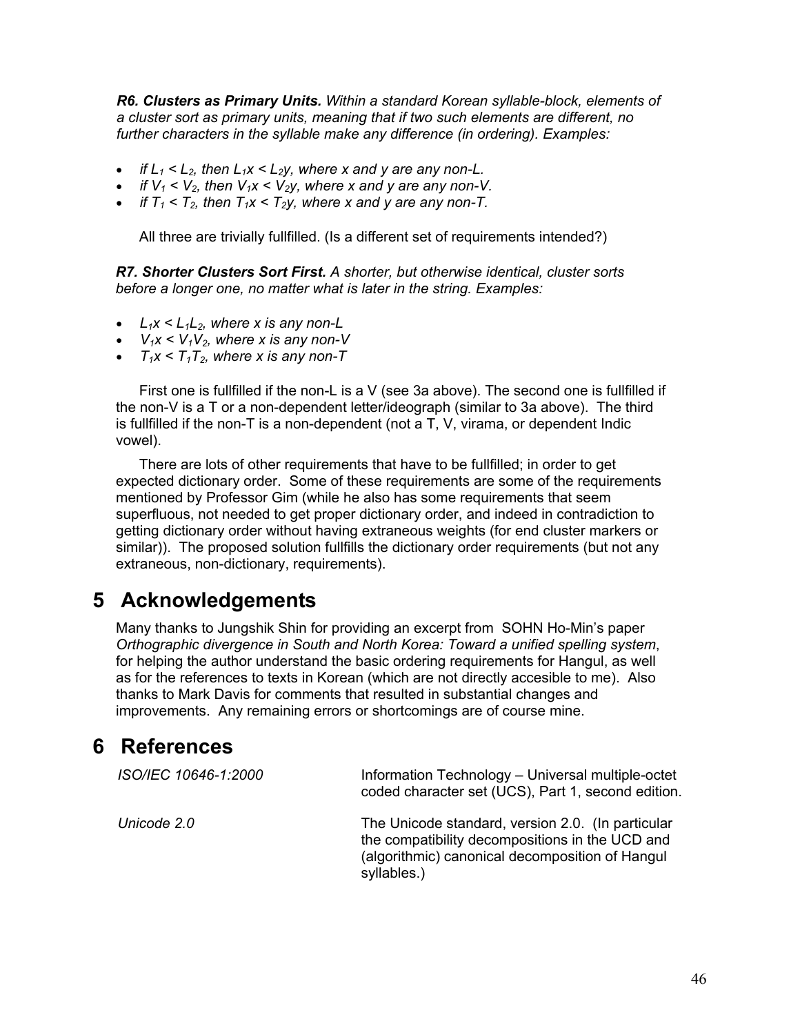***R6. Clusters as Primary Units.*** *Within a standard Korean syllable-block, elements of a cluster sort as primary units, meaning that if two such elements are different, no further characters in the syllable make any difference (in ordering). Examples:*

- *if $L_1 < L_2$, then $L_1x < L_2y$, where x and y are any non-L.*
- *if $V_1 < V_2$, then $V_1x < V_2y$, where x and y are any non-V.*
- *if $T_1 < T_2$, then $T_1x < T_2y$, where x and y are any non-T.*

All three are trivially fullfilled. (Is a different set of requirements intended?)

***R7. Shorter Clusters Sort First.*** *A shorter, but otherwise identical, cluster sorts before a longer one, no matter what is later in the string. Examples:*

- *$L_1x < L_1L_2$, where x is any non-L*
- *$V_1x < V_1V_2$, where x is any non-V*
- *$T_1x < T_1T_2$, where x is any non-T*

First one is fullfilled if the non-L is a V (see 3a above). The second one is fullfilled if the non-V is a T or a non-dependent letter/ideograph (similar to 3a above). The third is fullfilled if the non-T is a non-dependent (not a T, V, virama, or dependent Indic vowel).

There are lots of other requirements that have to be fullfilled; in order to get expected dictionary order. Some of these requirements are some of the requirements mentioned by Professor Gim (while he also has some requirements that seem superfluous, not needed to get proper dictionary order, and indeed in contradiction to getting dictionary order without having extraneous weights (for end cluster markers or similar)). The proposed solution fullfills the dictionary order requirements (but not any extraneous, non-dictionary, requirements).

# 5 Acknowledgements

Many thanks to Jungshik Shin for providing an excerpt from SOHN Ho-Min's paper *Orthographic divergence in South and North Korea: Toward a unified spelling system*, for helping the author understand the basic ordering requirements for Hangul, as well as for the references to texts in Korean (which are not directly accesible to me). Also thanks to Mark Davis for comments that resulted in substantial changes and improvements. Any remaining errors or shortcomings are of course mine.

# 6 References

| | |
|---|---|
| *ISO/IEC 10646-1:2000* | Information Technology – Universal multiple-octet coded character set (UCS), Part 1, second edition. |
| *Unicode 2.0* | The Unicode standard, version 2.0. (In particular the compatibility decompositions in the UCD and (algorithmic) canonical decomposition of Hangul syllables.) |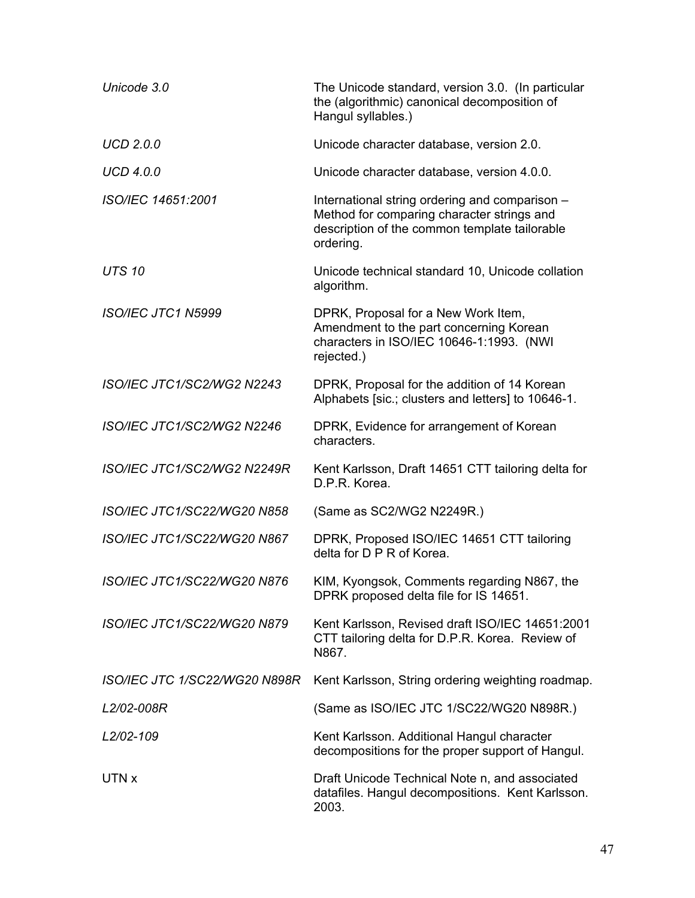| | |
|---|---|
| *Unicode 3.0* | The Unicode standard, version 3.0. (In particular the (algorithmic) canonical decomposition of Hangul syllables.) |
| *UCD 2.0.0* | Unicode character database, version 2.0. |
| *UCD 4.0.0* | Unicode character database, version 4.0.0. |
| *ISO/IEC 14651:2001* | International string ordering and comparison – Method for comparing character strings and description of the common template tailorable ordering. |
| *UTS 10* | Unicode technical standard 10, Unicode collation algorithm. |
| *ISO/IEC JTC1 N5999* | DPRK, Proposal for a New Work Item, Amendment to the part concerning Korean characters in ISO/IEC 10646-1:1993. (NWI rejected.) |
| *ISO/IEC JTC1/SC2/WG2 N2243* | DPRK, Proposal for the addition of 14 Korean Alphabets [sic.; clusters and letters] to 10646-1. |
| *ISO/IEC JTC1/SC2/WG2 N2246* | DPRK, Evidence for arrangement of Korean characters. |
| *ISO/IEC JTC1/SC2/WG2 N2249R* | Kent Karlsson, Draft 14651 CTT tailoring delta for D.P.R. Korea. |
| *ISO/IEC JTC1/SC22/WG20 N858* | (Same as SC2/WG2 N2249R.) |
| *ISO/IEC JTC1/SC22/WG20 N867* | DPRK, Proposed ISO/IEC 14651 CTT tailoring delta for D P R of Korea. |
| *ISO/IEC JTC1/SC22/WG20 N876* | KIM, Kyongsok, Comments regarding N867, the DPRK proposed delta file for IS 14651. |
| *ISO/IEC JTC1/SC22/WG20 N879* | Kent Karlsson, Revised draft ISO/IEC 14651:2001 CTT tailoring delta for D.P.R. Korea. Review of N867. |
| *ISO/IEC JTC 1/SC22/WG20 N898R* | Kent Karlsson, String ordering weighting roadmap. |
| *L2/02-008R* | (Same as ISO/IEC JTC 1/SC22/WG20 N898R.) |
| *L2/02-109* | Kent Karlsson. Additional Hangul character decompositions for the proper support of Hangul. |
| UTN x | Draft Unicode Technical Note n, and associated datafiles. Hangul decompositions. Kent Karlsson. 2003. |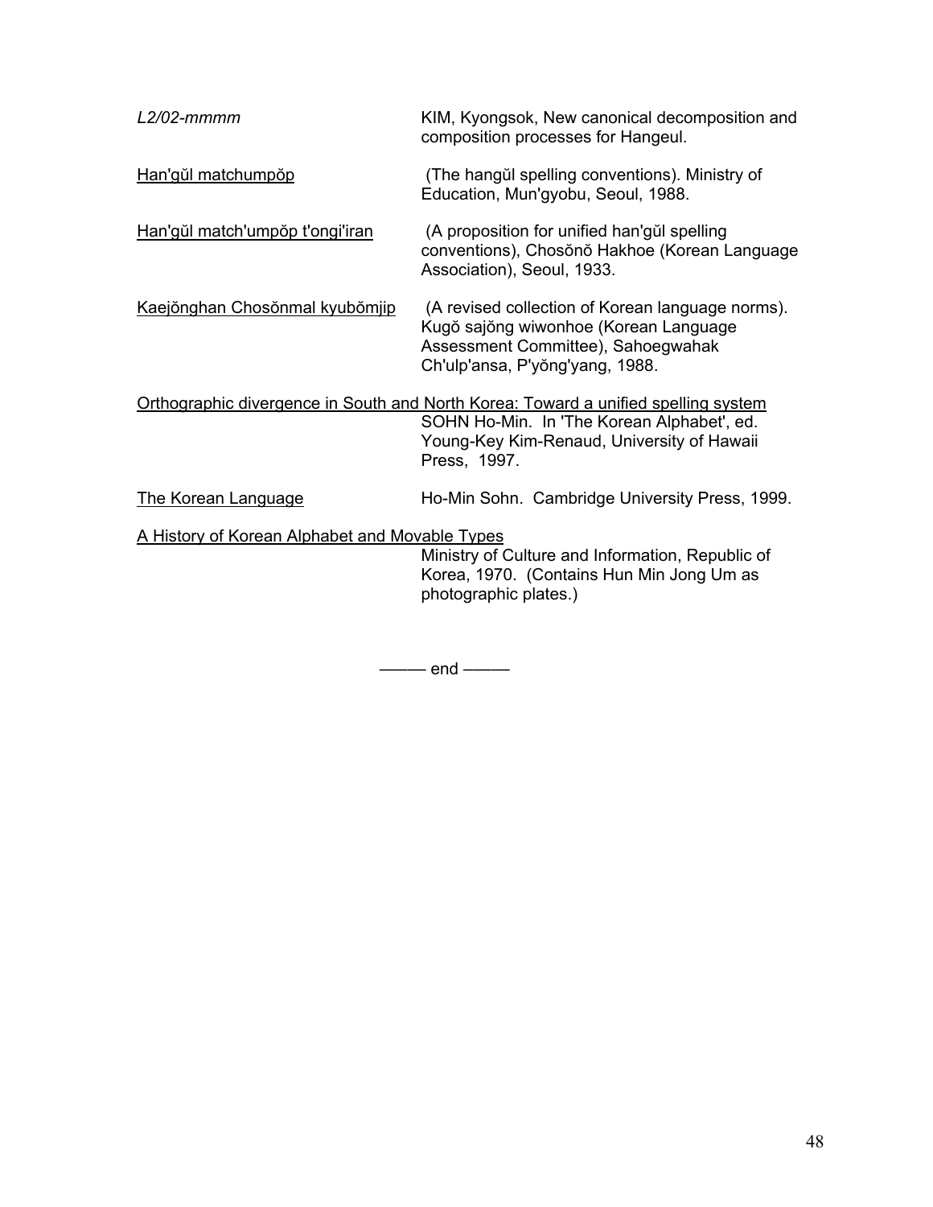*L2/02-mmmm* KIM, Kyongsok, New canonical decomposition and composition processes for Hangeul.

Han'gŭl matchumpŏp (The hangŭl spelling conventions). Ministry of Education, Mun'gyobu, Seoul, 1988.

Han'gŭl match'umpŏp t'ongi'iran (A proposition for unified han'gŭl spelling conventions), Chosŏnŏ Hakhoe (Korean Language Association), Seoul, 1933.

Kaejŏnghan Chosŏnmal kyubŏmjip (A revised collection of Korean language norms). Kugŏ sajŏng wiwonhoe (Korean Language Assessment Committee), Sahoegwahak Ch'ulp'ansa, P'yŏng'yang, 1988.

Orthographic divergence in South and North Korea: Toward a unified spelling system SOHN Ho-Min. In 'The Korean Alphabet', ed. Young-Key Kim-Renaud, University of Hawaii Press, 1997.

The Korean Language Ho-Min Sohn. Cambridge University Press, 1999.

A History of Korean Alphabet and Movable Types Ministry of Culture and Information, Republic of Korea, 1970. (Contains Hun Min Jong Um as photographic plates.)

——— end ———